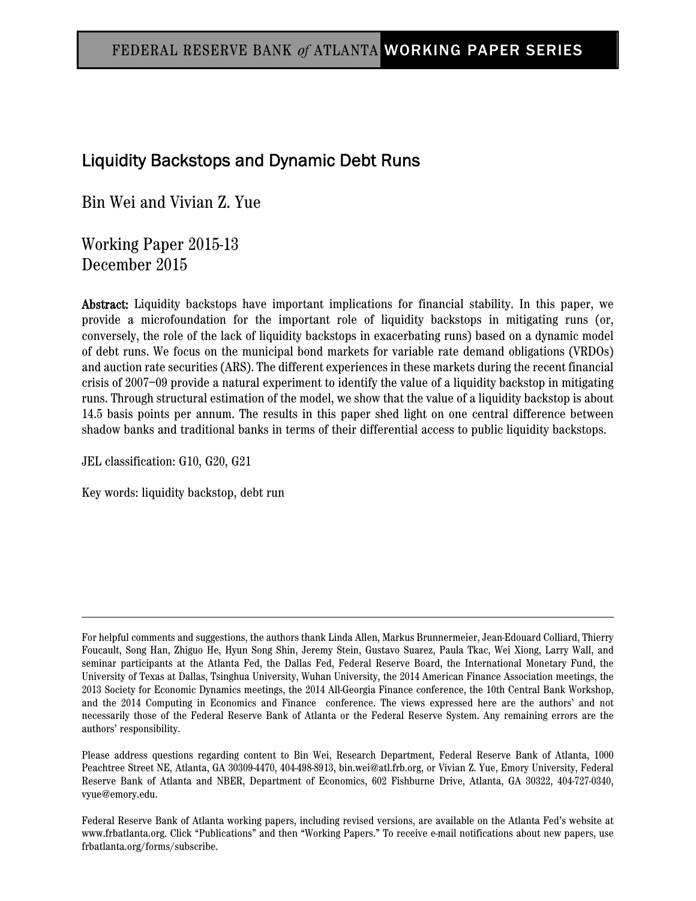FEDERAL RESERVE BANK *of* ATLANTA WORKING PAPER SERIES

# Liquidity Backstops and Dynamic Debt Runs

Bin Wei and Vivian Z. Yue

Working Paper 2015-13
December 2015

**Abstract:** Liquidity backstops have important implications for financial stability. In this paper, we provide a microfoundation for the important role of liquidity backstops in mitigating runs (or, conversely, the role of the lack of liquidity backstops in exacerbating runs) based on a dynamic model of debt runs. We focus on the municipal bond markets for variable rate demand obligations (VRDOs) and auction rate securities (ARS). The different experiences in these markets during the recent financial crisis of 2007–09 provide a natural experiment to identify the value of a liquidity backstop in mitigating runs. Through structural estimation of the model, we show that the value of a liquidity backstop is about 14.5 basis points per annum. The results in this paper shed light on one central difference between shadow banks and traditional banks in terms of their differential access to public liquidity backstops.

JEL classification: G10, G20, G21

Key words: liquidity backstop, debt run

---

For helpful comments and suggestions, the authors thank Linda Allen, Markus Brunnermeier, Jean-Edouard Colliard, Thierry Foucault, Song Han, Zhiguo He, Hyun Song Shin, Jeremy Stein, Gustavo Suarez, Paula Tkac, Wei Xiong, Larry Wall, and seminar participants at the Atlanta Fed, the Dallas Fed, Federal Reserve Board, the International Monetary Fund, the University of Texas at Dallas, Tsinghua University, Wuhan University, the 2014 American Finance Association meetings, the 2013 Society for Economic Dynamics meetings, the 2014 All-Georgia Finance conference, the 10th Central Bank Workshop, and the 2014 Computing in Economics and Finance conference. The views expressed here are the authors' and not necessarily those of the Federal Reserve Bank of Atlanta or the Federal Reserve System. Any remaining errors are the authors' responsibility.

Please address questions regarding content to Bin Wei, Research Department, Federal Reserve Bank of Atlanta, 1000 Peachtree Street NE, Atlanta, GA 30309-4470, 404-498-8913, bin.wei@atl.frb.org, or Vivian Z. Yue, Emory University, Federal Reserve Bank of Atlanta and NBER, Department of Economics, 602 Fishburne Drive, Atlanta, GA 30322, 404-727-0340, vyue@emory.edu.

Federal Reserve Bank of Atlanta working papers, including revised versions, are available on the Atlanta Fed's website at www.frbatlanta.org. Click "Publications" and then "Working Papers." To receive e-mail notifications about new papers, use frbatlanta.org/forms/subscribe.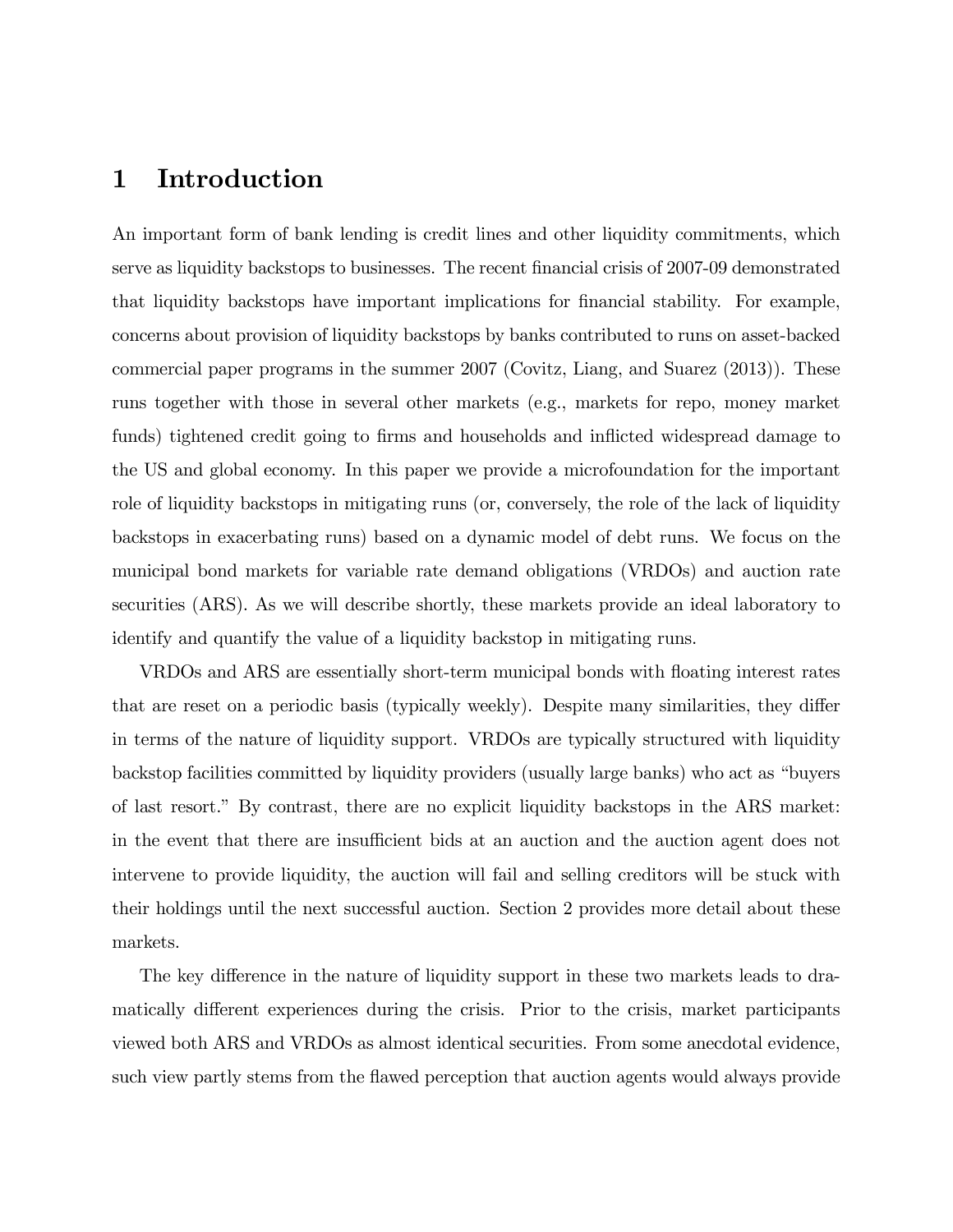# 1 Introduction

An important form of bank lending is credit lines and other liquidity commitments, which serve as liquidity backstops to businesses. The recent financial crisis of 2007-09 demonstrated that liquidity backstops have important implications for financial stability. For example, concerns about provision of liquidity backstops by banks contributed to runs on asset-backed commercial paper programs in the summer 2007 (Covitz, Liang, and Suarez (2013)). These runs together with those in several other markets (e.g., markets for repo, money market funds) tightened credit going to firms and households and inflicted widespread damage to the US and global economy. In this paper we provide a microfoundation for the important role of liquidity backstops in mitigating runs (or, conversely, the role of the lack of liquidity backstops in exacerbating runs) based on a dynamic model of debt runs. We focus on the municipal bond markets for variable rate demand obligations (VRDOs) and auction rate securities (ARS). As we will describe shortly, these markets provide an ideal laboratory to identify and quantify the value of a liquidity backstop in mitigating runs.

VRDOs and ARS are essentially short-term municipal bonds with floating interest rates that are reset on a periodic basis (typically weekly). Despite many similarities, they differ in terms of the nature of liquidity support. VRDOs are typically structured with liquidity backstop facilities committed by liquidity providers (usually large banks) who act as "buyers of last resort." By contrast, there are no explicit liquidity backstops in the ARS market: in the event that there are insufficient bids at an auction and the auction agent does not intervene to provide liquidity, the auction will fail and selling creditors will be stuck with their holdings until the next successful auction. Section 2 provides more detail about these markets.

The key difference in the nature of liquidity support in these two markets leads to dramatically different experiences during the crisis. Prior to the crisis, market participants viewed both ARS and VRDOs as almost identical securities. From some anecdotal evidence, such view partly stems from the flawed perception that auction agents would always provide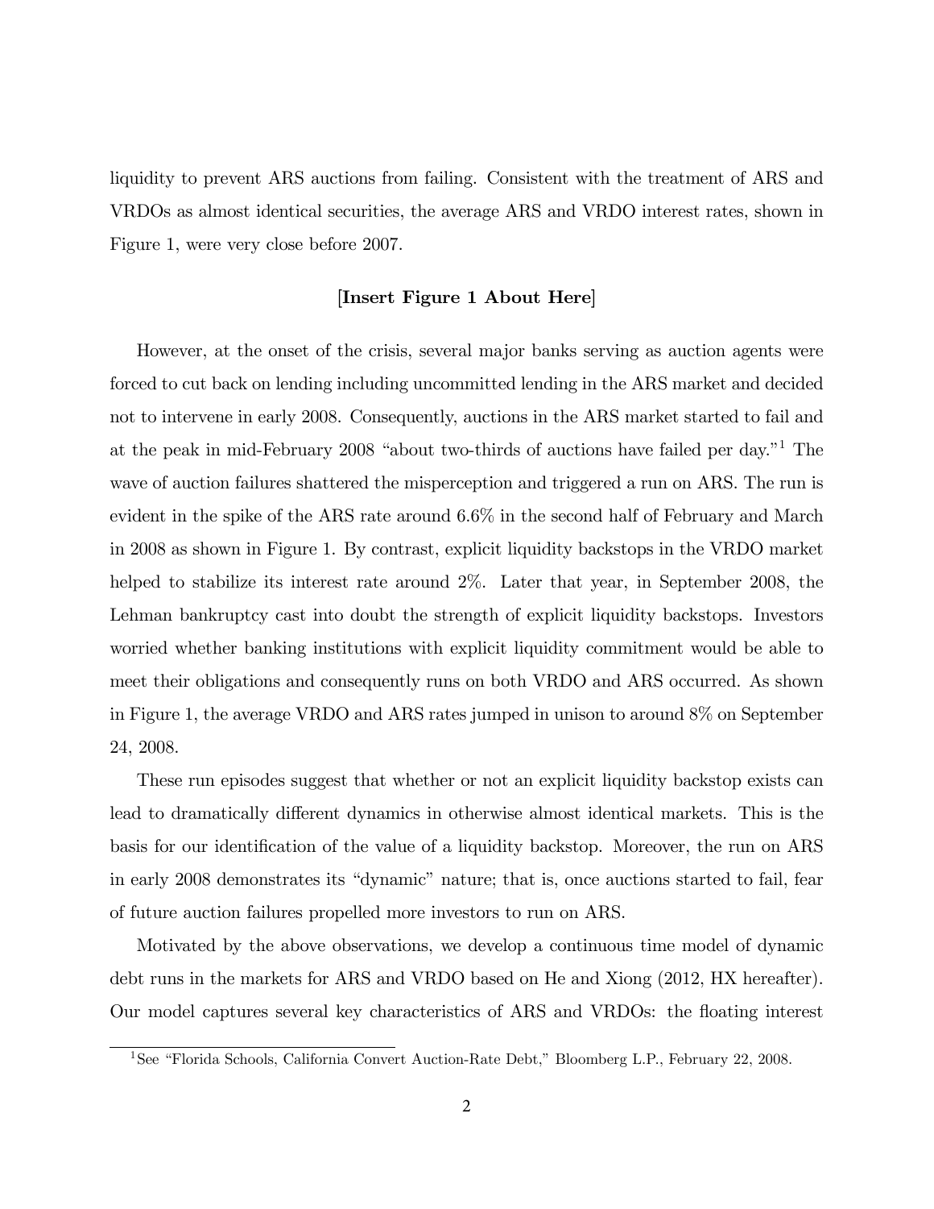liquidity to prevent ARS auctions from failing. Consistent with the treatment of ARS and VRDOs as almost identical securities, the average ARS and VRDO interest rates, shown in Figure 1, were very close before 2007.

**[Insert Figure 1 About Here]**

However, at the onset of the crisis, several major banks serving as auction agents were forced to cut back on lending including uncommitted lending in the ARS market and decided not to intervene in early 2008. Consequently, auctions in the ARS market started to fail and at the peak in mid-February 2008 "about two-thirds of auctions have failed per day."[1] The wave of auction failures shattered the misperception and triggered a run on ARS. The run is evident in the spike of the ARS rate around 6.6% in the second half of February and March in 2008 as shown in Figure 1. By contrast, explicit liquidity backstops in the VRDO market helped to stabilize its interest rate around 2%. Later that year, in September 2008, the Lehman bankruptcy cast into doubt the strength of explicit liquidity backstops. Investors worried whether banking institutions with explicit liquidity commitment would be able to meet their obligations and consequently runs on both VRDO and ARS occurred. As shown in Figure 1, the average VRDO and ARS rates jumped in unison to around 8% on September 24, 2008.

These run episodes suggest that whether or not an explicit liquidity backstop exists can lead to dramatically different dynamics in otherwise almost identical markets. This is the basis for our identification of the value of a liquidity backstop. Moreover, the run on ARS in early 2008 demonstrates its "dynamic" nature; that is, once auctions started to fail, fear of future auction failures propelled more investors to run on ARS.

Motivated by the above observations, we develop a continuous time model of dynamic debt runs in the markets for ARS and VRDO based on He and Xiong (2012, HX hereafter). Our model captures several key characteristics of ARS and VRDOs: the floating interest

[1] See "Florida Schools, California Convert Auction-Rate Debt," Bloomberg L.P., February 22, 2008.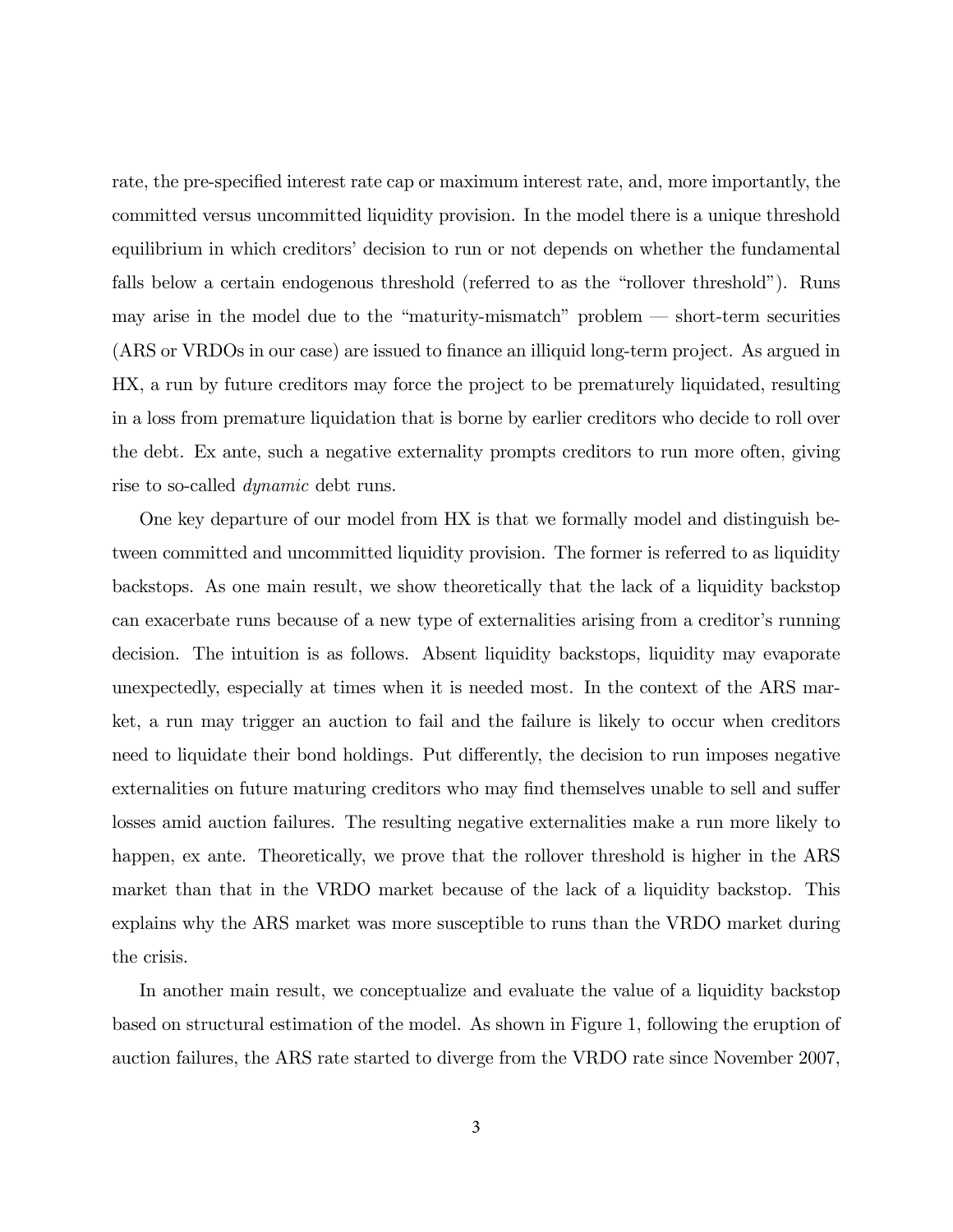rate, the pre-specified interest rate cap or maximum interest rate, and, more importantly, the committed versus uncommitted liquidity provision. In the model there is a unique threshold equilibrium in which creditors' decision to run or not depends on whether the fundamental falls below a certain endogenous threshold (referred to as the "rollover threshold"). Runs may arise in the model due to the "maturity-mismatch" problem — short-term securities (ARS or VRDOs in our case) are issued to finance an illiquid long-term project. As argued in HX, a run by future creditors may force the project to be prematurely liquidated, resulting in a loss from premature liquidation that is borne by earlier creditors who decide to roll over the debt. Ex ante, such a negative externality prompts creditors to run more often, giving rise to so-called *dynamic* debt runs.

One key departure of our model from HX is that we formally model and distinguish between committed and uncommitted liquidity provision. The former is referred to as liquidity backstops. As one main result, we show theoretically that the lack of a liquidity backstop can exacerbate runs because of a new type of externalities arising from a creditor's running decision. The intuition is as follows. Absent liquidity backstops, liquidity may evaporate unexpectedly, especially at times when it is needed most. In the context of the ARS market, a run may trigger an auction to fail and the failure is likely to occur when creditors need to liquidate their bond holdings. Put differently, the decision to run imposes negative externalities on future maturing creditors who may find themselves unable to sell and suffer losses amid auction failures. The resulting negative externalities make a run more likely to happen, ex ante. Theoretically, we prove that the rollover threshold is higher in the ARS market than that in the VRDO market because of the lack of a liquidity backstop. This explains why the ARS market was more susceptible to runs than the VRDO market during the crisis.

In another main result, we conceptualize and evaluate the value of a liquidity backstop based on structural estimation of the model. As shown in Figure 1, following the eruption of auction failures, the ARS rate started to diverge from the VRDO rate since November 2007,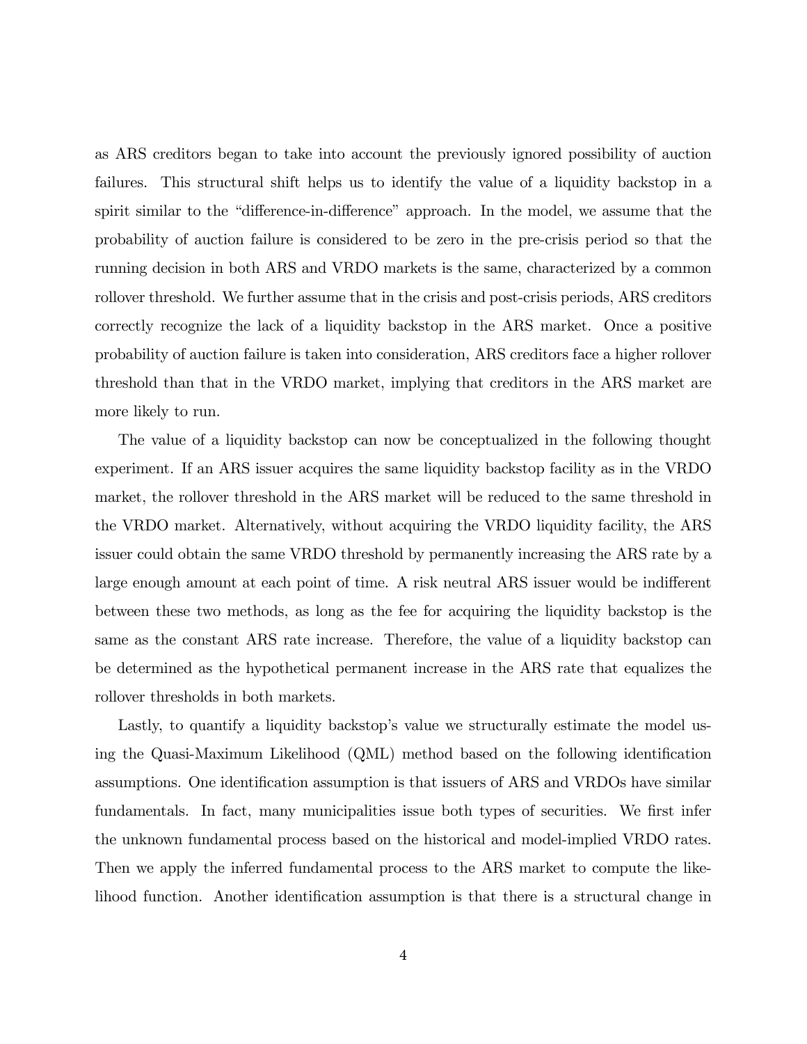as ARS creditors began to take into account the previously ignored possibility of auction failures. This structural shift helps us to identify the value of a liquidity backstop in a spirit similar to the "difference-in-difference" approach. In the model, we assume that the probability of auction failure is considered to be zero in the pre-crisis period so that the running decision in both ARS and VRDO markets is the same, characterized by a common rollover threshold. We further assume that in the crisis and post-crisis periods, ARS creditors correctly recognize the lack of a liquidity backstop in the ARS market. Once a positive probability of auction failure is taken into consideration, ARS creditors face a higher rollover threshold than that in the VRDO market, implying that creditors in the ARS market are more likely to run.

The value of a liquidity backstop can now be conceptualized in the following thought experiment. If an ARS issuer acquires the same liquidity backstop facility as in the VRDO market, the rollover threshold in the ARS market will be reduced to the same threshold in the VRDO market. Alternatively, without acquiring the VRDO liquidity facility, the ARS issuer could obtain the same VRDO threshold by permanently increasing the ARS rate by a large enough amount at each point of time. A risk neutral ARS issuer would be indifferent between these two methods, as long as the fee for acquiring the liquidity backstop is the same as the constant ARS rate increase. Therefore, the value of a liquidity backstop can be determined as the hypothetical permanent increase in the ARS rate that equalizes the rollover thresholds in both markets.

Lastly, to quantify a liquidity backstop's value we structurally estimate the model using the Quasi-Maximum Likelihood (QML) method based on the following identification assumptions. One identification assumption is that issuers of ARS and VRDOs have similar fundamentals. In fact, many municipalities issue both types of securities. We first infer the unknown fundamental process based on the historical and model-implied VRDO rates. Then we apply the inferred fundamental process to the ARS market to compute the likelihood function. Another identification assumption is that there is a structural change in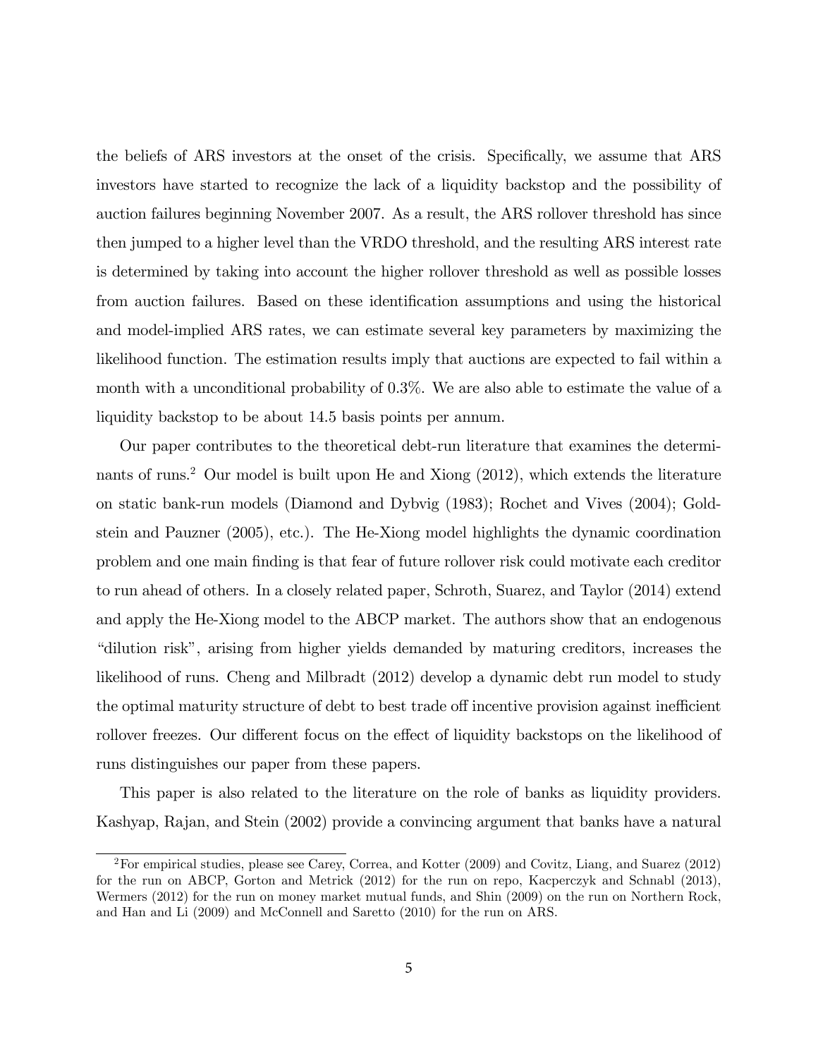the beliefs of ARS investors at the onset of the crisis. Specifically, we assume that ARS investors have started to recognize the lack of a liquidity backstop and the possibility of auction failures beginning November 2007. As a result, the ARS rollover threshold has since then jumped to a higher level than the VRDO threshold, and the resulting ARS interest rate is determined by taking into account the higher rollover threshold as well as possible losses from auction failures. Based on these identification assumptions and using the historical and model-implied ARS rates, we can estimate several key parameters by maximizing the likelihood function. The estimation results imply that auctions are expected to fail within a month with a unconditional probability of 0.3%. We are also able to estimate the value of a liquidity backstop to be about 14.5 basis points per annum.

Our paper contributes to the theoretical debt-run literature that examines the determinants of runs.[2] Our model is built upon He and Xiong (2012), which extends the literature on static bank-run models (Diamond and Dybvig (1983); Rochet and Vives (2004); Goldstein and Pauzner (2005), etc.). The He-Xiong model highlights the dynamic coordination problem and one main finding is that fear of future rollover risk could motivate each creditor to run ahead of others. In a closely related paper, Schroth, Suarez, and Taylor (2014) extend and apply the He-Xiong model to the ABCP market. The authors show that an endogenous "dilution risk", arising from higher yields demanded by maturing creditors, increases the likelihood of runs. Cheng and Milbradt (2012) develop a dynamic debt run model to study the optimal maturity structure of debt to best trade off incentive provision against inefficient rollover freezes. Our different focus on the effect of liquidity backstops on the likelihood of runs distinguishes our paper from these papers.

This paper is also related to the literature on the role of banks as liquidity providers. Kashyap, Rajan, and Stein (2002) provide a convincing argument that banks have a natural

[2] For empirical studies, please see Carey, Correa, and Kotter (2009) and Covitz, Liang, and Suarez (2012) for the run on ABCP, Gorton and Metrick (2012) for the run on repo, Kacperczyk and Schnabl (2013), Wermers (2012) for the run on money market mutual funds, and Shin (2009) on the run on Northern Rock, and Han and Li (2009) and McConnell and Saretto (2010) for the run on ARS.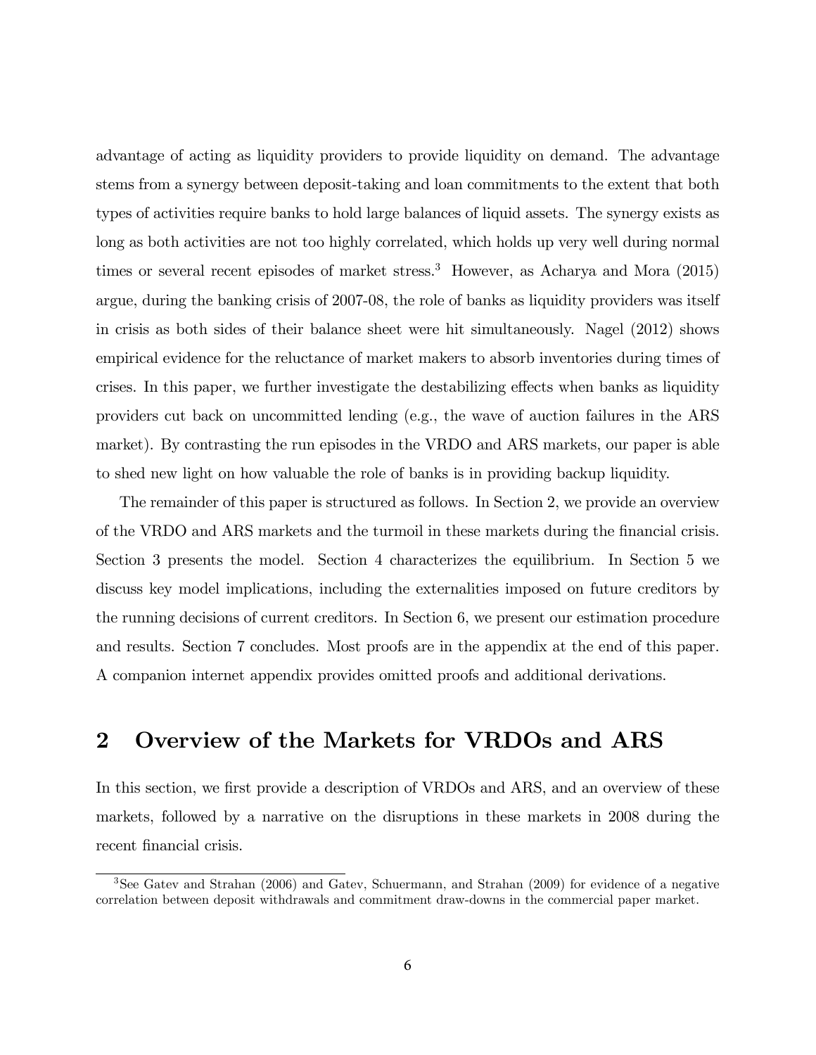advantage of acting as liquidity providers to provide liquidity on demand. The advantage stems from a synergy between deposit-taking and loan commitments to the extent that both types of activities require banks to hold large balances of liquid assets. The synergy exists as long as both activities are not too highly correlated, which holds up very well during normal times or several recent episodes of market stress.[3] However, as Acharya and Mora (2015) argue, during the banking crisis of 2007-08, the role of banks as liquidity providers was itself in crisis as both sides of their balance sheet were hit simultaneously. Nagel (2012) shows empirical evidence for the reluctance of market makers to absorb inventories during times of crises. In this paper, we further investigate the destabilizing effects when banks as liquidity providers cut back on uncommitted lending (e.g., the wave of auction failures in the ARS market). By contrasting the run episodes in the VRDO and ARS markets, our paper is able to shed new light on how valuable the role of banks is in providing backup liquidity.

The remainder of this paper is structured as follows. In Section 2, we provide an overview of the VRDO and ARS markets and the turmoil in these markets during the financial crisis. Section 3 presents the model. Section 4 characterizes the equilibrium. In Section 5 we discuss key model implications, including the externalities imposed on future creditors by the running decisions of current creditors. In Section 6, we present our estimation procedure and results. Section 7 concludes. Most proofs are in the appendix at the end of this paper. A companion internet appendix provides omitted proofs and additional derivations.

## 2 Overview of the Markets for VRDOs and ARS

In this section, we first provide a description of VRDOs and ARS, and an overview of these markets, followed by a narrative on the disruptions in these markets in 2008 during the recent financial crisis.

[3] See Gatev and Strahan (2006) and Gatev, Schuermann, and Strahan (2009) for evidence of a negative correlation between deposit withdrawals and commitment draw-downs in the commercial paper market.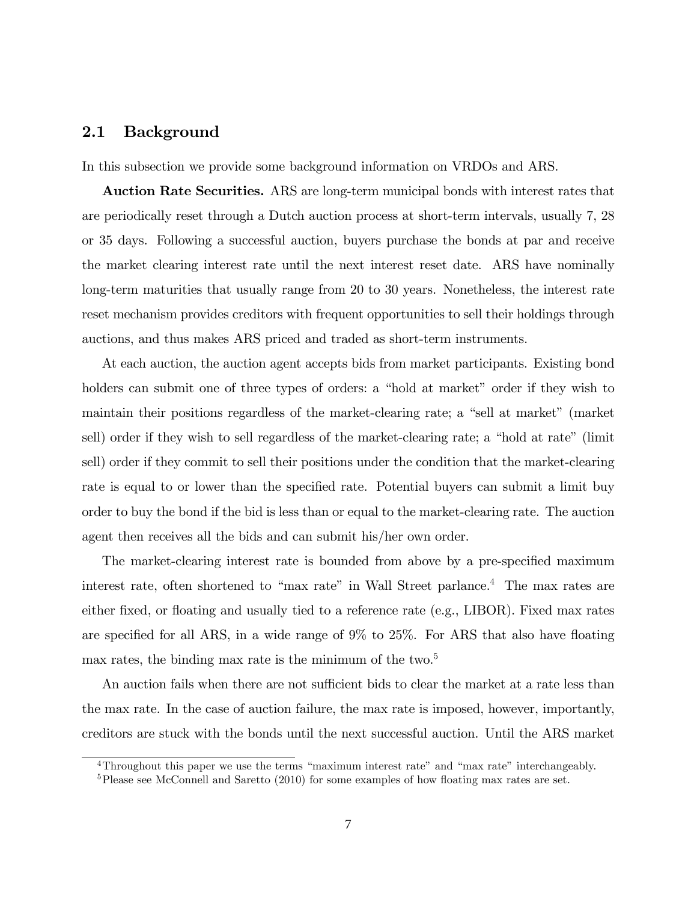## 2.1 Background

In this subsection we provide some background information on VRDOs and ARS.

**Auction Rate Securities.** ARS are long-term municipal bonds with interest rates that are periodically reset through a Dutch auction process at short-term intervals, usually 7, 28 or 35 days. Following a successful auction, buyers purchase the bonds at par and receive the market clearing interest rate until the next interest reset date. ARS have nominally long-term maturities that usually range from 20 to 30 years. Nonetheless, the interest rate reset mechanism provides creditors with frequent opportunities to sell their holdings through auctions, and thus makes ARS priced and traded as short-term instruments.

At each auction, the auction agent accepts bids from market participants. Existing bond holders can submit one of three types of orders: a "hold at market" order if they wish to maintain their positions regardless of the market-clearing rate; a "sell at market" (market sell) order if they wish to sell regardless of the market-clearing rate; a "hold at rate" (limit sell) order if they commit to sell their positions under the condition that the market-clearing rate is equal to or lower than the specified rate. Potential buyers can submit a limit buy order to buy the bond if the bid is less than or equal to the market-clearing rate. The auction agent then receives all the bids and can submit his/her own order.

The market-clearing interest rate is bounded from above by a pre-specified maximum interest rate, often shortened to "max rate" in Wall Street parlance.[4] The max rates are either fixed, or floating and usually tied to a reference rate (e.g., LIBOR). Fixed max rates are specified for all ARS, in a wide range of 9% to 25%. For ARS that also have floating max rates, the binding max rate is the minimum of the two.[5]

An auction fails when there are not sufficient bids to clear the market at a rate less than the max rate. In the case of auction failure, the max rate is imposed, however, importantly, creditors are stuck with the bonds until the next successful auction. Until the ARS market

[4] Throughout this paper we use the terms "maximum interest rate" and "max rate" interchangeably.

[5] Please see McConnell and Saretto (2010) for some examples of how floating max rates are set.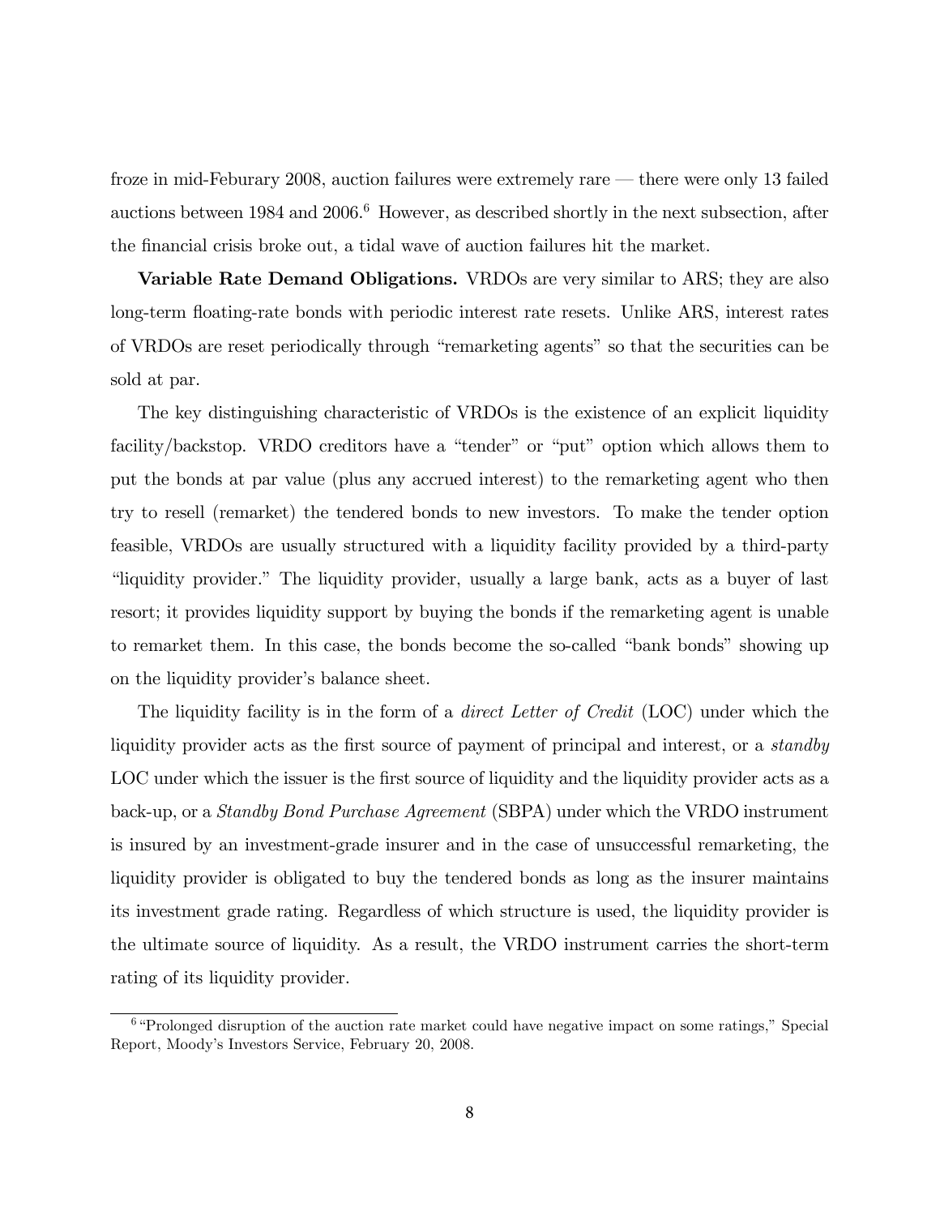froze in mid-Feburary 2008, auction failures were extremely rare — there were only 13 failed auctions between 1984 and 2006.[6] However, as described shortly in the next subsection, after the financial crisis broke out, a tidal wave of auction failures hit the market.

**Variable Rate Demand Obligations.** VRDOs are very similar to ARS; they are also long-term floating-rate bonds with periodic interest rate resets. Unlike ARS, interest rates of VRDOs are reset periodically through "remarketing agents" so that the securities can be sold at par.

The key distinguishing characteristic of VRDOs is the existence of an explicit liquidity facility/backstop. VRDO creditors have a "tender" or "put" option which allows them to put the bonds at par value (plus any accrued interest) to the remarketing agent who then try to resell (remarket) the tendered bonds to new investors. To make the tender option feasible, VRDOs are usually structured with a liquidity facility provided by a third-party "liquidity provider." The liquidity provider, usually a large bank, acts as a buyer of last resort; it provides liquidity support by buying the bonds if the remarketing agent is unable to remarket them. In this case, the bonds become the so-called "bank bonds" showing up on the liquidity provider's balance sheet.

The liquidity facility is in the form of a *direct Letter of Credit* (LOC) under which the liquidity provider acts as the first source of payment of principal and interest, or a *standby* LOC under which the issuer is the first source of liquidity and the liquidity provider acts as a back-up, or a *Standby Bond Purchase Agreement* (SBPA) under which the VRDO instrument is insured by an investment-grade insurer and in the case of unsuccessful remarketing, the liquidity provider is obligated to buy the tendered bonds as long as the insurer maintains its investment grade rating. Regardless of which structure is used, the liquidity provider is the ultimate source of liquidity. As a result, the VRDO instrument carries the short-term rating of its liquidity provider.

[6] "Prolonged disruption of the auction rate market could have negative impact on some ratings," Special Report, Moody's Investors Service, February 20, 2008.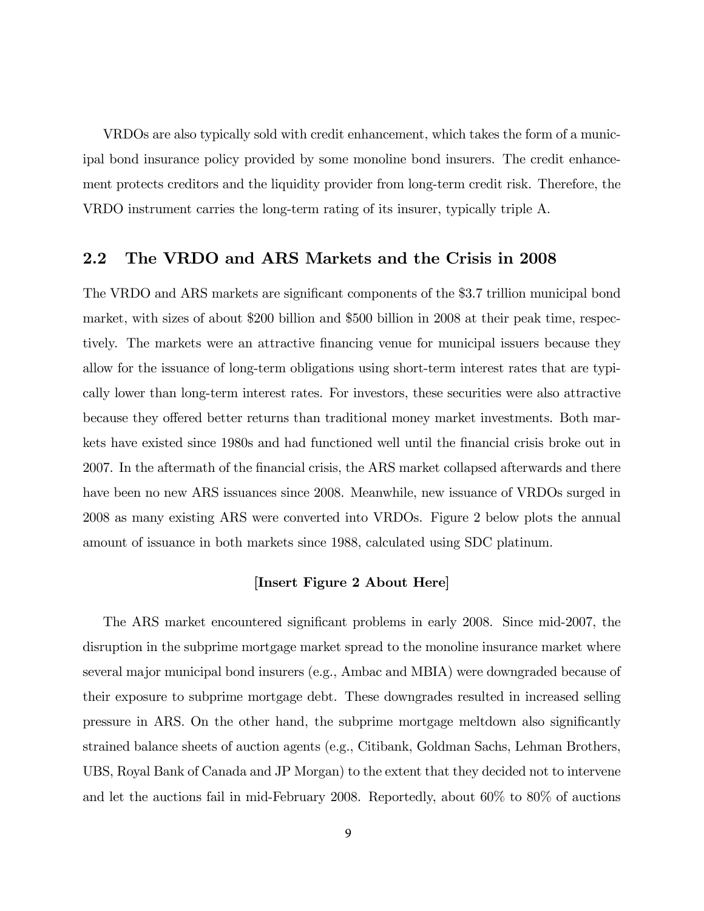VRDOs are also typically sold with credit enhancement, which takes the form of a municipal bond insurance policy provided by some monoline bond insurers. The credit enhancement protects creditors and the liquidity provider from long-term credit risk. Therefore, the VRDO instrument carries the long-term rating of its insurer, typically triple A.

## 2.2 The VRDO and ARS Markets and the Crisis in 2008

The VRDO and ARS markets are significant components of the $3.7 trillion municipal bond market, with sizes of about $200 billion and $500 billion in 2008 at their peak time, respectively. The markets were an attractive financing venue for municipal issuers because they allow for the issuance of long-term obligations using short-term interest rates that are typically lower than long-term interest rates. For investors, these securities were also attractive because they offered better returns than traditional money market investments. Both markets have existed since 1980s and had functioned well until the financial crisis broke out in 2007. In the aftermath of the financial crisis, the ARS market collapsed afterwards and there have been no new ARS issuances since 2008. Meanwhile, new issuance of VRDOs surged in 2008 as many existing ARS were converted into VRDOs. Figure 2 below plots the annual amount of issuance in both markets since 1988, calculated using SDC platinum.

**[Insert Figure 2 About Here]**

The ARS market encountered significant problems in early 2008. Since mid-2007, the disruption in the subprime mortgage market spread to the monoline insurance market where several major municipal bond insurers (e.g., Ambac and MBIA) were downgraded because of their exposure to subprime mortgage debt. These downgrades resulted in increased selling pressure in ARS. On the other hand, the subprime mortgage meltdown also significantly strained balance sheets of auction agents (e.g., Citibank, Goldman Sachs, Lehman Brothers, UBS, Royal Bank of Canada and JP Morgan) to the extent that they decided not to intervene and let the auctions fail in mid-February 2008. Reportedly, about 60% to 80% of auctions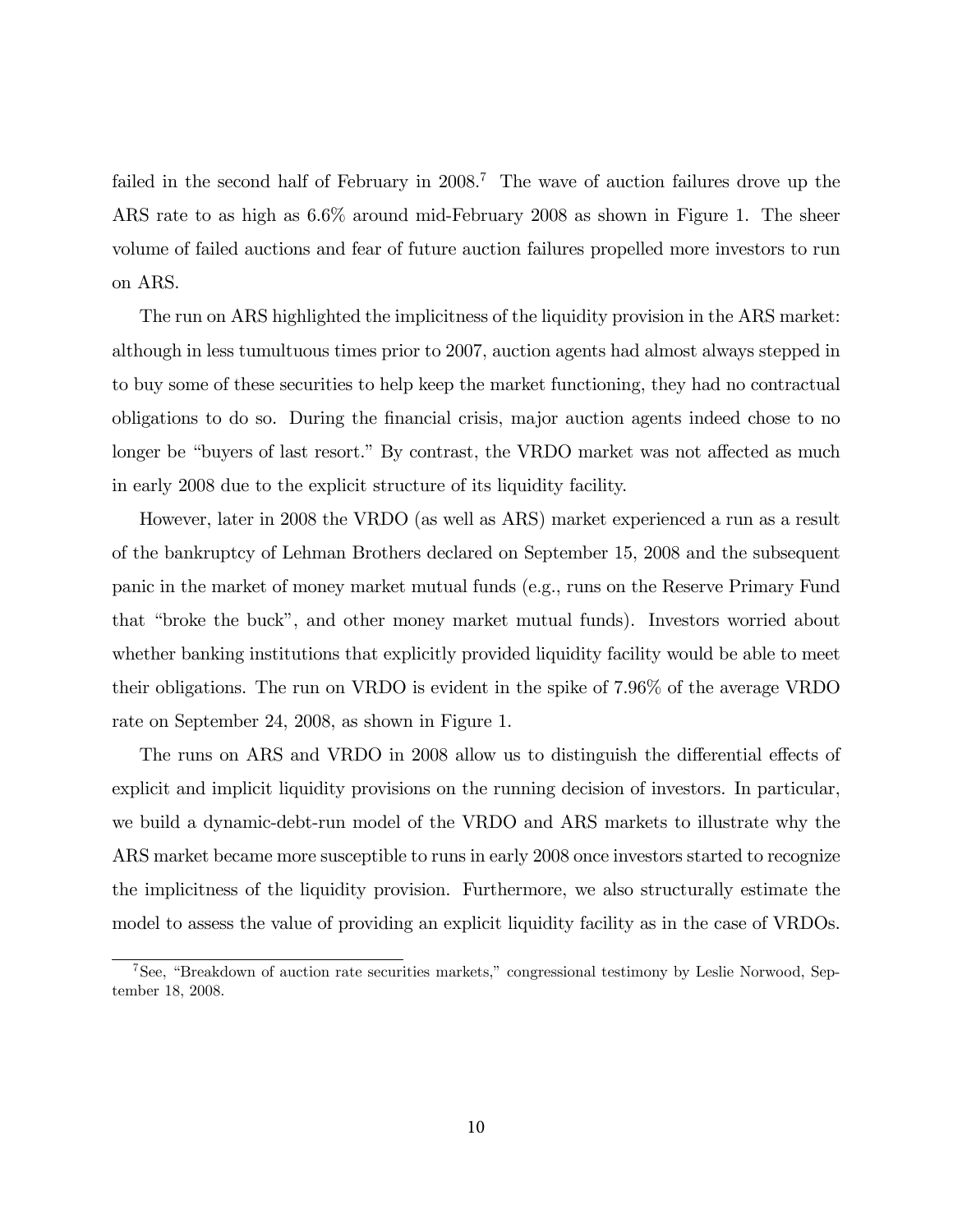failed in the second half of February in 2008.[7] The wave of auction failures drove up the ARS rate to as high as 6.6% around mid-February 2008 as shown in Figure 1. The sheer volume of failed auctions and fear of future auction failures propelled more investors to run on ARS.

The run on ARS highlighted the implicitness of the liquidity provision in the ARS market: although in less tumultuous times prior to 2007, auction agents had almost always stepped in to buy some of these securities to help keep the market functioning, they had no contractual obligations to do so. During the financial crisis, major auction agents indeed chose to no longer be "buyers of last resort." By contrast, the VRDO market was not affected as much in early 2008 due to the explicit structure of its liquidity facility.

However, later in 2008 the VRDO (as well as ARS) market experienced a run as a result of the bankruptcy of Lehman Brothers declared on September 15, 2008 and the subsequent panic in the market of money market mutual funds (e.g., runs on the Reserve Primary Fund that "broke the buck", and other money market mutual funds). Investors worried about whether banking institutions that explicitly provided liquidity facility would be able to meet their obligations. The run on VRDO is evident in the spike of 7.96% of the average VRDO rate on September 24, 2008, as shown in Figure 1.

The runs on ARS and VRDO in 2008 allow us to distinguish the differential effects of explicit and implicit liquidity provisions on the running decision of investors. In particular, we build a dynamic-debt-run model of the VRDO and ARS markets to illustrate why the ARS market became more susceptible to runs in early 2008 once investors started to recognize the implicitness of the liquidity provision. Furthermore, we also structurally estimate the model to assess the value of providing an explicit liquidity facility as in the case of VRDOs.

[7] See, "Breakdown of auction rate securities markets," congressional testimony by Leslie Norwood, September 18, 2008.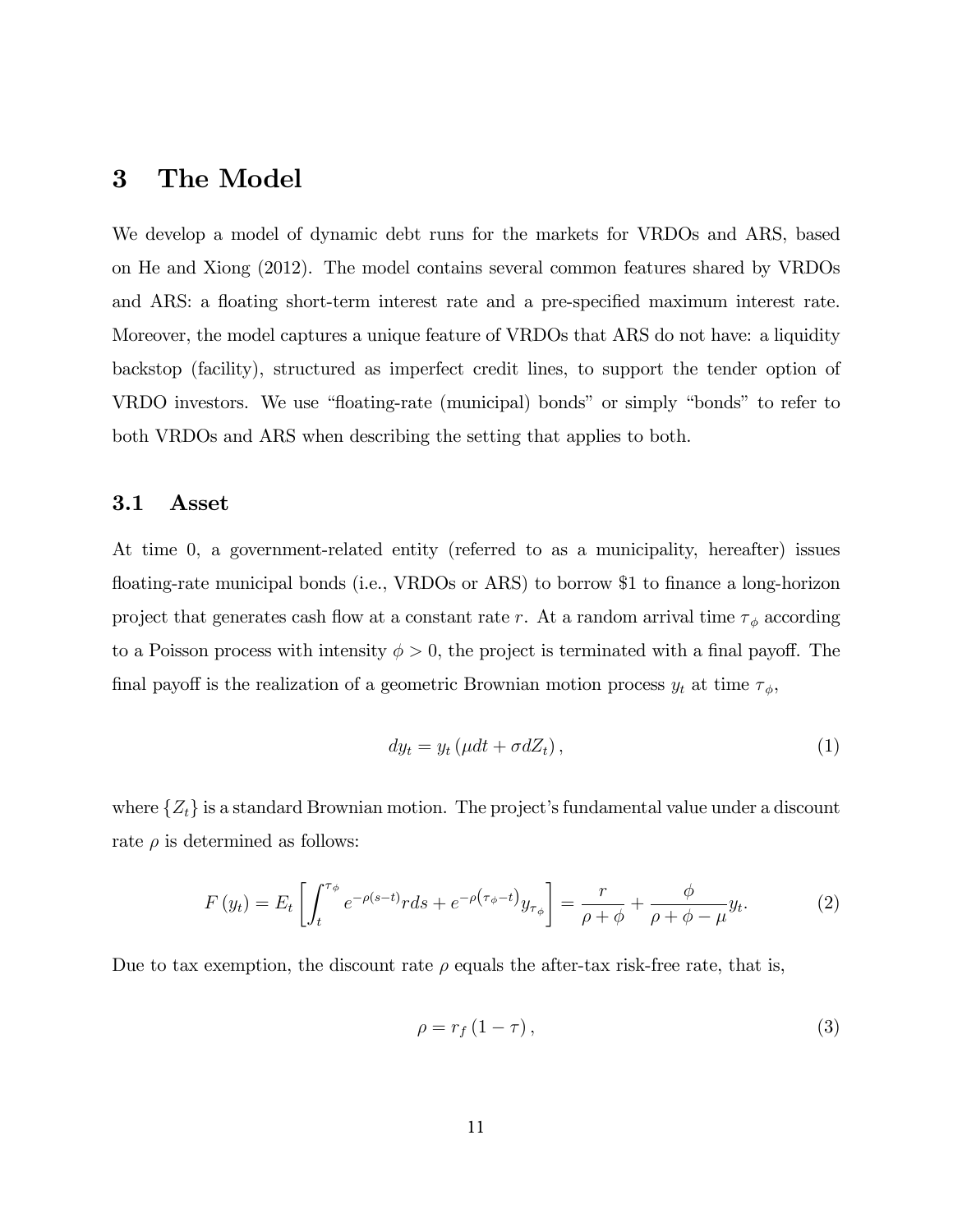# 3 The Model

We develop a model of dynamic debt runs for the markets for VRDOs and ARS, based on He and Xiong (2012). The model contains several common features shared by VRDOs and ARS: a floating short-term interest rate and a pre-specified maximum interest rate. Moreover, the model captures a unique feature of VRDOs that ARS do not have: a liquidity backstop (facility), structured as imperfect credit lines, to support the tender option of VRDO investors. We use "floating-rate (municipal) bonds" or simply "bonds" to refer to both VRDOs and ARS when describing the setting that applies to both.

## 3.1 Asset

At time 0, a government-related entity (referred to as a municipality, hereafter) issues floating-rate municipal bonds (i.e., VRDOs or ARS) to borrow \$1 to finance a long-horizon project that generates cash flow at a constant rate $r$. At a random arrival time $\tau_\phi$ according to a Poisson process with intensity $\phi > 0$, the project is terminated with a final payoff. The final payoff is the realization of a geometric Brownian motion process $y_t$ at time $\tau_\phi$,

$$dy_t = y_t \left(\mu dt + \sigma dZ_t\right), \tag{1}$$

where $\{Z_t\}$ is a standard Brownian motion. The project's fundamental value under a discount rate $\rho$ is determined as follows:

$$F\left(y_t\right) = E_t \left[ \int_t^{\tau_\phi} e^{-\rho(s-t)} r ds + e^{-\rho\left(\tau_\phi - t\right)} y_{\tau_\phi} \right] = \frac{r}{\rho + \phi} + \frac{\phi}{\rho + \phi - \mu} y_t. \tag{2}$$

Due to tax exemption, the discount rate $\rho$ equals the after-tax risk-free rate, that is,

$$\rho = r_f \left(1 - \tau\right), \tag{3}$$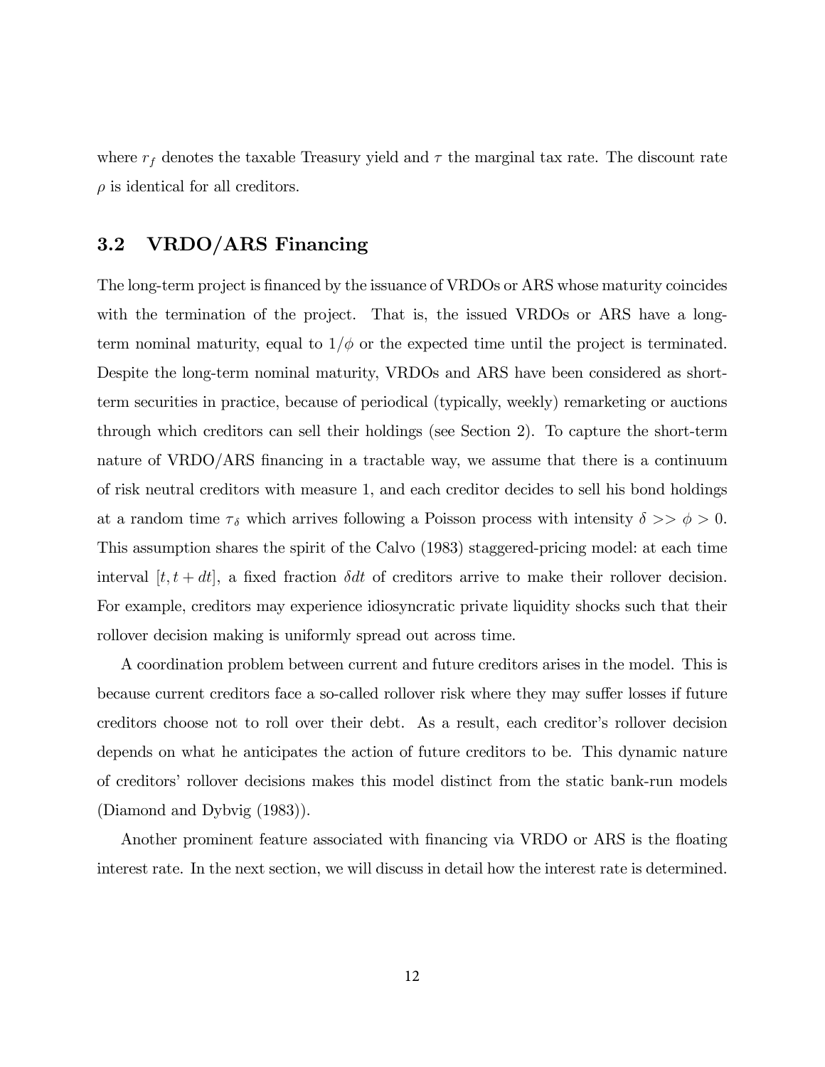where $r_f$ denotes the taxable Treasury yield and $\tau$ the marginal tax rate. The discount rate $\rho$ is identical for all creditors.

## 3.2 VRDO/ARS Financing

The long-term project is financed by the issuance of VRDOs or ARS whose maturity coincides with the termination of the project. That is, the issued VRDOs or ARS have a long-term nominal maturity, equal to $1/\phi$ or the expected time until the project is terminated. Despite the long-term nominal maturity, VRDOs and ARS have been considered as short-term securities in practice, because of periodical (typically, weekly) remarketing or auctions through which creditors can sell their holdings (see Section 2). To capture the short-term nature of VRDO/ARS financing in a tractable way, we assume that there is a continuum of risk neutral creditors with measure 1, and each creditor decides to sell his bond holdings at a random time $\tau_\delta$ which arrives following a Poisson process with intensity $\delta >> \phi > 0$. This assumption shares the spirit of the Calvo (1983) staggered-pricing model: at each time interval $[t, t + dt]$, a fixed fraction $\delta dt$ of creditors arrive to make their rollover decision. For example, creditors may experience idiosyncratic private liquidity shocks such that their rollover decision making is uniformly spread out across time.

A coordination problem between current and future creditors arises in the model. This is because current creditors face a so-called rollover risk where they may suffer losses if future creditors choose not to roll over their debt. As a result, each creditor's rollover decision depends on what he anticipates the action of future creditors to be. This dynamic nature of creditors' rollover decisions makes this model distinct from the static bank-run models (Diamond and Dybvig (1983)).

Another prominent feature associated with financing via VRDO or ARS is the floating interest rate. In the next section, we will discuss in detail how the interest rate is determined.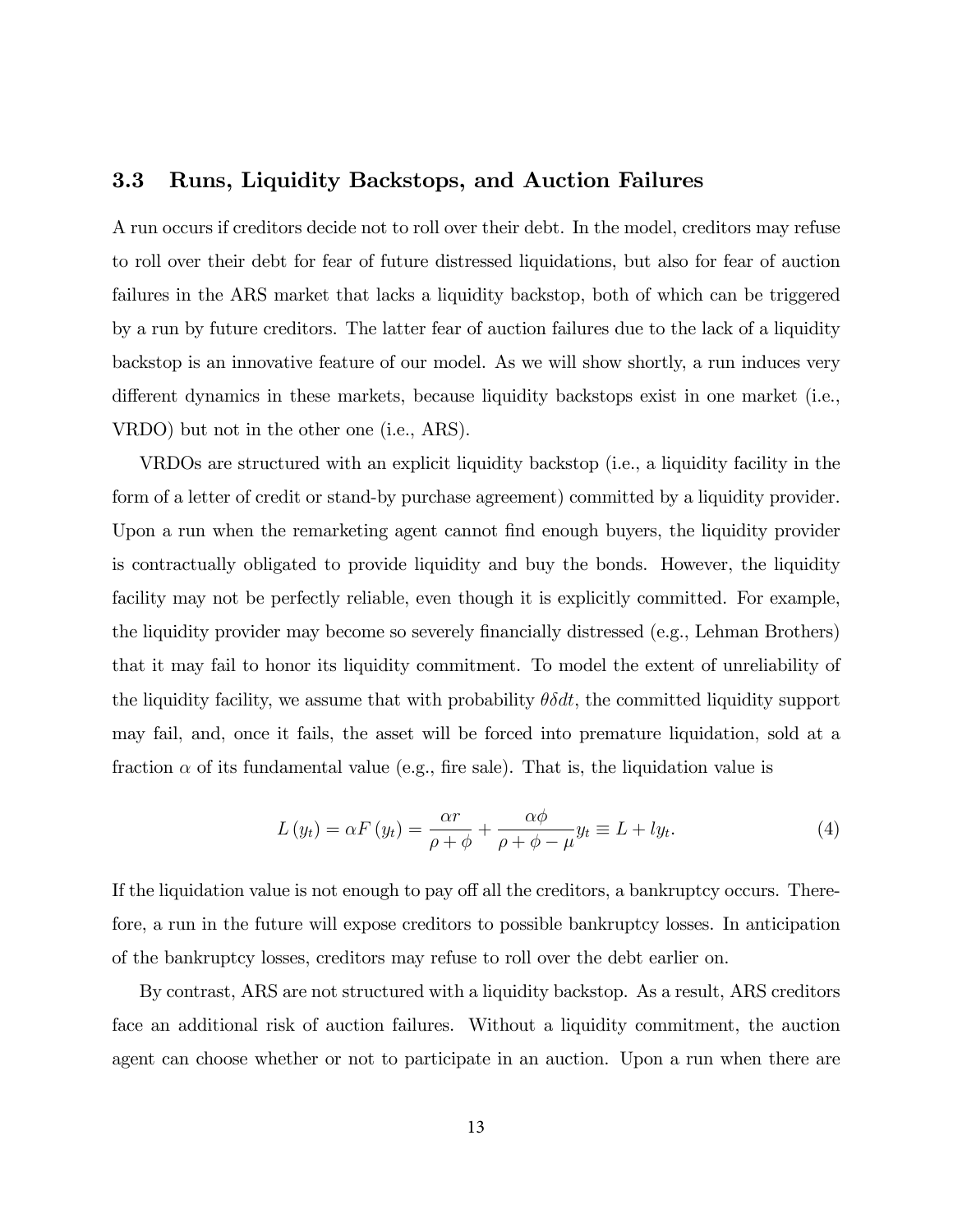### 3.3 Runs, Liquidity Backstops, and Auction Failures

A run occurs if creditors decide not to roll over their debt. In the model, creditors may refuse to roll over their debt for fear of future distressed liquidations, but also for fear of auction failures in the ARS market that lacks a liquidity backstop, both of which can be triggered by a run by future creditors. The latter fear of auction failures due to the lack of a liquidity backstop is an innovative feature of our model. As we will show shortly, a run induces very different dynamics in these markets, because liquidity backstops exist in one market (i.e., VRDO) but not in the other one (i.e., ARS).

VRDOs are structured with an explicit liquidity backstop (i.e., a liquidity facility in the form of a letter of credit or stand-by purchase agreement) committed by a liquidity provider. Upon a run when the remarketing agent cannot find enough buyers, the liquidity provider is contractually obligated to provide liquidity and buy the bonds. However, the liquidity facility may not be perfectly reliable, even though it is explicitly committed. For example, the liquidity provider may become so severely financially distressed (e.g., Lehman Brothers) that it may fail to honor its liquidity commitment. To model the extent of unreliability of the liquidity facility, we assume that with probability $\theta\delta dt$, the committed liquidity support may fail, and, once it fails, the asset will be forced into premature liquidation, sold at a fraction $\alpha$ of its fundamental value (e.g., fire sale). That is, the liquidation value is

$$L(y_t) = \alpha F(y_t) = \frac{\alpha r}{\rho + \phi} + \frac{\alpha \phi}{\rho + \phi - \mu} y_t \equiv L + l y_t. \tag{4}$$

If the liquidation value is not enough to pay off all the creditors, a bankruptcy occurs. Therefore, a run in the future will expose creditors to possible bankruptcy losses. In anticipation of the bankruptcy losses, creditors may refuse to roll over the debt earlier on.

By contrast, ARS are not structured with a liquidity backstop. As a result, ARS creditors face an additional risk of auction failures. Without a liquidity commitment, the auction agent can choose whether or not to participate in an auction. Upon a run when there are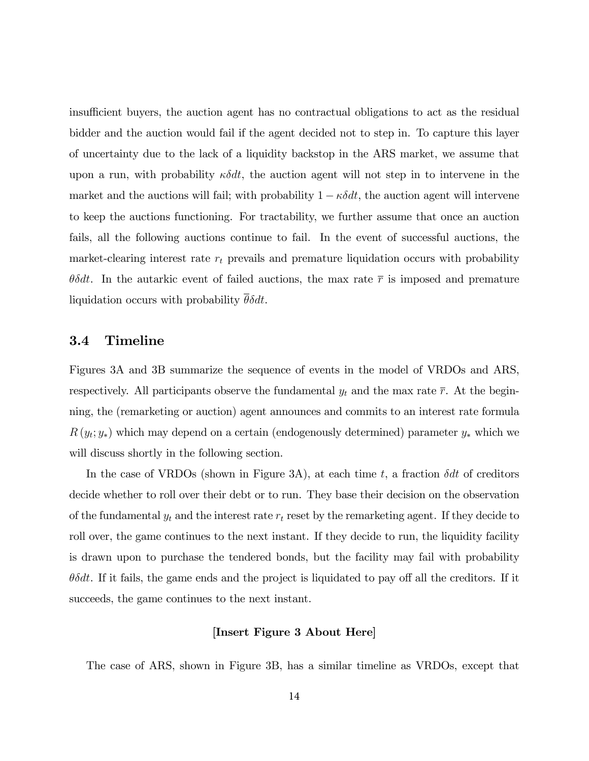insufficient buyers, the auction agent has no contractual obligations to act as the residual bidder and the auction would fail if the agent decided not to step in. To capture this layer of uncertainty due to the lack of a liquidity backstop in the ARS market, we assume that upon a run, with probability $\kappa\delta dt$, the auction agent will not step in to intervene in the market and the auctions will fail; with probability $1-\kappa\delta dt$, the auction agent will intervene to keep the auctions functioning. For tractability, we further assume that once an auction fails, all the following auctions continue to fail. In the event of successful auctions, the market-clearing interest rate $r_t$ prevails and premature liquidation occurs with probability $\theta\delta dt$. In the autarkic event of failed auctions, the max rate $\overline{r}$ is imposed and premature liquidation occurs with probability $\overline{\theta}\delta dt$.

### 3.4 Timeline

Figures 3A and 3B summarize the sequence of events in the model of VRDOs and ARS, respectively. All participants observe the fundamental $y_t$ and the max rate $\overline{r}$. At the beginning, the (remarketing or auction) agent announces and commits to an interest rate formula $R(y_t; y_*)$ which may depend on a certain (endogenously determined) parameter $y_*$ which we will discuss shortly in the following section.

In the case of VRDOs (shown in Figure 3A), at each time $t$, a fraction $\delta dt$ of creditors decide whether to roll over their debt or to run. They base their decision on the observation of the fundamental $y_t$ and the interest rate $r_t$ reset by the remarketing agent. If they decide to roll over, the game continues to the next instant. If they decide to run, the liquidity facility is drawn upon to purchase the tendered bonds, but the facility may fail with probability $\theta\delta dt$. If it fails, the game ends and the project is liquidated to pay off all the creditors. If it succeeds, the game continues to the next instant.

**[Insert Figure 3 About Here]**

The case of ARS, shown in Figure 3B, has a similar timeline as VRDOs, except that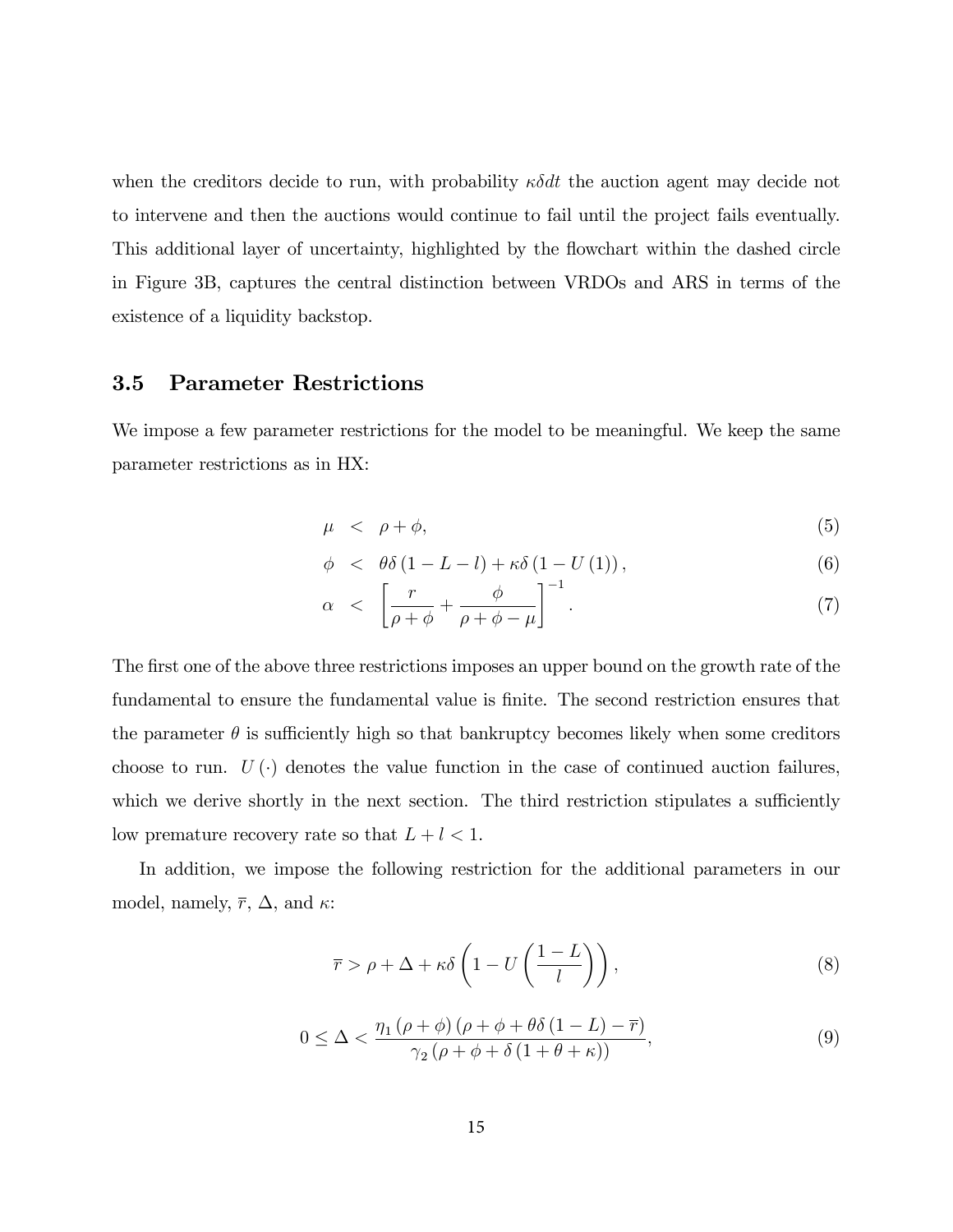when the creditors decide to run, with probability $\kappa\delta dt$ the auction agent may decide not to intervene and then the auctions would continue to fail until the project fails eventually. This additional layer of uncertainty, highlighted by the flowchart within the dashed circle in Figure 3B, captures the central distinction between VRDOs and ARS in terms of the existence of a liquidity backstop.

### 3.5 Parameter Restrictions

We impose a few parameter restrictions for the model to be meaningful. We keep the same parameter restrictions as in HX:

$$\mu < \rho + \phi, \tag{5}$$

$$\phi < \theta\delta\left(1 - L - l\right) + \kappa\delta\left(1 - U\left(1\right)\right), \tag{6}$$

$$\alpha < \left[\frac{r}{\rho + \phi} + \frac{\phi}{\rho + \phi - \mu}\right]^{-1}. \tag{7}$$

The first one of the above three restrictions imposes an upper bound on the growth rate of the fundamental to ensure the fundamental value is finite. The second restriction ensures that the parameter $\theta$ is sufficiently high so that bankruptcy becomes likely when some creditors choose to run. $U(\cdot)$ denotes the value function in the case of continued auction failures, which we derive shortly in the next section. The third restriction stipulates a sufficiently low premature recovery rate so that $L + l < 1$.

In addition, we impose the following restriction for the additional parameters in our model, namely, $\overline{r}$, $\Delta$, and $\kappa$:

$$\overline{r} > \rho + \Delta + \kappa\delta\left(1 - U\left(\frac{1 - L}{l}\right)\right), \tag{8}$$

$$0 \leq \Delta < \frac{\eta_1\left(\rho + \phi\right)\left(\rho + \phi + \theta\delta\left(1 - L\right) - \overline{r}\right)}{\gamma_2\left(\rho + \phi + \delta\left(1 + \theta + \kappa\right)\right)}, \tag{9}$$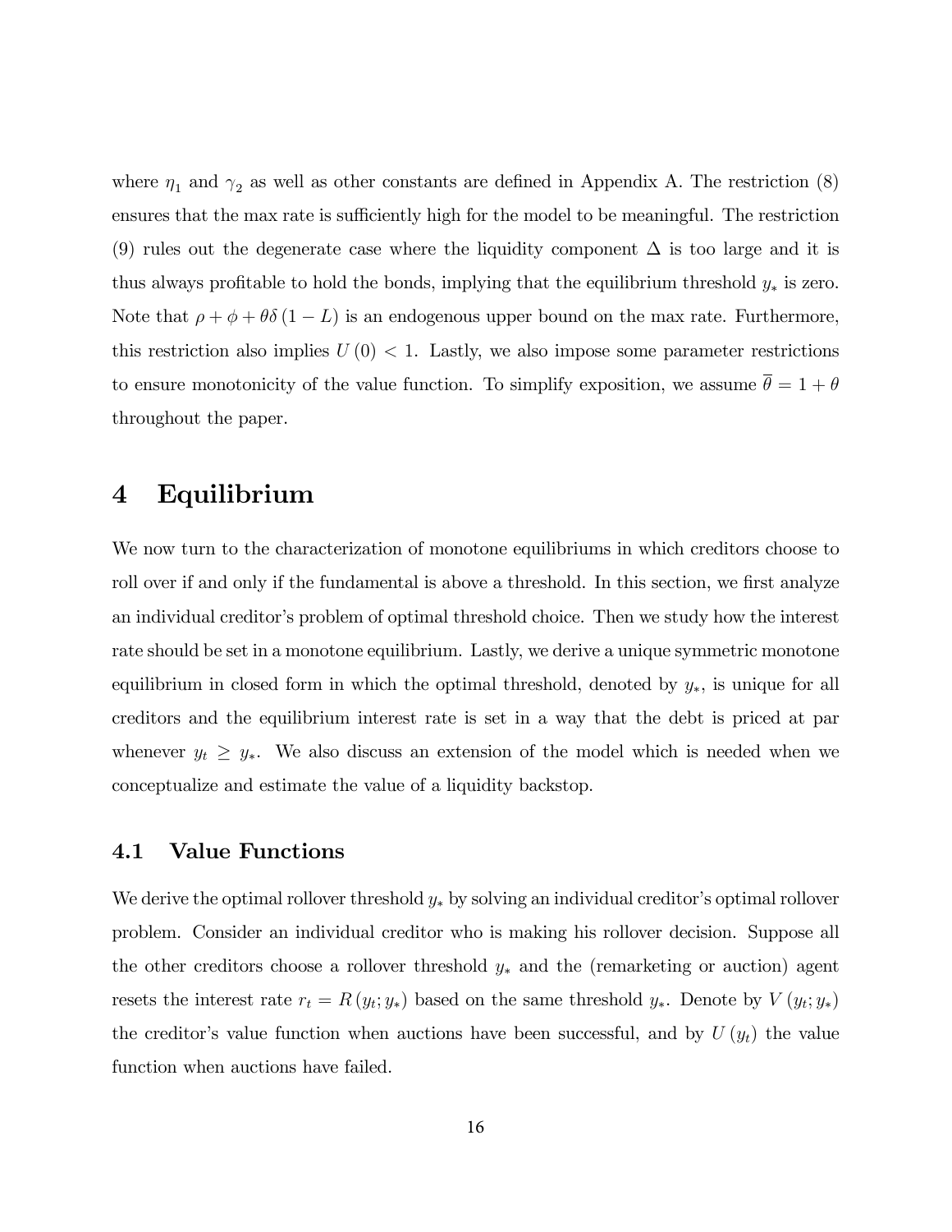where $\eta_1$ and $\gamma_2$ as well as other constants are defined in Appendix A. The restriction (8) ensures that the max rate is sufficiently high for the model to be meaningful. The restriction (9) rules out the degenerate case where the liquidity component $\Delta$ is too large and it is thus always profitable to hold the bonds, implying that the equilibrium threshold $y_*$ is zero. Note that $\rho + \phi + \theta\delta(1 - L)$ is an endogenous upper bound on the max rate. Furthermore, this restriction also implies $U(0) < 1$. Lastly, we also impose some parameter restrictions to ensure monotonicity of the value function. To simplify exposition, we assume $\overline{\theta} = 1 + \theta$ throughout the paper.

# 4 Equilibrium

We now turn to the characterization of monotone equilibriums in which creditors choose to roll over if and only if the fundamental is above a threshold. In this section, we first analyze an individual creditor's problem of optimal threshold choice. Then we study how the interest rate should be set in a monotone equilibrium. Lastly, we derive a unique symmetric monotone equilibrium in closed form in which the optimal threshold, denoted by $y_*$, is unique for all creditors and the equilibrium interest rate is set in a way that the debt is priced at par whenever $y_t \geq y_*$. We also discuss an extension of the model which is needed when we conceptualize and estimate the value of a liquidity backstop.

## 4.1 Value Functions

We derive the optimal rollover threshold $y_*$ by solving an individual creditor's optimal rollover problem. Consider an individual creditor who is making his rollover decision. Suppose all the other creditors choose a rollover threshold $y_*$ and the (remarketing or auction) agent resets the interest rate $r_t = R(y_t; y_*)$ based on the same threshold $y_*$. Denote by $V(y_t; y_*)$ the creditor's value function when auctions have been successful, and by $U(y_t)$ the value function when auctions have failed.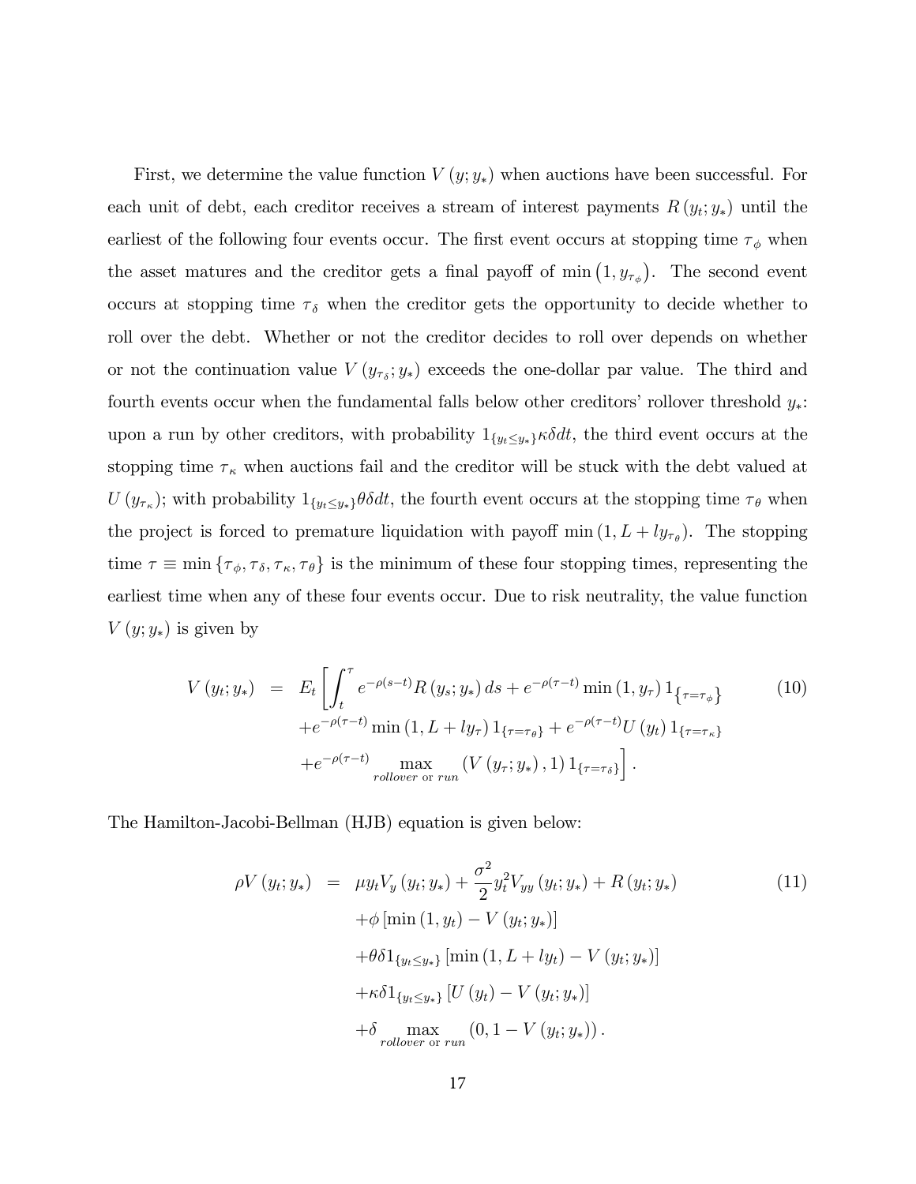First, we determine the value function $V(y; y_*)$ when auctions have been successful. For each unit of debt, each creditor receives a stream of interest payments $R(y_t; y_*)$ until the earliest of the following four events occur. The first event occurs at stopping time $\tau_\phi$ when the asset matures and the creditor gets a final payoff of $\min\left(1, y_{\tau_\phi}\right)$. The second event occurs at stopping time $\tau_\delta$ when the creditor gets the opportunity to decide whether to roll over the debt. Whether or not the creditor decides to roll over depends on whether or not the continuation value $V\left(y_{\tau_\delta}; y_*\right)$ exceeds the one-dollar par value. The third and fourth events occur when the fundamental falls below other creditors' rollover threshold $y_*$: upon a run by other creditors, with probability $1_{\{y_t \le y_*\}} \kappa \delta dt$, the third event occurs at the stopping time $\tau_\kappa$ when auctions fail and the creditor will be stuck with the debt valued at $U\left(y_{\tau_\kappa}\right)$; with probability $1_{\{y_t \le y_*\}} \theta \delta dt$, the fourth event occurs at the stopping time $\tau_\theta$ when the project is forced to premature liquidation with payoff $\min\left(1, L + l y_{\tau_\theta}\right)$. The stopping time $\tau \equiv \min\left\{\tau_\phi, \tau_\delta, \tau_\kappa, \tau_\theta\right\}$ is the minimum of these four stopping times, representing the earliest time when any of these four events occur. Due to risk neutrality, the value function $V(y; y_*)$ is given by

$$
\begin{aligned}
V(y_t; y_*) \quad = \quad & E_t \left[ \int_t^\tau e^{-\rho(s-t)} R(y_s; y_*)\, ds + e^{-\rho(\tau-t)} \min(1, y_\tau)\, 1_{\left\{\tau=\tau_\phi\right\}} \right. \\
& + e^{-\rho(\tau-t)} \min(1, L + l y_\tau)\, 1_{\{\tau=\tau_\theta\}} + e^{-\rho(\tau-t)} U(y_t)\, 1_{\{\tau=\tau_\kappa\}} \\
& \left. + e^{-\rho(\tau-t)} \max_{\textit{rollover} \text{ or } \textit{run}} \left(V(y_\tau; y_*), 1\right) 1_{\{\tau=\tau_\delta\}} \right]. 
\end{aligned} \tag{10}
$$

The Hamilton-Jacobi-Bellman (HJB) equation is given below:

$$
\begin{aligned}
\rho V(y_t; y_*) \quad = \quad & \mu y_t V_y(y_t; y_*) + \frac{\sigma^2}{2} y_t^2 V_{yy}(y_t; y_*) + R(y_t; y_*) \\
& + \phi\left[\min(1, y_t) - V(y_t; y_*)\right] \\
& + \theta \delta 1_{\{y_t \le y_*\}} \left[\min(1, L + l y_t) - V(y_t; y_*)\right] \\
& + \kappa \delta 1_{\{y_t \le y_*\}} \left[U(y_t) - V(y_t; y_*)\right] \\
& + \delta \max_{\textit{rollover} \text{ or } \textit{run}} \left(0, 1 - V(y_t; y_*)\right).
\end{aligned} \tag{11}
$$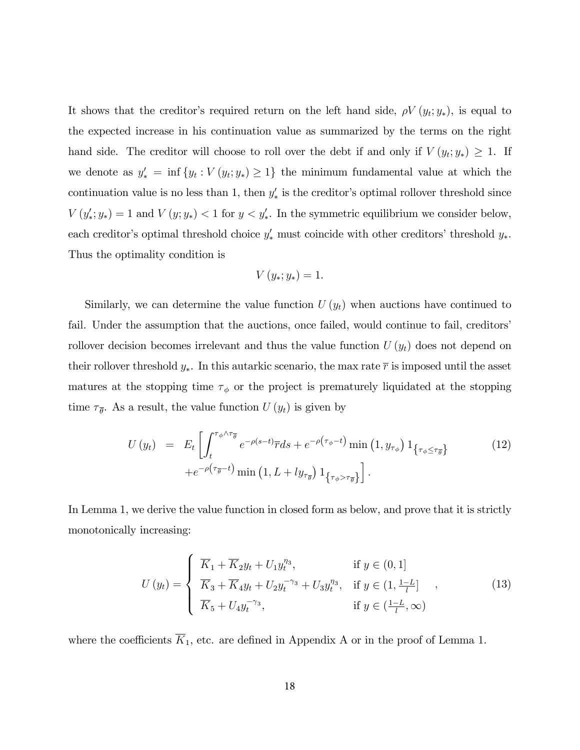It shows that the creditor's required return on the left hand side, $\rho V(y_t; y_*)$, is equal to the expected increase in his continuation value as summarized by the terms on the right hand side. The creditor will choose to roll over the debt if and only if $V(y_t; y_*) \geq 1$. If we denote as $y'_* = \inf\{y_t : V(y_t; y_*) \geq 1\}$ the minimum fundamental value at which the continuation value is no less than 1, then $y'_*$ is the creditor's optimal rollover threshold since $V(y'_*; y_*) = 1$ and $V(y; y_*) < 1$ for $y < y'_*$. In the symmetric equilibrium we consider below, each creditor's optimal threshold choice $y'_*$ must coincide with other creditors' threshold $y_*$. Thus the optimality condition is

$$V(y_*; y_*) = 1.$$

Similarly, we can determine the value function $U(y_t)$ when auctions have continued to fail. Under the assumption that the auctions, once failed, would continue to fail, creditors' rollover decision becomes irrelevant and thus the value function $U(y_t)$ does not depend on their rollover threshold $y_*$. In this autarkic scenario, the max rate $\overline{r}$ is imposed until the asset matures at the stopping time $\tau_\phi$ or the project is prematurely liquidated at the stopping time $\tau_{\overline{\theta}}$. As a result, the value function $U(y_t)$ is given by

$$\begin{aligned} U(y_t) &= E_t\left[\int_t^{\tau_\phi \wedge \tau_{\overline{\theta}}} e^{-\rho(s-t)}\overline{r}ds + e^{-\rho(\tau_\phi - t)} \min(1, y_{\tau_\phi}) 1_{\{\tau_\phi \leq \tau_{\overline{\theta}}\}} \right. \\ &\quad \left. + e^{-\rho(\tau_{\overline{\theta}} - t)} \min(1, L + l y_{\tau_{\overline{\theta}}}) 1_{\{\tau_\phi > \tau_{\overline{\theta}}\}}\right]. \end{aligned} \tag{12}$$

In Lemma 1, we derive the value function in closed form as below, and prove that it is strictly monotonically increasing:

$$U(y_t) = \begin{cases} \overline{K}_1 + \overline{K}_2 y_t + U_1 y_t^{\eta_3}, & \text{if } y \in (0, 1] \\ \overline{K}_3 + \overline{K}_4 y_t + U_2 y_t^{-\gamma_3} + U_3 y_t^{\eta_3}, & \text{if } y \in (1, \frac{1-L}{l}] \\ \overline{K}_5 + U_4 y_t^{-\gamma_3}, & \text{if } y \in (\frac{1-L}{l}, \infty) \end{cases}, \tag{13}$$

where the coefficients $\overline{K}_1$, etc. are defined in Appendix A or in the proof of Lemma 1.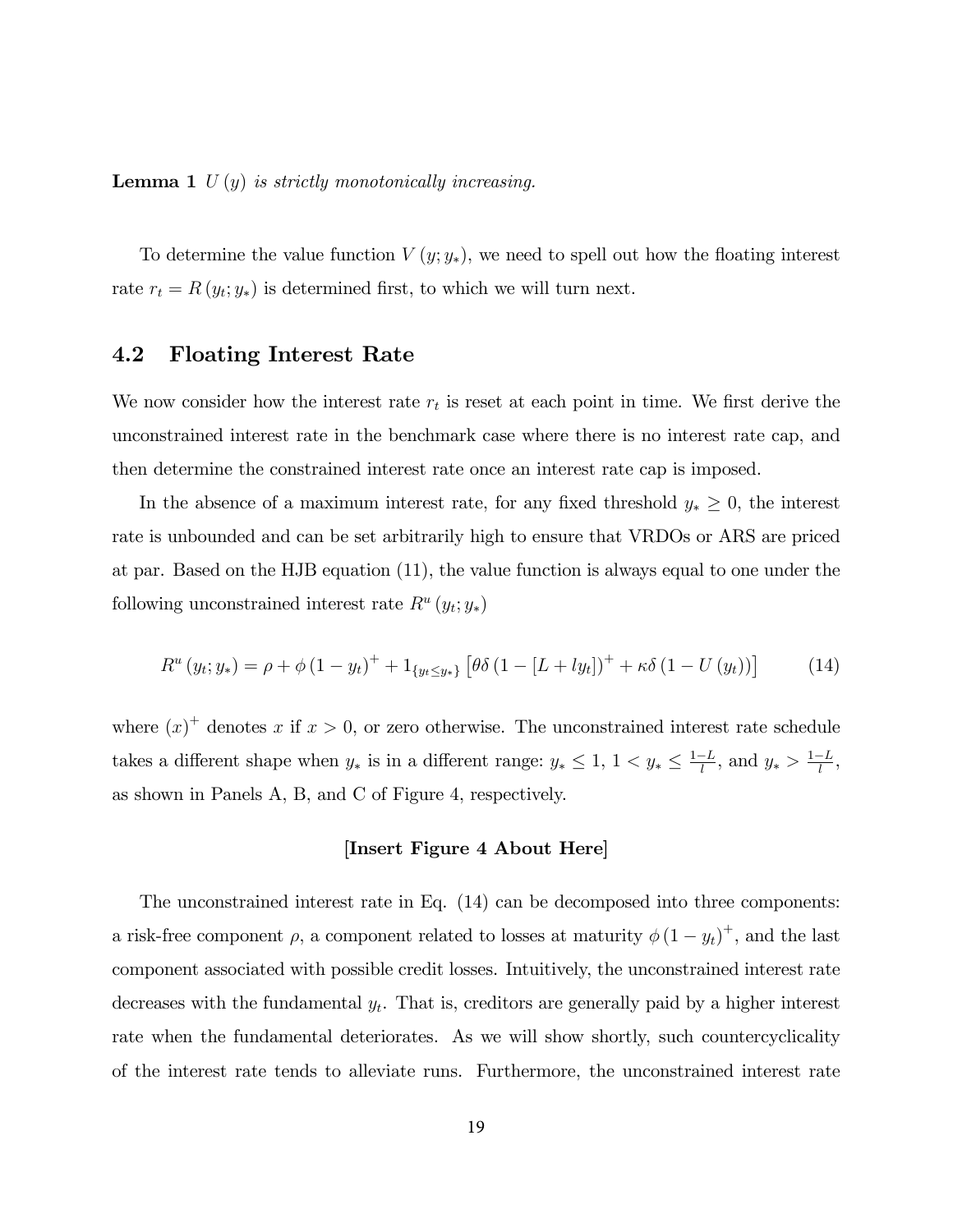**Lemma 1** *$U(y)$ is strictly monotonically increasing.*

To determine the value function $V(y; y_*)$, we need to spell out how the floating interest rate $r_t = R(y_t; y_*)$ is determined first, to which we will turn next.

## 4.2 Floating Interest Rate

We now consider how the interest rate $r_t$ is reset at each point in time. We first derive the unconstrained interest rate in the benchmark case where there is no interest rate cap, and then determine the constrained interest rate once an interest rate cap is imposed.

In the absence of a maximum interest rate, for any fixed threshold $y_* \geq 0$, the interest rate is unbounded and can be set arbitrarily high to ensure that VRDOs or ARS are priced at par. Based on the HJB equation (11), the value function is always equal to one under the following unconstrained interest rate $R^u(y_t; y_*)$

$$R^u(y_t; y_*) = \rho + \phi(1 - y_t)^+ + 1_{\{y_t \leq y_*\}} \left[\theta\delta(1 - [L + ly_t])^+ + \kappa\delta(1 - U(y_t))\right] \tag{14}$$

where $(x)^+$ denotes $x$ if $x > 0$, or zero otherwise. The unconstrained interest rate schedule takes a different shape when $y_*$ is in a different range: $y_* \leq 1$, $1 < y_* \leq \frac{1-L}{l}$, and $y_* > \frac{1-L}{l}$, as shown in Panels A, B, and C of Figure 4, respectively.

**[Insert Figure 4 About Here]**

The unconstrained interest rate in Eq. (14) can be decomposed into three components: a risk-free component $\rho$, a component related to losses at maturity $\phi(1 - y_t)^+$, and the last component associated with possible credit losses. Intuitively, the unconstrained interest rate decreases with the fundamental $y_t$. That is, creditors are generally paid by a higher interest rate when the fundamental deteriorates. As we will show shortly, such countercyclicality of the interest rate tends to alleviate runs. Furthermore, the unconstrained interest rate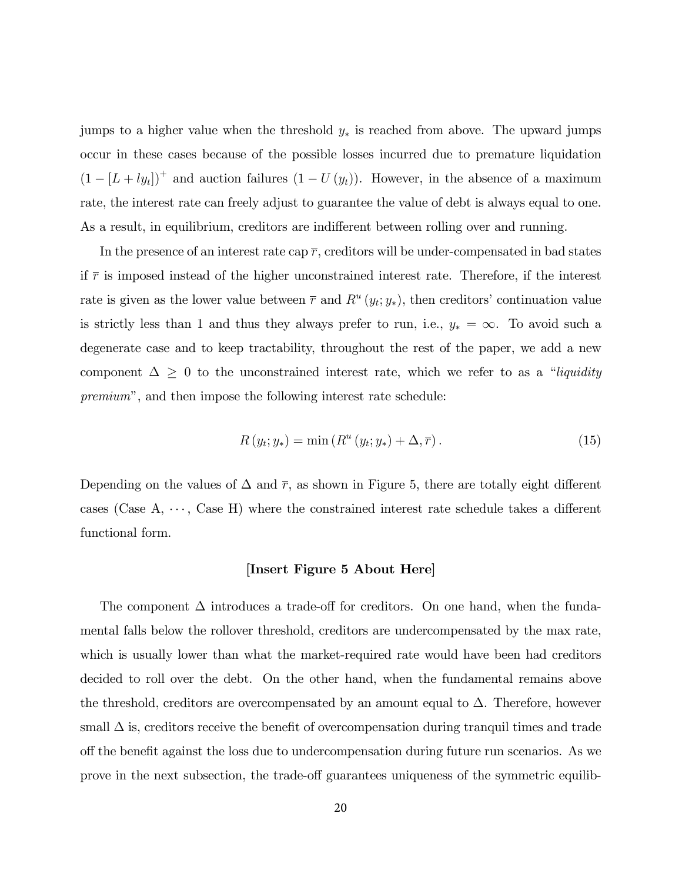jumps to a higher value when the threshold $y_*$ is reached from above. The upward jumps occur in these cases because of the possible losses incurred due to premature liquidation $(1 - [L + ly_t])^+$ and auction failures $(1 - U(y_t))$. However, in the absence of a maximum rate, the interest rate can freely adjust to guarantee the value of debt is always equal to one. As a result, in equilibrium, creditors are indifferent between rolling over and running.

In the presence of an interest rate cap $\overline{r}$, creditors will be under-compensated in bad states if $\overline{r}$ is imposed instead of the higher unconstrained interest rate. Therefore, if the interest rate is given as the lower value between $\overline{r}$ and $R^u(y_t; y_*)$, then creditors' continuation value is strictly less than 1 and thus they always prefer to run, i.e., $y_* = \infty$. To avoid such a degenerate case and to keep tractability, throughout the rest of the paper, we add a new component $\Delta \geq 0$ to the unconstrained interest rate, which we refer to as a *"liquidity premium"*, and then impose the following interest rate schedule:

$$R(y_t; y_*) = \min(R^u(y_t; y_*) + \Delta, \overline{r}). \tag{15}$$

Depending on the values of $\Delta$ and $\overline{r}$, as shown in Figure 5, there are totally eight different cases (Case A, $\cdots$, Case H) where the constrained interest rate schedule takes a different functional form.

**[Insert Figure 5 About Here]**

The component $\Delta$ introduces a trade-off for creditors. On one hand, when the fundamental falls below the rollover threshold, creditors are undercompensated by the max rate, which is usually lower than what the market-required rate would have been had creditors decided to roll over the debt. On the other hand, when the fundamental remains above the threshold, creditors are overcompensated by an amount equal to $\Delta$. Therefore, however small $\Delta$ is, creditors receive the benefit of overcompensation during tranquil times and trade off the benefit against the loss due to undercompensation during future run scenarios. As we prove in the next subsection, the trade-off guarantees uniqueness of the symmetric equilib-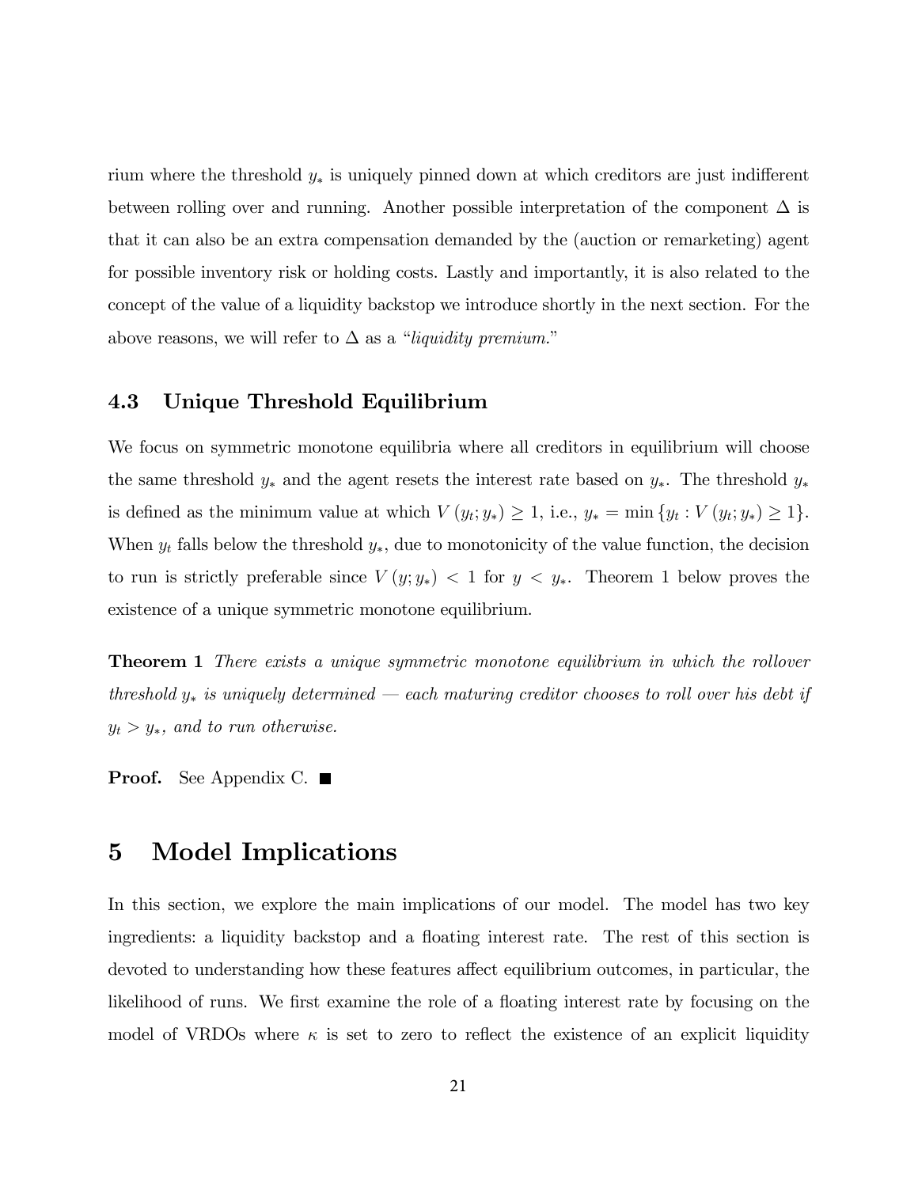rium where the threshold $y_*$ is uniquely pinned down at which creditors are just indifferent between rolling over and running. Another possible interpretation of the component $\Delta$ is that it can also be an extra compensation demanded by the (auction or remarketing) agent for possible inventory risk or holding costs. Lastly and importantly, it is also related to the concept of the value of a liquidity backstop we introduce shortly in the next section. For the above reasons, we will refer to $\Delta$ as a "*liquidity premium.*"

### 4.3 Unique Threshold Equilibrium

We focus on symmetric monotone equilibria where all creditors in equilibrium will choose the same threshold $y_*$ and the agent resets the interest rate based on $y_*$. The threshold $y_*$ is defined as the minimum value at which $V(y_t; y_*) \geq 1$, i.e., $y_* = \min\{y_t : V(y_t; y_*) \geq 1\}$. When $y_t$ falls below the threshold $y_*$, due to monotonicity of the value function, the decision to run is strictly preferable since $V(y; y_*) < 1$ for $y < y_*$. Theorem 1 below proves the existence of a unique symmetric monotone equilibrium.

**Theorem 1** *There exists a unique symmetric monotone equilibrium in which the rollover threshold $y_*$ is uniquely determined — each maturing creditor chooses to roll over his debt if $y_t > y_*$, and to run otherwise.*

**Proof.** See Appendix C. ■

## 5 Model Implications

In this section, we explore the main implications of our model. The model has two key ingredients: a liquidity backstop and a floating interest rate. The rest of this section is devoted to understanding how these features affect equilibrium outcomes, in particular, the likelihood of runs. We first examine the role of a floating interest rate by focusing on the model of VRDOs where $\kappa$ is set to zero to reflect the existence of an explicit liquidity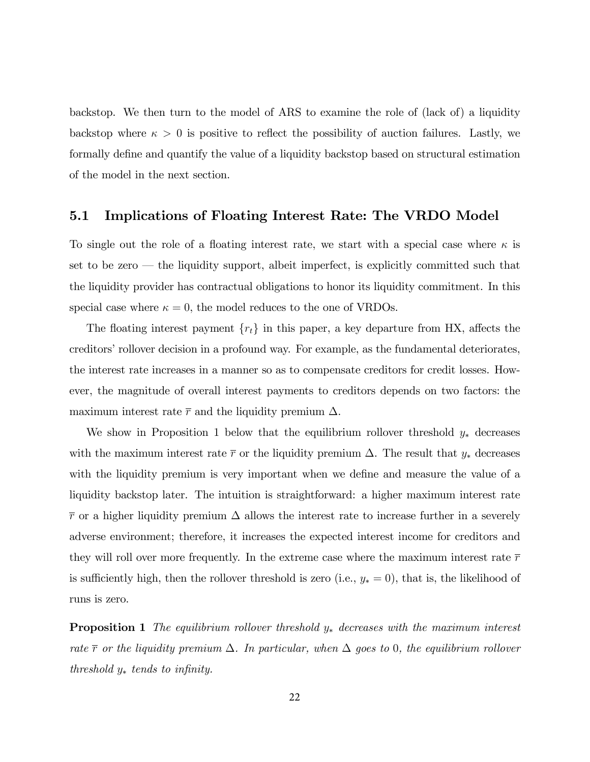backstop. We then turn to the model of ARS to examine the role of (lack of) a liquidity backstop where $\kappa > 0$ is positive to reflect the possibility of auction failures. Lastly, we formally define and quantify the value of a liquidity backstop based on structural estimation of the model in the next section.

## 5.1 Implications of Floating Interest Rate: The VRDO Model

To single out the role of a floating interest rate, we start with a special case where $\kappa$ is set to be zero — the liquidity support, albeit imperfect, is explicitly committed such that the liquidity provider has contractual obligations to honor its liquidity commitment. In this special case where $\kappa = 0$, the model reduces to the one of VRDOs.

The floating interest payment $\{r_t\}$ in this paper, a key departure from HX, affects the creditors' rollover decision in a profound way. For example, as the fundamental deteriorates, the interest rate increases in a manner so as to compensate creditors for credit losses. However, the magnitude of overall interest payments to creditors depends on two factors: the maximum interest rate $\overline{r}$ and the liquidity premium $\Delta$.

We show in Proposition 1 below that the equilibrium rollover threshold $y_*$ decreases with the maximum interest rate $\overline{r}$ or the liquidity premium $\Delta$. The result that $y_*$ decreases with the liquidity premium is very important when we define and measure the value of a liquidity backstop later. The intuition is straightforward: a higher maximum interest rate $\overline{r}$ or a higher liquidity premium $\Delta$ allows the interest rate to increase further in a severely adverse environment; therefore, it increases the expected interest income for creditors and they will roll over more frequently. In the extreme case where the maximum interest rate $\overline{r}$ is sufficiently high, then the rollover threshold is zero (i.e., $y_* = 0$), that is, the likelihood of runs is zero.

**Proposition 1** *The equilibrium rollover threshold $y_*$ decreases with the maximum interest rate $\overline{r}$ or the liquidity premium $\Delta$. In particular, when $\Delta$ goes to 0, the equilibrium rollover threshold $y_*$ tends to infinity.*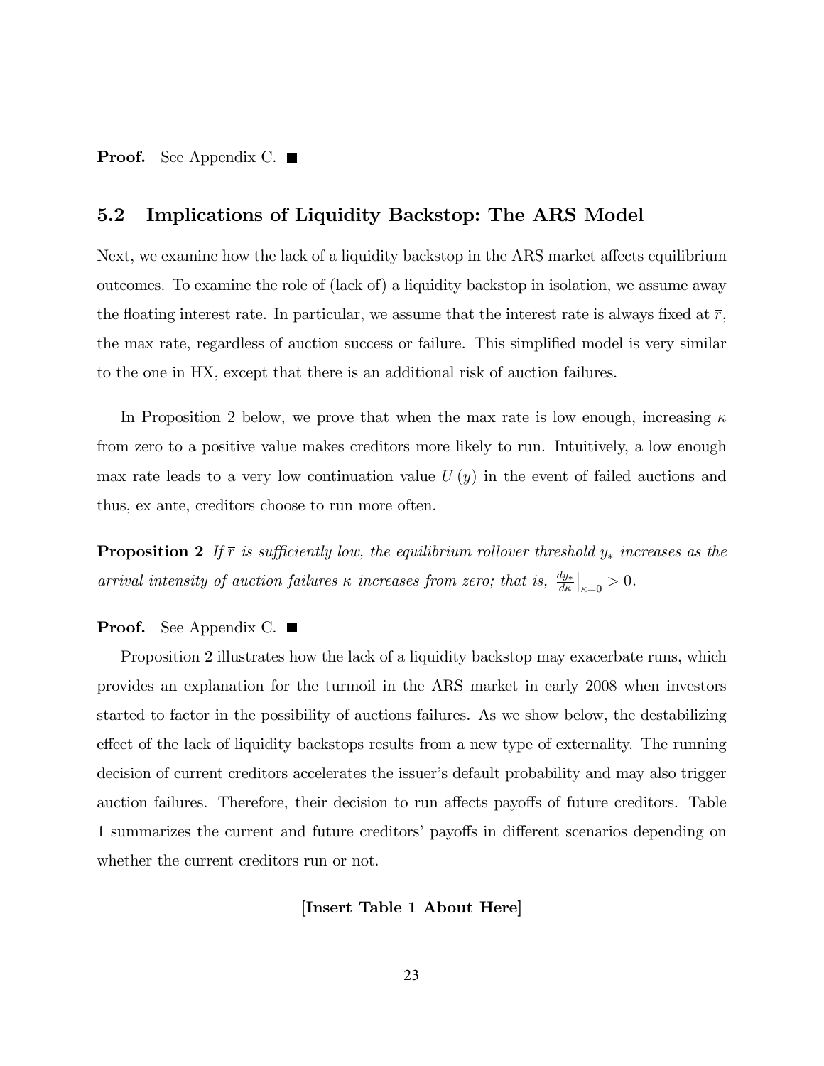**Proof.** See Appendix C. ■

## 5.2 Implications of Liquidity Backstop: The ARS Model

Next, we examine how the lack of a liquidity backstop in the ARS market affects equilibrium outcomes. To examine the role of (lack of) a liquidity backstop in isolation, we assume away the floating interest rate. In particular, we assume that the interest rate is always fixed at $\overline{r}$, the max rate, regardless of auction success or failure. This simplified model is very similar to the one in HX, except that there is an additional risk of auction failures.

In Proposition 2 below, we prove that when the max rate is low enough, increasing $\kappa$ from zero to a positive value makes creditors more likely to run. Intuitively, a low enough max rate leads to a very low continuation value $U(y)$ in the event of failed auctions and thus, ex ante, creditors choose to run more often.

**Proposition 2** *If $\overline{r}$ is sufficiently low, the equilibrium rollover threshold $y_*$ increases as the arrival intensity of auction failures $\kappa$ increases from zero; that is, $\frac{dy_*}{d\kappa}\big|_{\kappa=0} > 0$.*

**Proof.** See Appendix C. ■

Proposition 2 illustrates how the lack of a liquidity backstop may exacerbate runs, which provides an explanation for the turmoil in the ARS market in early 2008 when investors started to factor in the possibility of auctions failures. As we show below, the destabilizing effect of the lack of liquidity backstops results from a new type of externality. The running decision of current creditors accelerates the issuer's default probability and may also trigger auction failures. Therefore, their decision to run affects payoffs of future creditors. Table 1 summarizes the current and future creditors' payoffs in different scenarios depending on whether the current creditors run or not.

**[Insert Table 1 About Here]**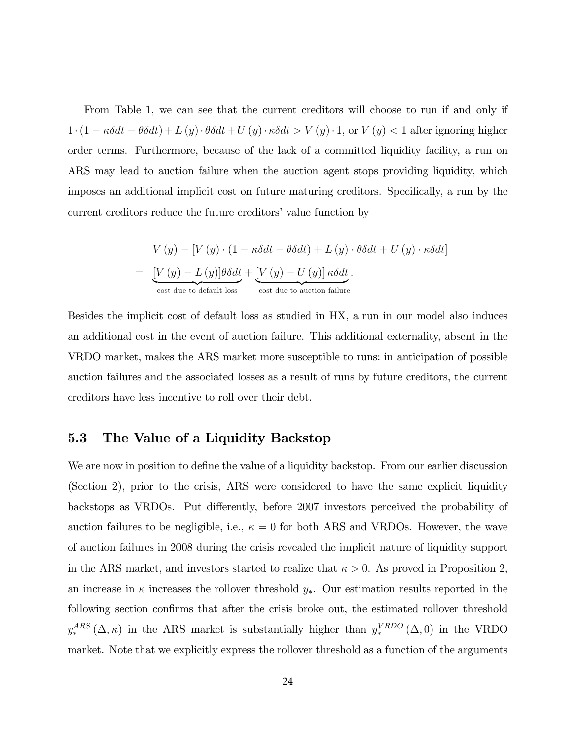From Table 1, we can see that the current creditors will choose to run if and only if $1 \cdot (1 - \kappa\delta dt - \theta\delta dt) + L(y) \cdot \theta\delta dt + U(y) \cdot \kappa\delta dt > V(y) \cdot 1$, or $V(y) < 1$ after ignoring higher order terms. Furthermore, because of the lack of a committed liquidity facility, a run on ARS may lead to auction failure when the auction agent stops providing liquidity, which imposes an additional implicit cost on future maturing creditors. Specifically, a run by the current creditors reduce the future creditors' value function by

$$
\begin{aligned}
& V(y) - [V(y) \cdot (1 - \kappa\delta dt - \theta\delta dt) + L(y) \cdot \theta\delta dt + U(y) \cdot \kappa\delta dt] \\
= \; & \underbrace{[V(y) - L(y)]\theta\delta dt}_{\text{cost due to default loss}} + \underbrace{[V(y) - U(y)]\,\kappa\delta dt}_{\text{cost due to auction failure}}.
\end{aligned}
$$

Besides the implicit cost of default loss as studied in HX, a run in our model also induces an additional cost in the event of auction failure. This additional externality, absent in the VRDO market, makes the ARS market more susceptible to runs: in anticipation of possible auction failures and the associated losses as a result of runs by future creditors, the current creditors have less incentive to roll over their debt.

### 5.3 The Value of a Liquidity Backstop

We are now in position to define the value of a liquidity backstop. From our earlier discussion (Section 2), prior to the crisis, ARS were considered to have the same explicit liquidity backstops as VRDOs. Put differently, before 2007 investors perceived the probability of auction failures to be negligible, i.e., $\kappa = 0$ for both ARS and VRDOs. However, the wave of auction failures in 2008 during the crisis revealed the implicit nature of liquidity support in the ARS market, and investors started to realize that $\kappa > 0$. As proved in Proposition 2, an increase in $\kappa$ increases the rollover threshold $y_*$. Our estimation results reported in the following section confirms that after the crisis broke out, the estimated rollover threshold $y_*^{ARS}(\Delta, \kappa)$ in the ARS market is substantially higher than $y_*^{VRDO}(\Delta, 0)$ in the VRDO market. Note that we explicitly express the rollover threshold as a function of the arguments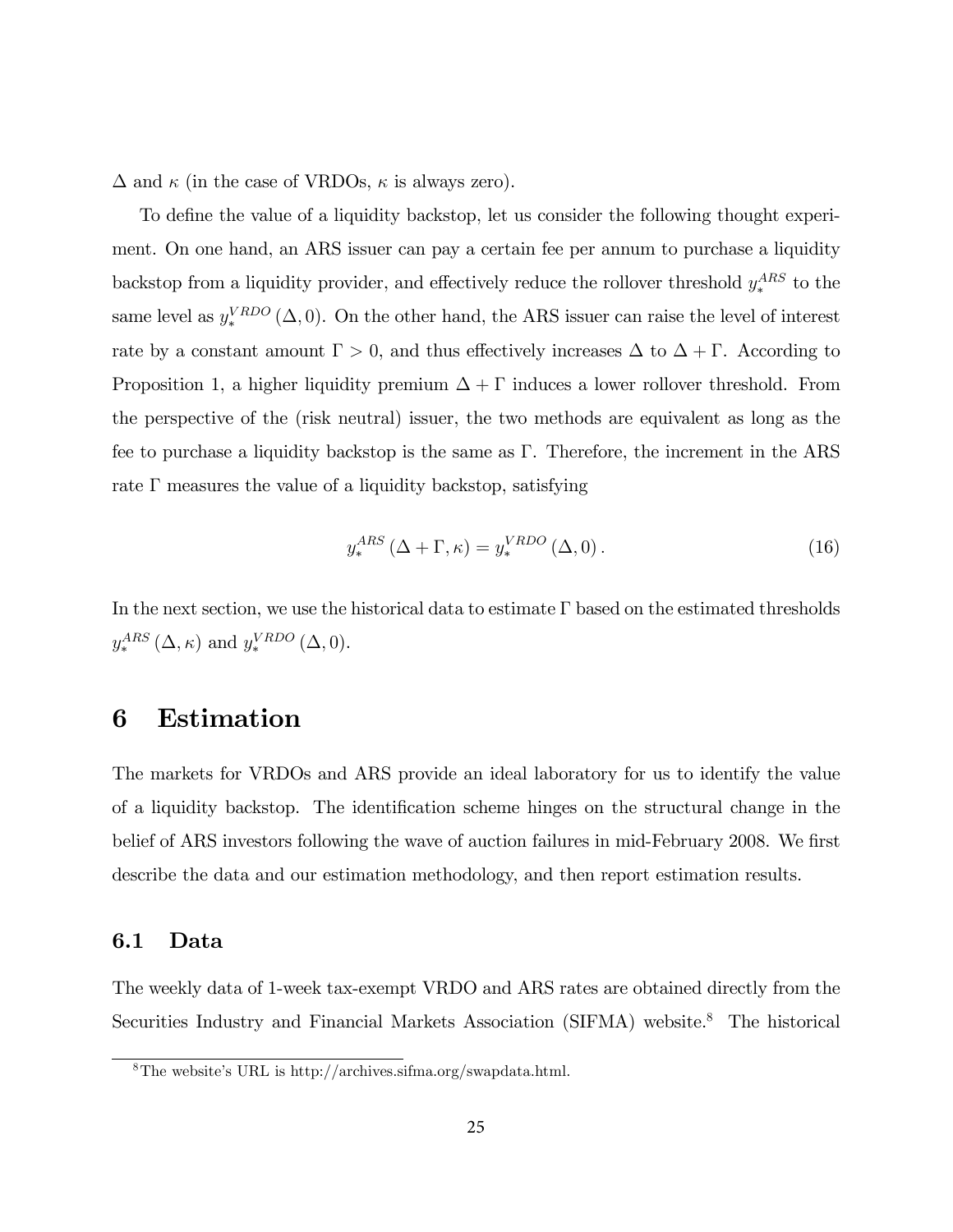$\Delta$ and $\kappa$ (in the case of VRDOs, $\kappa$ is always zero).

To define the value of a liquidity backstop, let us consider the following thought experiment. On one hand, an ARS issuer can pay a certain fee per annum to purchase a liquidity backstop from a liquidity provider, and effectively reduce the rollover threshold $y_*^{ARS}$ to the same level as $y_*^{VRDO}(\Delta, 0)$. On the other hand, the ARS issuer can raise the level of interest rate by a constant amount $\Gamma > 0$, and thus effectively increases $\Delta$ to $\Delta + \Gamma$. According to Proposition 1, a higher liquidity premium $\Delta + \Gamma$ induces a lower rollover threshold. From the perspective of the (risk neutral) issuer, the two methods are equivalent as long as the fee to purchase a liquidity backstop is the same as $\Gamma$. Therefore, the increment in the ARS rate $\Gamma$ measures the value of a liquidity backstop, satisfying

$$y_*^{ARS}(\Delta + \Gamma, \kappa) = y_*^{VRDO}(\Delta, 0). \tag{16}$$

In the next section, we use the historical data to estimate $\Gamma$ based on the estimated thresholds $y_*^{ARS}(\Delta, \kappa)$ and $y_*^{VRDO}(\Delta, 0)$.

# 6 Estimation

The markets for VRDOs and ARS provide an ideal laboratory for us to identify the value of a liquidity backstop. The identification scheme hinges on the structural change in the belief of ARS investors following the wave of auction failures in mid-February 2008. We first describe the data and our estimation methodology, and then report estimation results.

## 6.1 Data

The weekly data of 1-week tax-exempt VRDO and ARS rates are obtained directly from the Securities Industry and Financial Markets Association (SIFMA) website.[8] The historical

[8] The website's URL is http://archives.sifma.org/swapdata.html.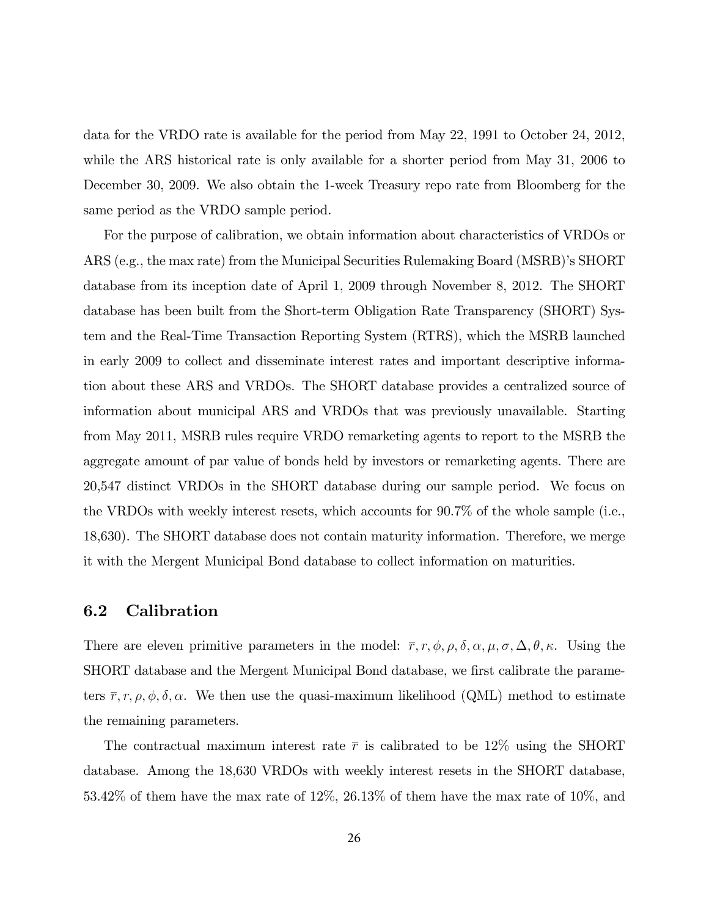data for the VRDO rate is available for the period from May 22, 1991 to October 24, 2012, while the ARS historical rate is only available for a shorter period from May 31, 2006 to December 30, 2009. We also obtain the 1-week Treasury repo rate from Bloomberg for the same period as the VRDO sample period.

For the purpose of calibration, we obtain information about characteristics of VRDOs or ARS (e.g., the max rate) from the Municipal Securities Rulemaking Board (MSRB)'s SHORT database from its inception date of April 1, 2009 through November 8, 2012. The SHORT database has been built from the Short-term Obligation Rate Transparency (SHORT) System and the Real-Time Transaction Reporting System (RTRS), which the MSRB launched in early 2009 to collect and disseminate interest rates and important descriptive information about these ARS and VRDOs. The SHORT database provides a centralized source of information about municipal ARS and VRDOs that was previously unavailable. Starting from May 2011, MSRB rules require VRDO remarketing agents to report to the MSRB the aggregate amount of par value of bonds held by investors or remarketing agents. There are 20,547 distinct VRDOs in the SHORT database during our sample period. We focus on the VRDOs with weekly interest resets, which accounts for 90.7% of the whole sample (i.e., 18,630). The SHORT database does not contain maturity information. Therefore, we merge it with the Mergent Municipal Bond database to collect information on maturities.

## 6.2 Calibration

There are eleven primitive parameters in the model: $\bar{r}, r, \phi, \rho, \delta, \alpha, \mu, \sigma, \Delta, \theta, \kappa$. Using the SHORT database and the Mergent Municipal Bond database, we first calibrate the parameters $\bar{r}, r, \rho, \phi, \delta, \alpha$. We then use the quasi-maximum likelihood (QML) method to estimate the remaining parameters.

The contractual maximum interest rate $\bar{r}$ is calibrated to be 12% using the SHORT database. Among the 18,630 VRDOs with weekly interest resets in the SHORT database, 53.42% of them have the max rate of 12%, 26.13% of them have the max rate of 10%, and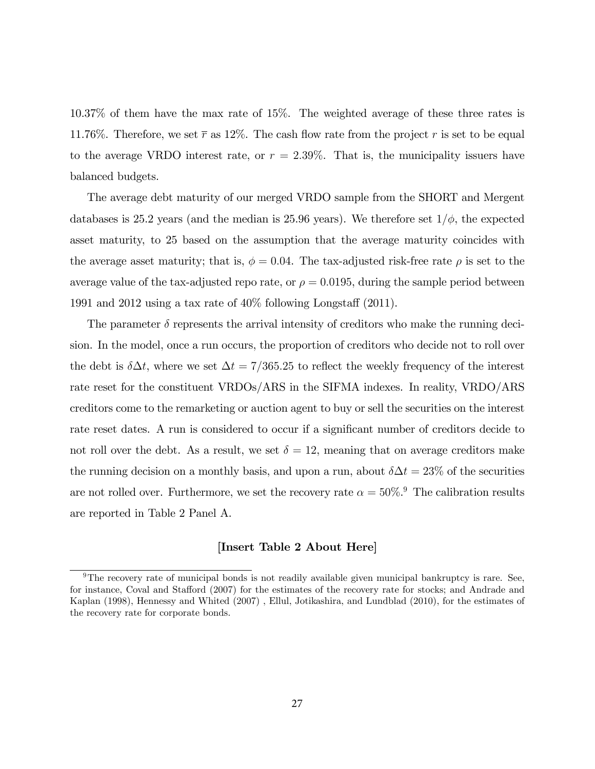10.37% of them have the max rate of 15%. The weighted average of these three rates is 11.76%. Therefore, we set $\overline{r}$ as 12%. The cash flow rate from the project $r$ is set to be equal to the average VRDO interest rate, or $r = 2.39\%$. That is, the municipality issuers have balanced budgets.

The average debt maturity of our merged VRDO sample from the SHORT and Mergent databases is 25.2 years (and the median is 25.96 years). We therefore set $1/\phi$, the expected asset maturity, to 25 based on the assumption that the average maturity coincides with the average asset maturity; that is, $\phi = 0.04$. The tax-adjusted risk-free rate $\rho$ is set to the average value of the tax-adjusted repo rate, or $\rho = 0.0195$, during the sample period between 1991 and 2012 using a tax rate of 40% following Longstaff (2011).

The parameter $\delta$ represents the arrival intensity of creditors who make the running decision. In the model, once a run occurs, the proportion of creditors who decide not to roll over the debt is $\delta\Delta t$, where we set $\Delta t = 7/365.25$ to reflect the weekly frequency of the interest rate reset for the constituent VRDOs/ARS in the SIFMA indexes. In reality, VRDO/ARS creditors come to the remarketing or auction agent to buy or sell the securities on the interest rate reset dates. A run is considered to occur if a significant number of creditors decide to not roll over the debt. As a result, we set $\delta = 12$, meaning that on average creditors make the running decision on a monthly basis, and upon a run, about $\delta\Delta t = 23\%$ of the securities are not rolled over. Furthermore, we set the recovery rate $\alpha = 50\%$.[9] The calibration results are reported in Table 2 Panel A.

**[Insert Table 2 About Here]**

[9] The recovery rate of municipal bonds is not readily available given municipal bankruptcy is rare. See, for instance, Coval and Stafford (2007) for the estimates of the recovery rate for stocks; and Andrade and Kaplan (1998), Hennessy and Whited (2007) , Ellul, Jotikashira, and Lundblad (2010), for the estimates of the recovery rate for corporate bonds.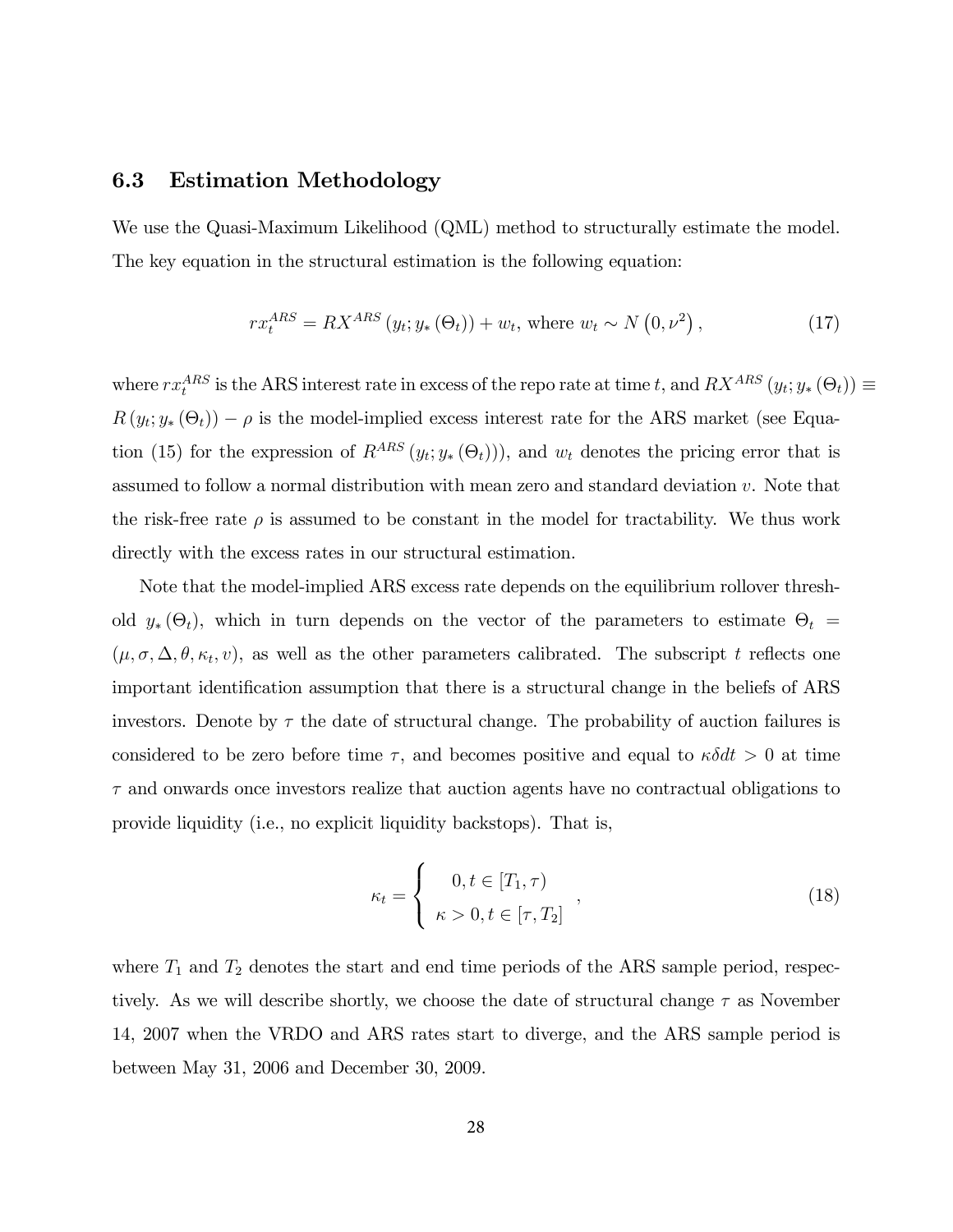### 6.3 Estimation Methodology

We use the Quasi-Maximum Likelihood (QML) method to structurally estimate the model. The key equation in the structural estimation is the following equation:

$$rx_t^{ARS} = RX^{ARS}\left(y_t; y_*\left(\Theta_t\right)\right) + w_t, \text{ where } w_t \sim N\left(0, \nu^2\right), \tag{17}$$

where $rx_t^{ARS}$ is the ARS interest rate in excess of the repo rate at time $t$, and $RX^{ARS}\left(y_t; y_*\left(\Theta_t\right)\right) \equiv R\left(y_t; y_*\left(\Theta_t\right)\right) - \rho$ is the model-implied excess interest rate for the ARS market (see Equation (15) for the expression of $R^{ARS}\left(y_t; y_*\left(\Theta_t\right)\right)$), and $w_t$ denotes the pricing error that is assumed to follow a normal distribution with mean zero and standard deviation $v$. Note that the risk-free rate $\rho$ is assumed to be constant in the model for tractability. We thus work directly with the excess rates in our structural estimation.

Note that the model-implied ARS excess rate depends on the equilibrium rollover threshold $y_*\left(\Theta_t\right)$, which in turn depends on the vector of the parameters to estimate $\Theta_t = (\mu, \sigma, \Delta, \theta, \kappa_t, v)$, as well as the other parameters calibrated. The subscript $t$ reflects one important identification assumption that there is a structural change in the beliefs of ARS investors. Denote by $\tau$ the date of structural change. The probability of auction failures is considered to be zero before time $\tau$, and becomes positive and equal to $\kappa\delta dt > 0$ at time $\tau$ and onwards once investors realize that auction agents have no contractual obligations to provide liquidity (i.e., no explicit liquidity backstops). That is,

$$\kappa_t = \begin{cases} 0, t \in [T_1, \tau) \\ \kappa > 0, t \in [\tau, T_2] \end{cases}, \tag{18}$$

where $T_1$ and $T_2$ denotes the start and end time periods of the ARS sample period, respectively. As we will describe shortly, we choose the date of structural change $\tau$ as November 14, 2007 when the VRDO and ARS rates start to diverge, and the ARS sample period is between May 31, 2006 and December 30, 2009.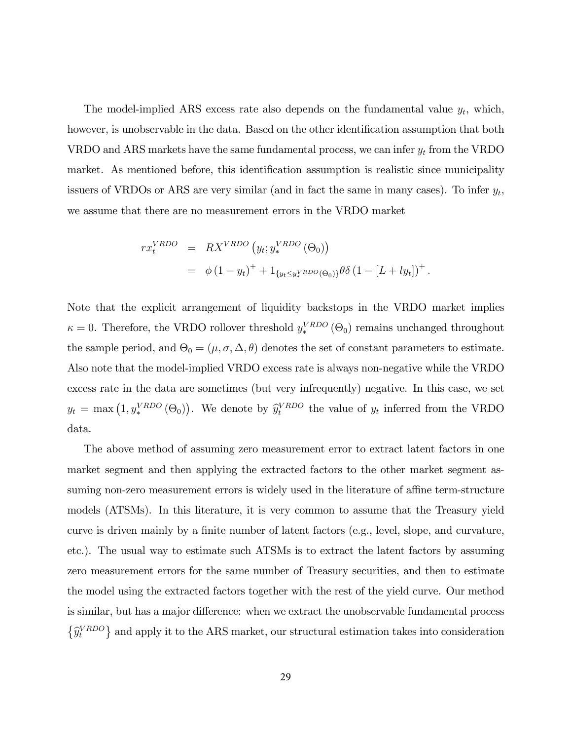The model-implied ARS excess rate also depends on the fundamental value $y_t$, which, however, is unobservable in the data. Based on the other identification assumption that both VRDO and ARS markets have the same fundamental process, we can infer $y_t$ from the VRDO market. As mentioned before, this identification assumption is realistic since municipality issuers of VRDOs or ARS are very similar (and in fact the same in many cases). To infer $y_t$, we assume that there are no measurement errors in the VRDO market

$$
\begin{aligned}
rx_t^{VRDO} &= RX^{VRDO}\left(y_t; y_*^{VRDO}(\Theta_0)\right) \\
&= \phi\left(1-y_t\right)^+ + 1_{\{y_t \le y_*^{VRDO}(\Theta_0)\}}\theta\delta\left(1-[L+ly_t]\right)^+.
\end{aligned}
$$

Note that the explicit arrangement of liquidity backstops in the VRDO market implies $\kappa = 0$. Therefore, the VRDO rollover threshold $y_*^{VRDO}(\Theta_0)$ remains unchanged throughout the sample period, and $\Theta_0 = (\mu, \sigma, \Delta, \theta)$ denotes the set of constant parameters to estimate. Also note that the model-implied VRDO excess rate is always non-negative while the VRDO excess rate in the data are sometimes (but very infrequently) negative. In this case, we set $y_t = \max\left(1, y_*^{VRDO}(\Theta_0)\right)$. We denote by $\widehat{y}_t^{VRDO}$ the value of $y_t$ inferred from the VRDO data.

The above method of assuming zero measurement error to extract latent factors in one market segment and then applying the extracted factors to the other market segment assuming non-zero measurement errors is widely used in the literature of affine term-structure models (ATSMs). In this literature, it is very common to assume that the Treasury yield curve is driven mainly by a finite number of latent factors (e.g., level, slope, and curvature, etc.). The usual way to estimate such ATSMs is to extract the latent factors by assuming zero measurement errors for the same number of Treasury securities, and then to estimate the model using the extracted factors together with the rest of the yield curve. Our method is similar, but has a major difference: when we extract the unobservable fundamental process $\left\{\widehat{y}_t^{VRDO}\right\}$ and apply it to the ARS market, our structural estimation takes into consideration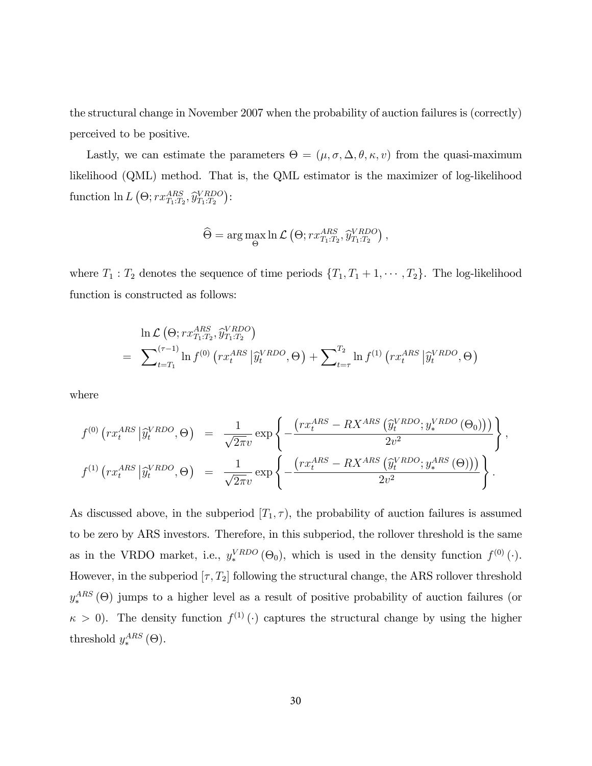the structural change in November 2007 when the probability of auction failures is (correctly) perceived to be positive.

Lastly, we can estimate the parameters $\Theta = (\mu, \sigma, \Delta, \theta, \kappa, \upsilon)$ from the quasi-maximum likelihood (QML) method. That is, the QML estimator is the maximizer of log-likelihood function $\ln L\left(\Theta; rx^{ARS}_{T_1:T_2}, \widehat{y}^{VRDO}_{T_1:T_2}\right)$:

$$\widehat{\Theta} = \arg\max_{\Theta} \ln \mathcal{L}\left(\Theta; rx^{ARS}_{T_1:T_2}, \widehat{y}^{VRDO}_{T_1:T_2}\right),$$

where $T_1 : T_2$ denotes the sequence of time periods $\{T_1, T_1 + 1, \cdots, T_2\}$. The log-likelihood function is constructed as follows:

$$\begin{aligned}
& \ln \mathcal{L}\left(\Theta; rx^{ARS}_{T_1:T_2}, \widehat{y}^{VRDO}_{T_1:T_2}\right) \\
= \; & \sum\nolimits_{t=T_1}^{(\tau-1)} \ln f^{(0)}\left(rx^{ARS}_t \left| \widehat{y}^{VRDO}_t, \Theta\right.\right) + \sum\nolimits_{t=\tau}^{T_2} \ln f^{(1)}\left(rx^{ARS}_t \left| \widehat{y}^{VRDO}_t, \Theta\right.\right)
\end{aligned}$$

where

$$\begin{aligned}
f^{(0)}\left(rx^{ARS}_t \left| \widehat{y}^{VRDO}_t, \Theta\right.\right) &= \frac{1}{\sqrt{2\pi}\upsilon} \exp\left\{ -\frac{\left(rx^{ARS}_t - RX^{ARS}\left(\widehat{y}^{VRDO}_t; y^{VRDO}_*(\Theta_0)\right)\right)}{2\upsilon^2} \right\}, \\
f^{(1)}\left(rx^{ARS}_t \left| \widehat{y}^{VRDO}_t, \Theta\right.\right) &= \frac{1}{\sqrt{2\pi}\upsilon} \exp\left\{ -\frac{\left(rx^{ARS}_t - RX^{ARS}\left(\widehat{y}^{VRDO}_t; y^{ARS}_*(\Theta)\right)\right)}{2\upsilon^2} \right\}.
\end{aligned}$$

As discussed above, in the subperiod $[T_1, \tau)$, the probability of auction failures is assumed to be zero by ARS investors. Therefore, in this subperiod, the rollover threshold is the same as in the VRDO market, i.e., $y^{VRDO}_*(\Theta_0)$, which is used in the density function $f^{(0)}(\cdot)$. However, in the subperiod $[\tau, T_2]$ following the structural change, the ARS rollover threshold $y^{ARS}_*(\Theta)$ jumps to a higher level as a result of positive probability of auction failures (or $\kappa > 0$). The density function $f^{(1)}(\cdot)$ captures the structural change by using the higher threshold $y^{ARS}_*(\Theta)$.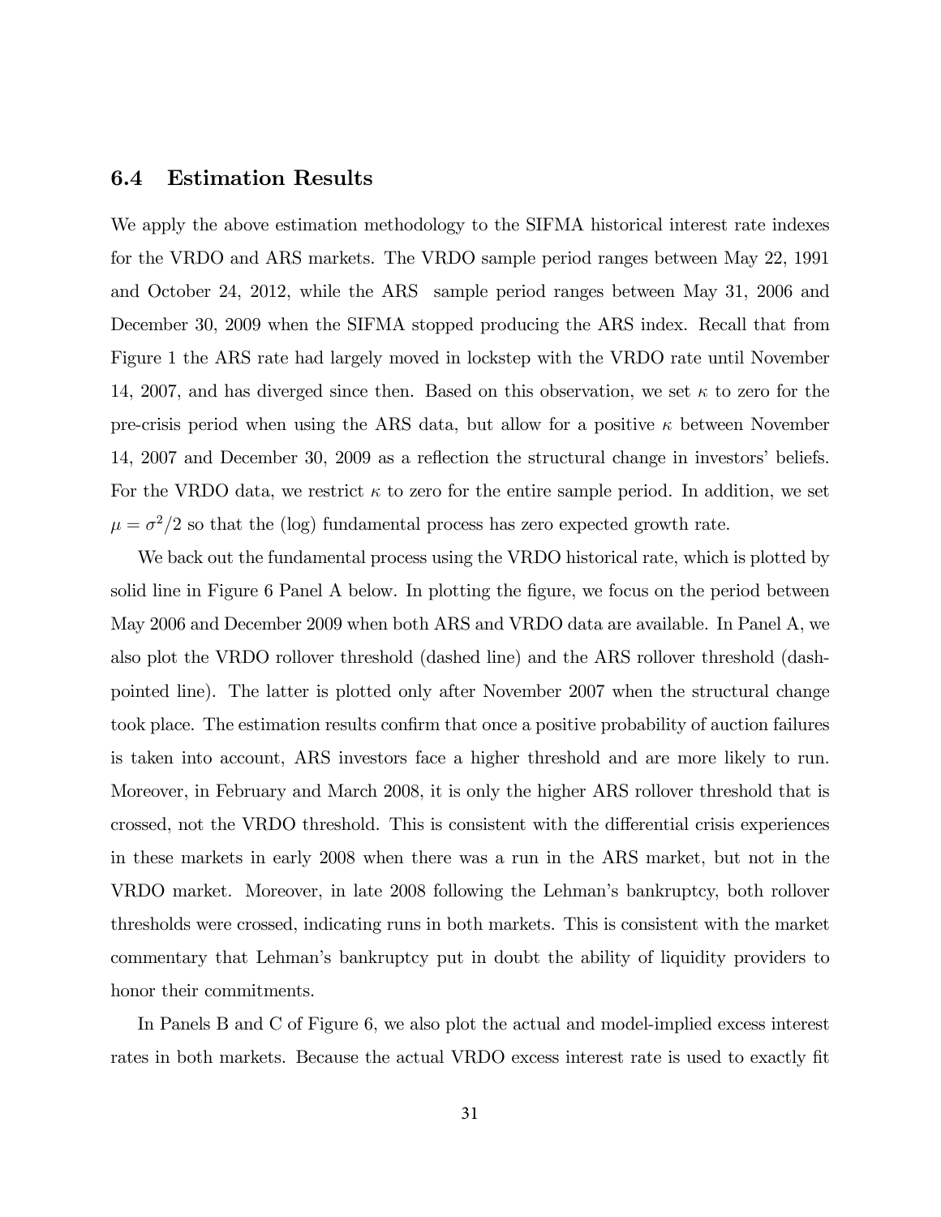### 6.4 Estimation Results

We apply the above estimation methodology to the SIFMA historical interest rate indexes for the VRDO and ARS markets. The VRDO sample period ranges between May 22, 1991 and October 24, 2012, while the ARS sample period ranges between May 31, 2006 and December 30, 2009 when the SIFMA stopped producing the ARS index. Recall that from Figure 1 the ARS rate had largely moved in lockstep with the VRDO rate until November 14, 2007, and has diverged since then. Based on this observation, we set $\kappa$ to zero for the pre-crisis period when using the ARS data, but allow for a positive $\kappa$ between November 14, 2007 and December 30, 2009 as a reflection the structural change in investors' beliefs. For the VRDO data, we restrict $\kappa$ to zero for the entire sample period. In addition, we set $\mu = \sigma^2/2$ so that the (log) fundamental process has zero expected growth rate.

We back out the fundamental process using the VRDO historical rate, which is plotted by solid line in Figure 6 Panel A below. In plotting the figure, we focus on the period between May 2006 and December 2009 when both ARS and VRDO data are available. In Panel A, we also plot the VRDO rollover threshold (dashed line) and the ARS rollover threshold (dash-pointed line). The latter is plotted only after November 2007 when the structural change took place. The estimation results confirm that once a positive probability of auction failures is taken into account, ARS investors face a higher threshold and are more likely to run. Moreover, in February and March 2008, it is only the higher ARS rollover threshold that is crossed, not the VRDO threshold. This is consistent with the differential crisis experiences in these markets in early 2008 when there was a run in the ARS market, but not in the VRDO market. Moreover, in late 2008 following the Lehman's bankruptcy, both rollover thresholds were crossed, indicating runs in both markets. This is consistent with the market commentary that Lehman's bankruptcy put in doubt the ability of liquidity providers to honor their commitments.

In Panels B and C of Figure 6, we also plot the actual and model-implied excess interest rates in both markets. Because the actual VRDO excess interest rate is used to exactly fit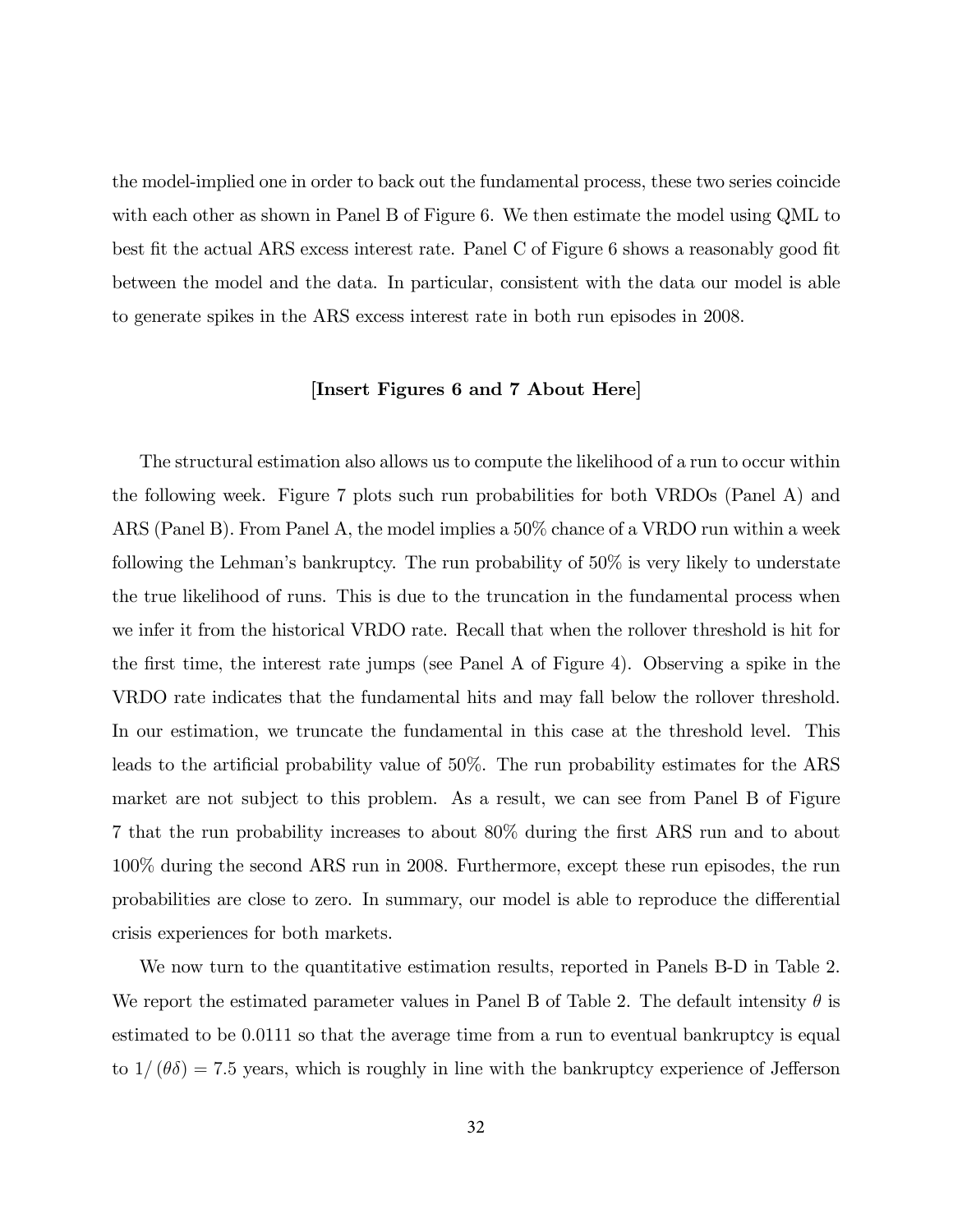the model-implied one in order to back out the fundamental process, these two series coincide with each other as shown in Panel B of Figure 6. We then estimate the model using QML to best fit the actual ARS excess interest rate. Panel C of Figure 6 shows a reasonably good fit between the model and the data. In particular, consistent with the data our model is able to generate spikes in the ARS excess interest rate in both run episodes in 2008.

[**Insert Figures 6 and 7 About Here**]

The structural estimation also allows us to compute the likelihood of a run to occur within the following week. Figure 7 plots such run probabilities for both VRDOs (Panel A) and ARS (Panel B). From Panel A, the model implies a 50% chance of a VRDO run within a week following the Lehman's bankruptcy. The run probability of 50% is very likely to understate the true likelihood of runs. This is due to the truncation in the fundamental process when we infer it from the historical VRDO rate. Recall that when the rollover threshold is hit for the first time, the interest rate jumps (see Panel A of Figure 4). Observing a spike in the VRDO rate indicates that the fundamental hits and may fall below the rollover threshold. In our estimation, we truncate the fundamental in this case at the threshold level. This leads to the artificial probability value of 50%. The run probability estimates for the ARS market are not subject to this problem. As a result, we can see from Panel B of Figure 7 that the run probability increases to about 80% during the first ARS run and to about 100% during the second ARS run in 2008. Furthermore, except these run episodes, the run probabilities are close to zero. In summary, our model is able to reproduce the differential crisis experiences for both markets.

We now turn to the quantitative estimation results, reported in Panels B-D in Table 2. We report the estimated parameter values in Panel B of Table 2. The default intensity $\theta$ is estimated to be 0.0111 so that the average time from a run to eventual bankruptcy is equal to $1/(\theta\delta) = 7.5$ years, which is roughly in line with the bankruptcy experience of Jefferson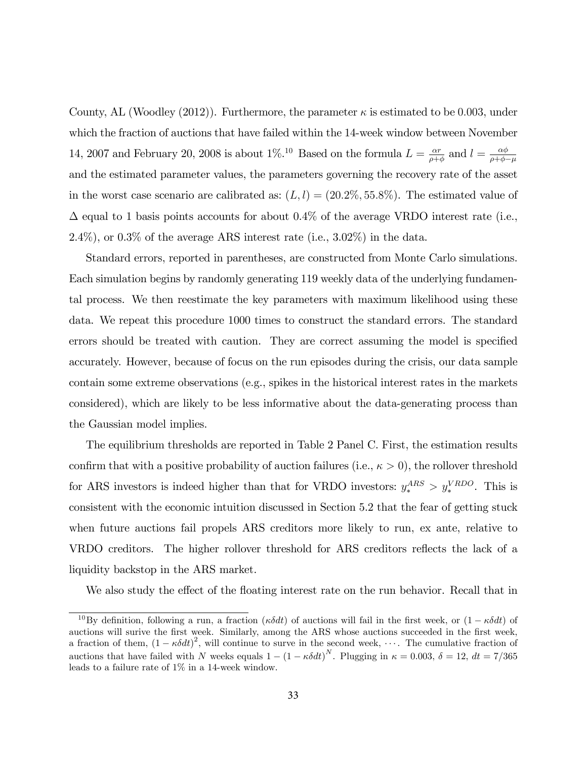County, AL (Woodley (2012)). Furthermore, the parameter $\kappa$ is estimated to be 0.003, under which the fraction of auctions that have failed within the 14-week window between November 14, 2007 and February 20, 2008 is about 1%.[10] Based on the formula $L = \frac{\alpha r}{\rho+\phi}$ and $l = \frac{\alpha\phi}{\rho+\phi-\mu}$ and the estimated parameter values, the parameters governing the recovery rate of the asset in the worst case scenario are calibrated as: $(L, l) = (20.2\%, 55.8\%)$. The estimated value of $\Delta$ equal to 1 basis points accounts for about 0.4% of the average VRDO interest rate (i.e., 2.4%), or 0.3% of the average ARS interest rate (i.e., 3.02%) in the data.

Standard errors, reported in parentheses, are constructed from Monte Carlo simulations. Each simulation begins by randomly generating 119 weekly data of the underlying fundamental process. We then reestimate the key parameters with maximum likelihood using these data. We repeat this procedure 1000 times to construct the standard errors. The standard errors should be treated with caution. They are correct assuming the model is specified accurately. However, because of focus on the run episodes during the crisis, our data sample contain some extreme observations (e.g., spikes in the historical interest rates in the markets considered), which are likely to be less informative about the data-generating process than the Gaussian model implies.

The equilibrium thresholds are reported in Table 2 Panel C. First, the estimation results confirm that with a positive probability of auction failures (i.e., $\kappa > 0$), the rollover threshold for ARS investors is indeed higher than that for VRDO investors: $y_*^{ARS} > y_*^{VRDO}$. This is consistent with the economic intuition discussed in Section 5.2 that the fear of getting stuck when future auctions fail propels ARS creditors more likely to run, ex ante, relative to VRDO creditors. The higher rollover threshold for ARS creditors reflects the lack of a liquidity backstop in the ARS market.

We also study the effect of the floating interest rate on the run behavior. Recall that in

[10] By definition, following a run, a fraction $(\kappa\delta dt)$ of auctions will fail in the first week, or $(1-\kappa\delta dt)$ of auctions will surive the first week. Similarly, among the ARS whose auctions succeeded in the first week, a fraction of them, $(1-\kappa\delta dt)^2$, will continue to surve in the second week, $\cdots$. The cumulative fraction of auctions that have failed with $N$ weeks equals $1-(1-\kappa\delta dt)^N$. Plugging in $\kappa = 0.003$, $\delta = 12$, $dt = 7/365$ leads to a failure rate of 1% in a 14-week window.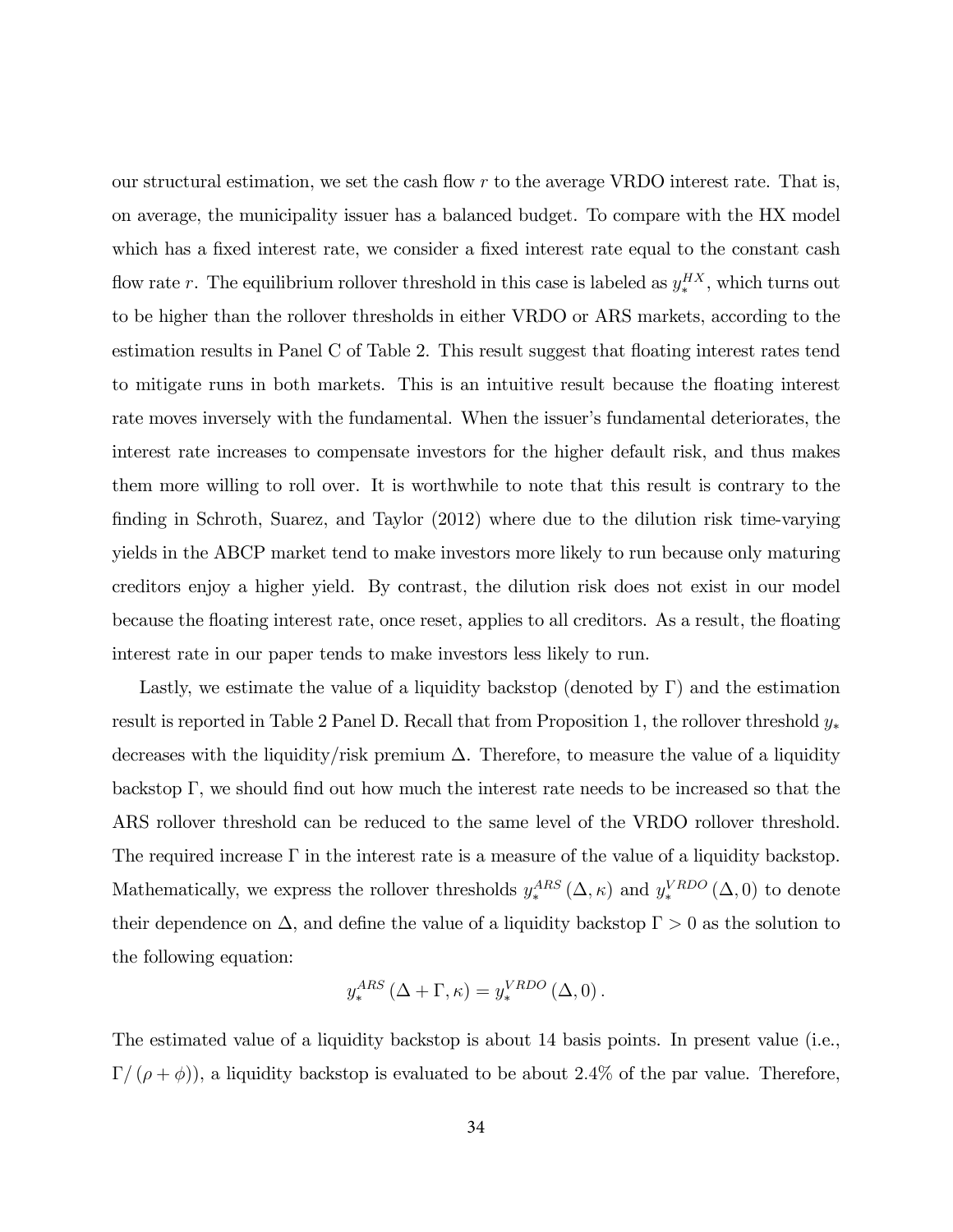our structural estimation, we set the cash flow $r$ to the average VRDO interest rate. That is, on average, the municipality issuer has a balanced budget. To compare with the HX model which has a fixed interest rate, we consider a fixed interest rate equal to the constant cash flow rate $r$. The equilibrium rollover threshold in this case is labeled as $y_*^{HX}$, which turns out to be higher than the rollover thresholds in either VRDO or ARS markets, according to the estimation results in Panel C of Table 2. This result suggest that floating interest rates tend to mitigate runs in both markets. This is an intuitive result because the floating interest rate moves inversely with the fundamental. When the issuer's fundamental deteriorates, the interest rate increases to compensate investors for the higher default risk, and thus makes them more willing to roll over. It is worthwhile to note that this result is contrary to the finding in Schroth, Suarez, and Taylor (2012) where due to the dilution risk time-varying yields in the ABCP market tend to make investors more likely to run because only maturing creditors enjoy a higher yield. By contrast, the dilution risk does not exist in our model because the floating interest rate, once reset, applies to all creditors. As a result, the floating interest rate in our paper tends to make investors less likely to run.

Lastly, we estimate the value of a liquidity backstop (denoted by $\Gamma$) and the estimation result is reported in Table 2 Panel D. Recall that from Proposition 1, the rollover threshold $y_*$ decreases with the liquidity/risk premium $\Delta$. Therefore, to measure the value of a liquidity backstop $\Gamma$, we should find out how much the interest rate needs to be increased so that the ARS rollover threshold can be reduced to the same level of the VRDO rollover threshold. The required increase $\Gamma$ in the interest rate is a measure of the value of a liquidity backstop. Mathematically, we express the rollover thresholds $y_*^{ARS}(\Delta, \kappa)$ and $y_*^{VRDO}(\Delta, 0)$ to denote their dependence on $\Delta$, and define the value of a liquidity backstop $\Gamma > 0$ as the solution to the following equation:

$$y_*^{ARS}(\Delta + \Gamma, \kappa) = y_*^{VRDO}(\Delta, 0).$$

The estimated value of a liquidity backstop is about 14 basis points. In present value (i.e., $\Gamma/(\rho + \phi)$), a liquidity backstop is evaluated to be about 2.4% of the par value. Therefore,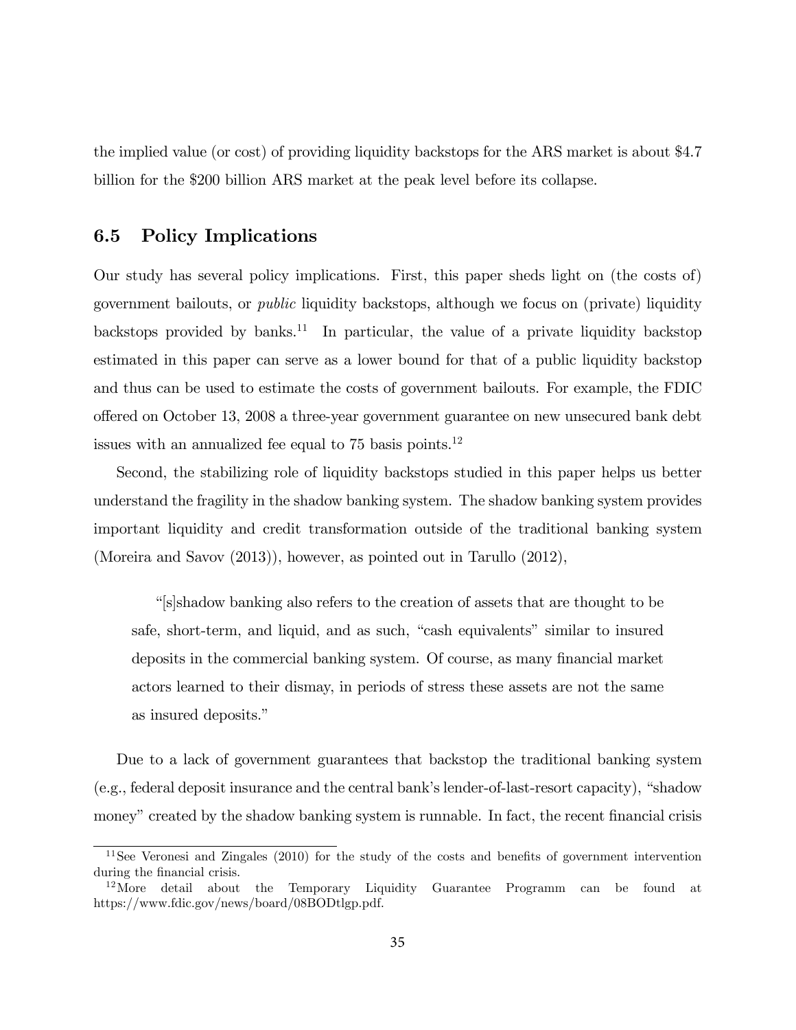the implied value (or cost) of providing liquidity backstops for the ARS market is about $4.7 billion for the $200 billion ARS market at the peak level before its collapse.

## 6.5 Policy Implications

Our study has several policy implications. First, this paper sheds light on (the costs of) government bailouts, or *public* liquidity backstops, although we focus on (private) liquidity backstops provided by banks.[11] In particular, the value of a private liquidity backstop estimated in this paper can serve as a lower bound for that of a public liquidity backstop and thus can be used to estimate the costs of government bailouts. For example, the FDIC offered on October 13, 2008 a three-year government guarantee on new unsecured bank debt issues with an annualized fee equal to 75 basis points.[12]

Second, the stabilizing role of liquidity backstops studied in this paper helps us better understand the fragility in the shadow banking system. The shadow banking system provides important liquidity and credit transformation outside of the traditional banking system (Moreira and Savov (2013)), however, as pointed out in Tarullo (2012),

> "[s]shadow banking also refers to the creation of assets that are thought to be safe, short-term, and liquid, and as such, "cash equivalents" similar to insured deposits in the commercial banking system. Of course, as many financial market actors learned to their dismay, in periods of stress these assets are not the same as insured deposits."

Due to a lack of government guarantees that backstop the traditional banking system (e.g., federal deposit insurance and the central bank's lender-of-last-resort capacity), "shadow money" created by the shadow banking system is runnable. In fact, the recent financial crisis

[11] See Veronesi and Zingales (2010) for the study of the costs and benefits of government intervention during the financial crisis.

[12] More detail about the Temporary Liquidity Guarantee Programm can be found at https://www.fdic.gov/news/board/08BODtlgp.pdf.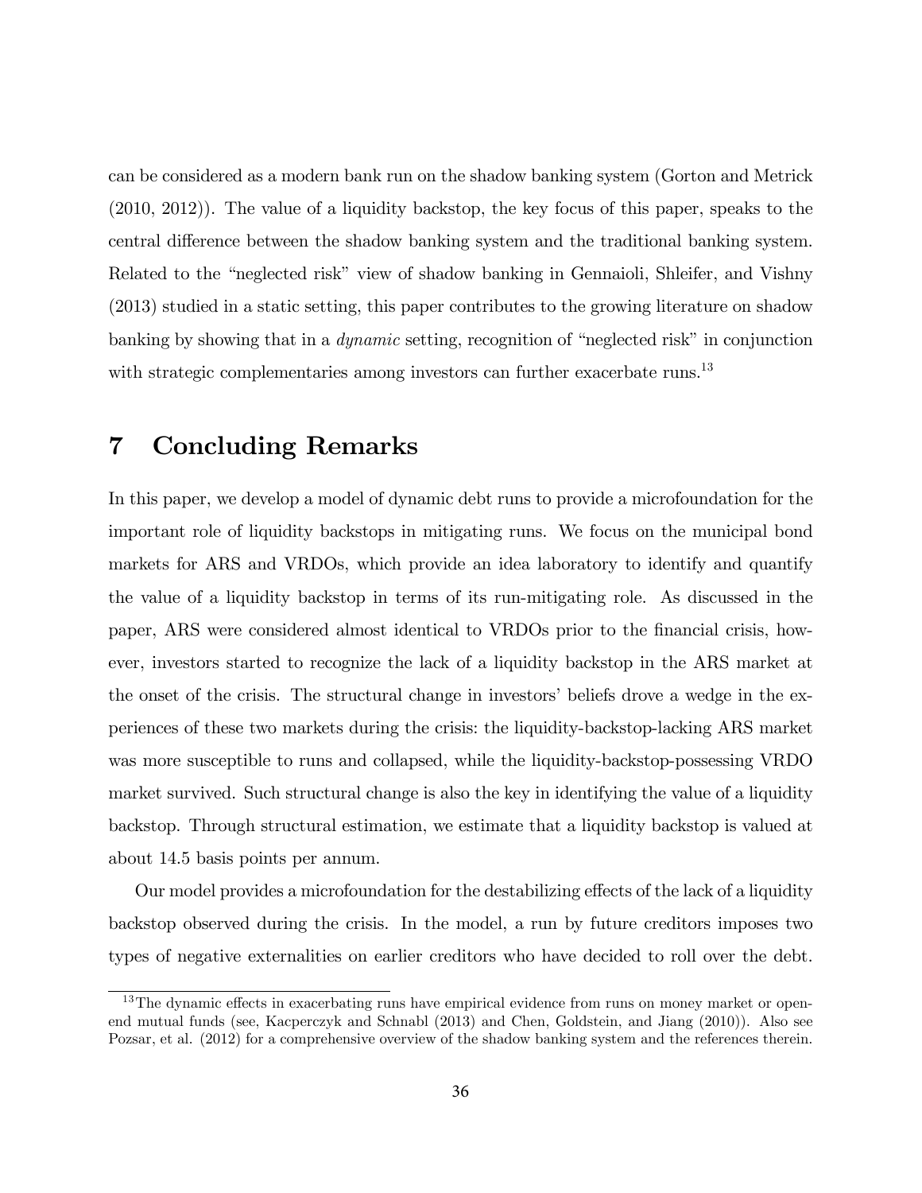can be considered as a modern bank run on the shadow banking system (Gorton and Metrick (2010, 2012)). The value of a liquidity backstop, the key focus of this paper, speaks to the central difference between the shadow banking system and the traditional banking system. Related to the "neglected risk" view of shadow banking in Gennaioli, Shleifer, and Vishny (2013) studied in a static setting, this paper contributes to the growing literature on shadow banking by showing that in a *dynamic* setting, recognition of "neglected risk" in conjunction with strategic complementaries among investors can further exacerbate runs.[13]

# 7 Concluding Remarks

In this paper, we develop a model of dynamic debt runs to provide a microfoundation for the important role of liquidity backstops in mitigating runs. We focus on the municipal bond markets for ARS and VRDOs, which provide an idea laboratory to identify and quantify the value of a liquidity backstop in terms of its run-mitigating role. As discussed in the paper, ARS were considered almost identical to VRDOs prior to the financial crisis, however, investors started to recognize the lack of a liquidity backstop in the ARS market at the onset of the crisis. The structural change in investors' beliefs drove a wedge in the experiences of these two markets during the crisis: the liquidity-backstop-lacking ARS market was more susceptible to runs and collapsed, while the liquidity-backstop-possessing VRDO market survived. Such structural change is also the key in identifying the value of a liquidity backstop. Through structural estimation, we estimate that a liquidity backstop is valued at about 14.5 basis points per annum.

Our model provides a microfoundation for the destabilizing effects of the lack of a liquidity backstop observed during the crisis. In the model, a run by future creditors imposes two types of negative externalities on earlier creditors who have decided to roll over the debt.

[13] The dynamic effects in exacerbating runs have empirical evidence from runs on money market or open-end mutual funds (see, Kacperczyk and Schnabl (2013) and Chen, Goldstein, and Jiang (2010)). Also see Pozsar, et al. (2012) for a comprehensive overview of the shadow banking system and the references therein.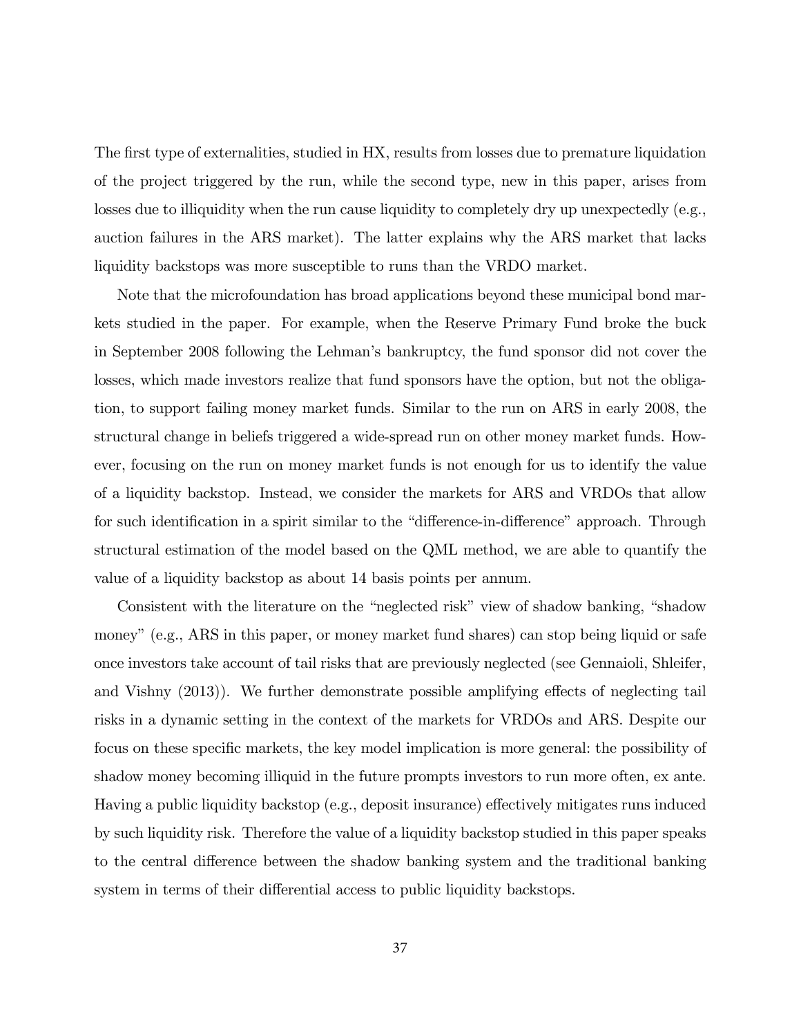The first type of externalities, studied in HX, results from losses due to premature liquidation of the project triggered by the run, while the second type, new in this paper, arises from losses due to illiquidity when the run cause liquidity to completely dry up unexpectedly (e.g., auction failures in the ARS market). The latter explains why the ARS market that lacks liquidity backstops was more susceptible to runs than the VRDO market.

Note that the microfoundation has broad applications beyond these municipal bond markets studied in the paper. For example, when the Reserve Primary Fund broke the buck in September 2008 following the Lehman's bankruptcy, the fund sponsor did not cover the losses, which made investors realize that fund sponsors have the option, but not the obligation, to support failing money market funds. Similar to the run on ARS in early 2008, the structural change in beliefs triggered a wide-spread run on other money market funds. However, focusing on the run on money market funds is not enough for us to identify the value of a liquidity backstop. Instead, we consider the markets for ARS and VRDOs that allow for such identification in a spirit similar to the "difference-in-difference" approach. Through structural estimation of the model based on the QML method, we are able to quantify the value of a liquidity backstop as about 14 basis points per annum.

Consistent with the literature on the "neglected risk" view of shadow banking, "shadow money" (e.g., ARS in this paper, or money market fund shares) can stop being liquid or safe once investors take account of tail risks that are previously neglected (see Gennaioli, Shleifer, and Vishny (2013)). We further demonstrate possible amplifying effects of neglecting tail risks in a dynamic setting in the context of the markets for VRDOs and ARS. Despite our focus on these specific markets, the key model implication is more general: the possibility of shadow money becoming illiquid in the future prompts investors to run more often, ex ante. Having a public liquidity backstop (e.g., deposit insurance) effectively mitigates runs induced by such liquidity risk. Therefore the value of a liquidity backstop studied in this paper speaks to the central difference between the shadow banking system and the traditional banking system in terms of their differential access to public liquidity backstops.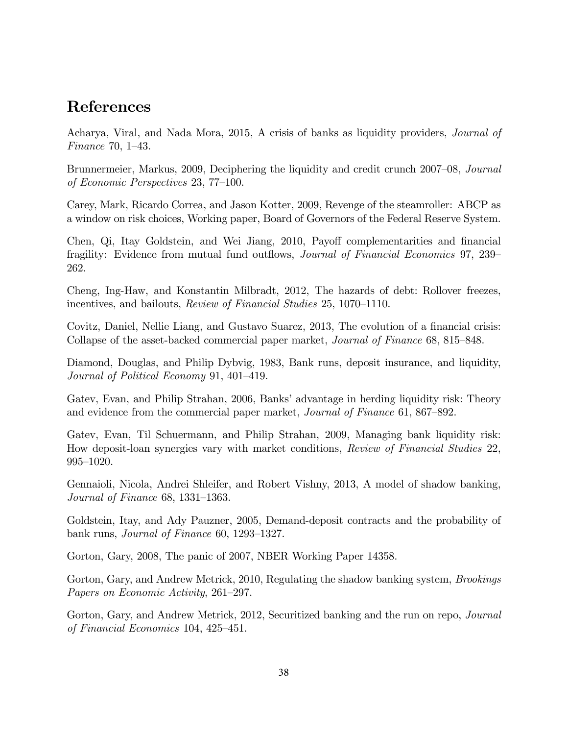# References

Acharya, Viral, and Nada Mora, 2015, A crisis of banks as liquidity providers, *Journal of Finance* 70, 1–43.

Brunnermeier, Markus, 2009, Deciphering the liquidity and credit crunch 2007–08, *Journal of Economic Perspectives* 23, 77–100.

Carey, Mark, Ricardo Correa, and Jason Kotter, 2009, Revenge of the steamroller: ABCP as a window on risk choices, Working paper, Board of Governors of the Federal Reserve System.

Chen, Qi, Itay Goldstein, and Wei Jiang, 2010, Payoff complementarities and financial fragility: Evidence from mutual fund outflows, *Journal of Financial Economics* 97, 239–262.

Cheng, Ing-Haw, and Konstantin Milbradt, 2012, The hazards of debt: Rollover freezes, incentives, and bailouts, *Review of Financial Studies* 25, 1070–1110.

Covitz, Daniel, Nellie Liang, and Gustavo Suarez, 2013, The evolution of a financial crisis: Collapse of the asset-backed commercial paper market, *Journal of Finance* 68, 815–848.

Diamond, Douglas, and Philip Dybvig, 1983, Bank runs, deposit insurance, and liquidity, *Journal of Political Economy* 91, 401–419.

Gatev, Evan, and Philip Strahan, 2006, Banks' advantage in herding liquidity risk: Theory and evidence from the commercial paper market, *Journal of Finance* 61, 867–892.

Gatev, Evan, Til Schuermann, and Philip Strahan, 2009, Managing bank liquidity risk: How deposit-loan synergies vary with market conditions, *Review of Financial Studies* 22, 995–1020.

Gennaioli, Nicola, Andrei Shleifer, and Robert Vishny, 2013, A model of shadow banking, *Journal of Finance* 68, 1331–1363.

Goldstein, Itay, and Ady Pauzner, 2005, Demand-deposit contracts and the probability of bank runs, *Journal of Finance* 60, 1293–1327.

Gorton, Gary, 2008, The panic of 2007, NBER Working Paper 14358.

Gorton, Gary, and Andrew Metrick, 2010, Regulating the shadow banking system, *Brookings Papers on Economic Activity*, 261–297.

Gorton, Gary, and Andrew Metrick, 2012, Securitized banking and the run on repo, *Journal of Financial Economics* 104, 425–451.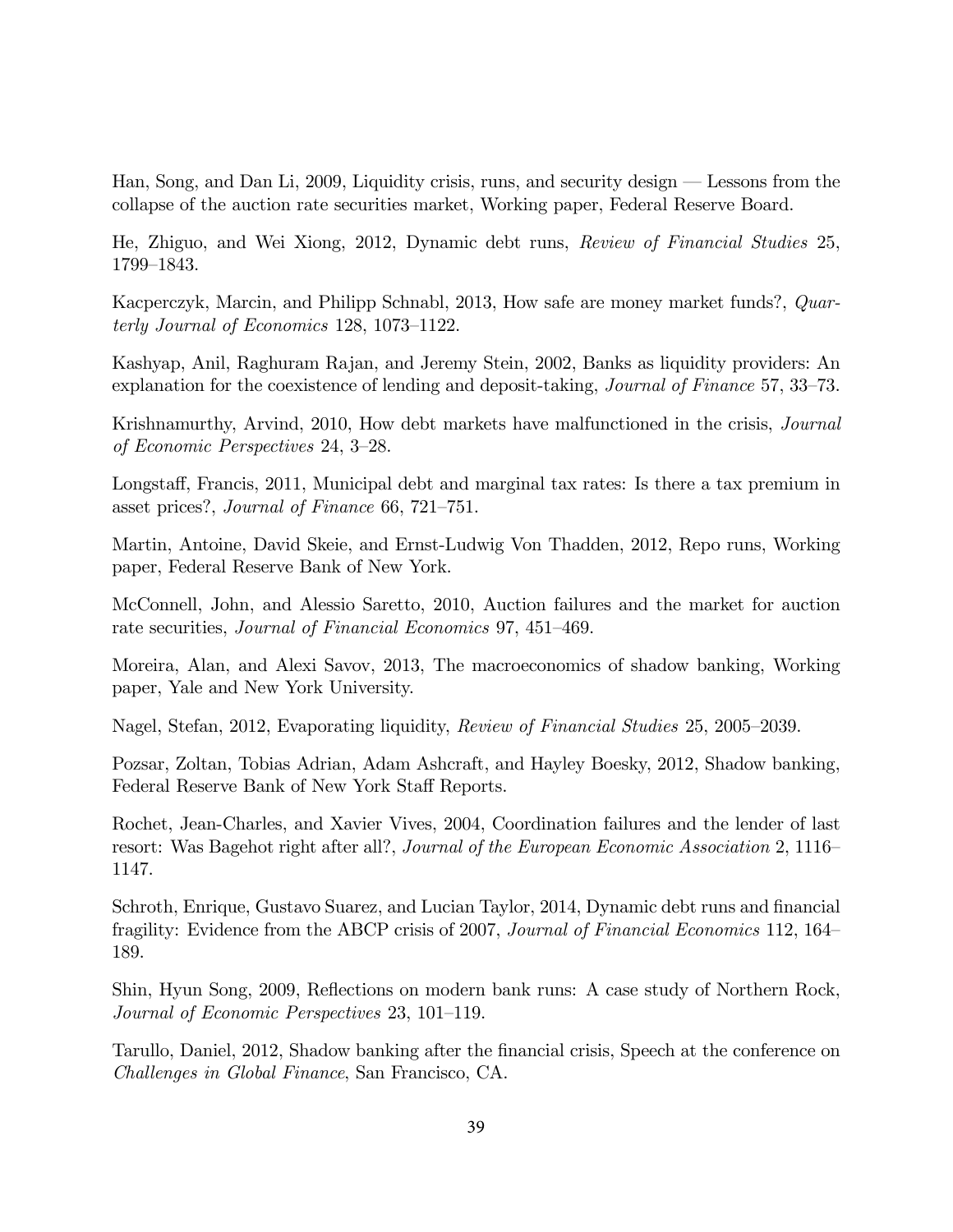Han, Song, and Dan Li, 2009, Liquidity crisis, runs, and security design — Lessons from the collapse of the auction rate securities market, Working paper, Federal Reserve Board.

He, Zhiguo, and Wei Xiong, 2012, Dynamic debt runs, *Review of Financial Studies* 25, 1799–1843.

Kacperczyk, Marcin, and Philipp Schnabl, 2013, How safe are money market funds?, *Quarterly Journal of Economics* 128, 1073–1122.

Kashyap, Anil, Raghuram Rajan, and Jeremy Stein, 2002, Banks as liquidity providers: An explanation for the coexistence of lending and deposit-taking, *Journal of Finance* 57, 33–73.

Krishnamurthy, Arvind, 2010, How debt markets have malfunctioned in the crisis, *Journal of Economic Perspectives* 24, 3–28.

Longstaff, Francis, 2011, Municipal debt and marginal tax rates: Is there a tax premium in asset prices?, *Journal of Finance* 66, 721–751.

Martin, Antoine, David Skeie, and Ernst-Ludwig Von Thadden, 2012, Repo runs, Working paper, Federal Reserve Bank of New York.

McConnell, John, and Alessio Saretto, 2010, Auction failures and the market for auction rate securities, *Journal of Financial Economics* 97, 451–469.

Moreira, Alan, and Alexi Savov, 2013, The macroeconomics of shadow banking, Working paper, Yale and New York University.

Nagel, Stefan, 2012, Evaporating liquidity, *Review of Financial Studies* 25, 2005–2039.

Pozsar, Zoltan, Tobias Adrian, Adam Ashcraft, and Hayley Boesky, 2012, Shadow banking, Federal Reserve Bank of New York Staff Reports.

Rochet, Jean-Charles, and Xavier Vives, 2004, Coordination failures and the lender of last resort: Was Bagehot right after all?, *Journal of the European Economic Association* 2, 1116–1147.

Schroth, Enrique, Gustavo Suarez, and Lucian Taylor, 2014, Dynamic debt runs and financial fragility: Evidence from the ABCP crisis of 2007, *Journal of Financial Economics* 112, 164–189.

Shin, Hyun Song, 2009, Reflections on modern bank runs: A case study of Northern Rock, *Journal of Economic Perspectives* 23, 101–119.

Tarullo, Daniel, 2012, Shadow banking after the financial crisis, Speech at the conference on *Challenges in Global Finance*, San Francisco, CA.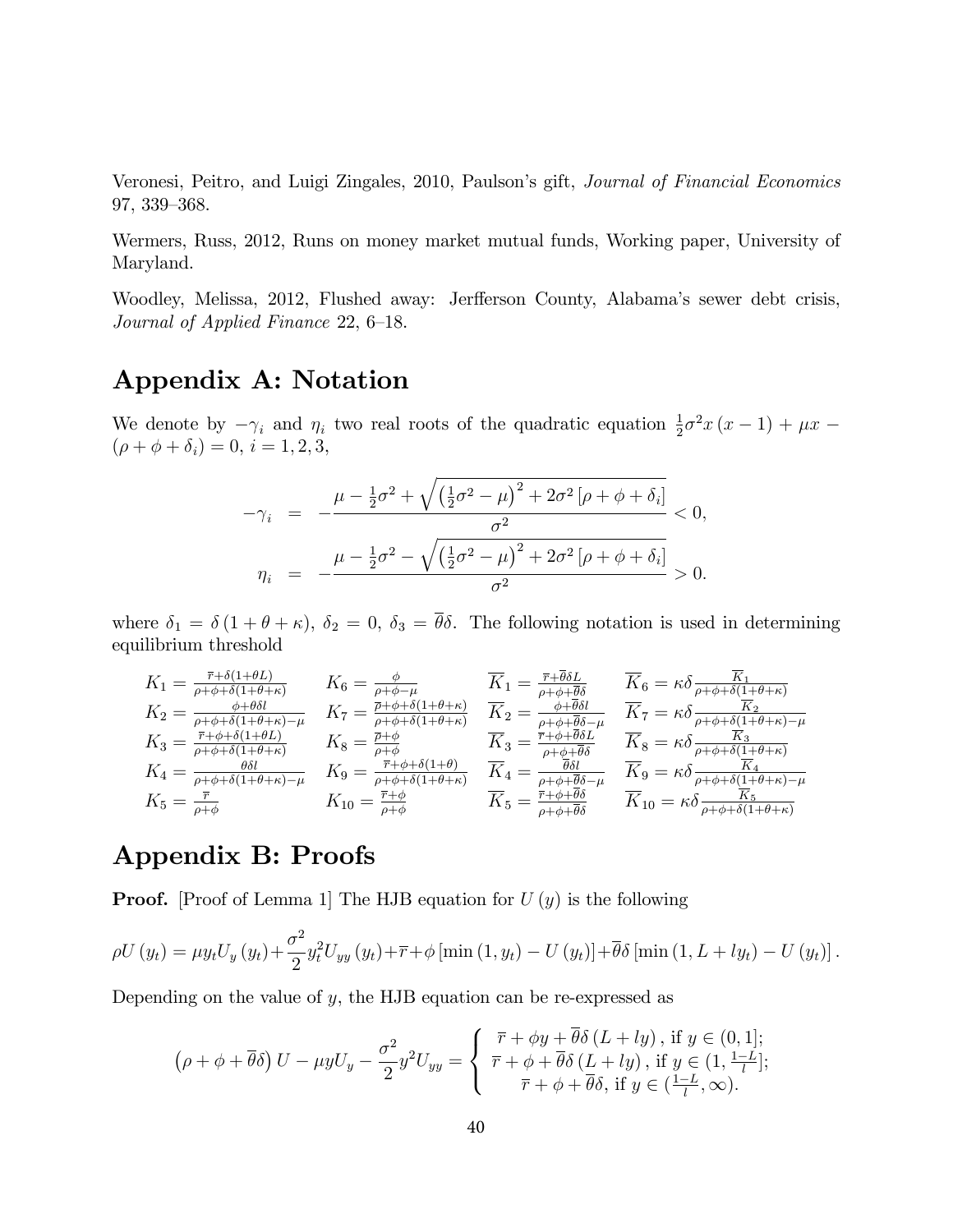Veronesi, Peitro, and Luigi Zingales, 2010, Paulson's gift, *Journal of Financial Economics* 97, 339–368.

Wermers, Russ, 2012, Runs on money market mutual funds, Working paper, University of Maryland.

Woodley, Melissa, 2012, Flushed away: Jerfferson County, Alabama's sewer debt crisis, *Journal of Applied Finance* 22, 6–18.

# Appendix A: Notation

We denote by $-\gamma_i$ and $\eta_i$ two real roots of the quadratic equation $\frac{1}{2}\sigma^2 x(x-1) + \mu x - (\rho + \phi + \delta_i) = 0$, $i = 1, 2, 3$,

$$
\begin{aligned}
-\gamma_i &= -\frac{\mu - \frac{1}{2}\sigma^2 + \sqrt{\left(\frac{1}{2}\sigma^2 - \mu\right)^2 + 2\sigma^2\left[\rho + \phi + \delta_i\right]}}{\sigma^2} < 0, \\
\eta_i &= -\frac{\mu - \frac{1}{2}\sigma^2 - \sqrt{\left(\frac{1}{2}\sigma^2 - \mu\right)^2 + 2\sigma^2\left[\rho + \phi + \delta_i\right]}}{\sigma^2} > 0.
\end{aligned}
$$

where $\delta_1 = \delta(1 + \theta + \kappa)$, $\delta_2 = 0$, $\delta_3 = \overline{\theta}\delta$. The following notation is used in determining equilibrium threshold

$$
\begin{array}{llll}
K_1 = \frac{\overline{r} + \delta(1+\theta L)}{\rho + \phi + \delta(1+\theta+\kappa)} & K_6 = \frac{\phi}{\rho+\phi-\mu} & \overline{K}_1 = \frac{\overline{r} + \overline{\theta}\delta L}{\rho+\phi+\overline{\theta}\delta} & \overline{K}_6 = \kappa\delta\frac{\overline{K}_1}{\rho+\phi+\delta(1+\theta+\kappa)} \\
K_2 = \frac{\phi+\theta\delta l}{\rho+\phi+\delta(1+\theta+\kappa)-\mu} & K_7 = \frac{\overline{\rho}+\phi+\delta(1+\theta+\kappa)}{\rho+\phi+\delta(1+\theta+\kappa)} & \overline{K}_2 = \frac{\phi+\overline{\theta}\delta l}{\rho+\phi+\overline{\theta}\delta-\mu} & \overline{K}_7 = \kappa\delta\frac{\overline{K}_2}{\rho+\phi+\delta(1+\theta+\kappa)-\mu} \\
K_3 = \frac{\overline{r}+\phi+\delta(1+\theta L)}{\rho+\phi+\delta(1+\theta+\kappa)} & K_8 = \frac{\overline{\rho}+\phi}{\rho+\phi} & \overline{K}_3 = \frac{\overline{r}+\phi+\overline{\theta}\delta L}{\rho+\phi+\overline{\theta}\delta} & \overline{K}_8 = \kappa\delta\frac{\overline{K}_3}{\rho+\phi+\delta(1+\theta+\kappa)} \\
K_4 = \frac{\theta\delta l}{\rho+\phi+\delta(1+\theta+\kappa)-\mu} & K_9 = \frac{\overline{r}+\phi+\delta(1+\theta)}{\rho+\phi+\delta(1+\theta+\kappa)} & \overline{K}_4 = \frac{\overline{\theta}\delta l}{\rho+\phi+\overline{\theta}\delta-\mu} & \overline{K}_9 = \kappa\delta\frac{\overline{K}_4}{\rho+\phi+\delta(1+\theta+\kappa)-\mu} \\
K_5 = \frac{\overline{r}}{\rho+\phi} & K_{10} = \frac{\overline{r}+\phi}{\rho+\phi} & \overline{K}_5 = \frac{\overline{r}+\phi+\overline{\theta}\delta}{\rho+\phi+\overline{\theta}\delta} & \overline{K}_{10} = \kappa\delta\frac{\overline{K}_5}{\rho+\phi+\delta(1+\theta+\kappa)}
\end{array}
$$

# Appendix B: Proofs

**Proof.** [Proof of Lemma 1] The HJB equation for $U(y)$ is the following

$$
\rho U(y_t) = \mu y_t U_y(y_t) + \frac{\sigma^2}{2} y_t^2 U_{yy}(y_t) + \overline{r} + \phi\left[\min(1, y_t) - U(y_t)\right] + \overline{\theta}\delta\left[\min(1, L + l y_t) - U(y_t)\right].
$$

Depending on the value of $y$, the HJB equation can be re-expressed as

$$
\left(\rho + \phi + \overline{\theta}\delta\right) U - \mu y U_y - \frac{\sigma^2}{2} y^2 U_{yy} = \left\{
\begin{array}{c}
\overline{r} + \phi y + \overline{\theta}\delta\left(L + l y\right), \text{ if } y \in (0, 1]; \\
\overline{r} + \phi + \overline{\theta}\delta\left(L + l y\right), \text{ if } y \in (1, \frac{1-L}{l}]; \\
\overline{r} + \phi + \overline{\theta}\delta, \text{ if } y \in (\frac{1-L}{l}, \infty).
\end{array}
\right.
$$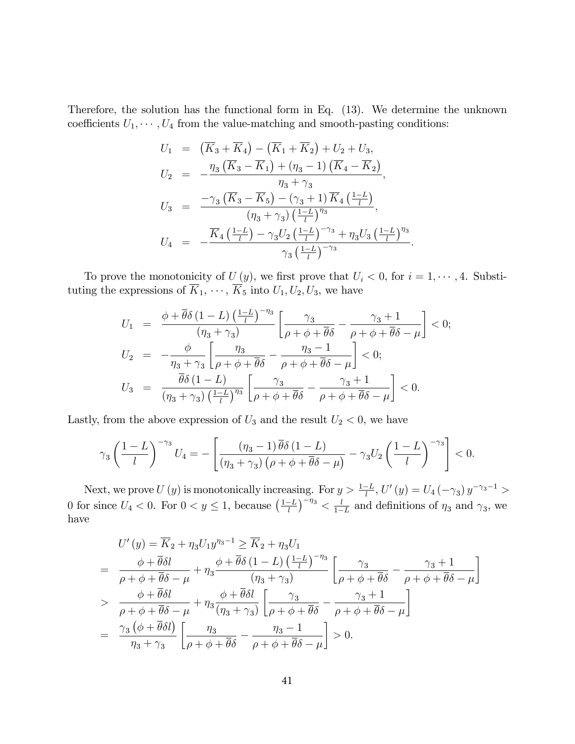Therefore, the solution has the functional form in Eq. (13). We determine the unknown coefficients $U_1, \cdots, U_4$ from the value-matching and smooth-pasting conditions:

$$
\begin{aligned}
U_1 &= \left(\overline{K}_3 + \overline{K}_4\right) - \left(\overline{K}_1 + \overline{K}_2\right) + U_2 + U_3, \\
U_2 &= -\frac{\eta_3 \left(\overline{K}_3 - \overline{K}_1\right) + (\eta_3 - 1)\left(\overline{K}_4 - \overline{K}_2\right)}{\eta_3 + \gamma_3}, \\
U_3 &= \frac{-\gamma_3 \left(\overline{K}_3 - \overline{K}_5\right) - (\gamma_3 + 1)\, \overline{K}_4 \left(\frac{1-L}{l}\right)}{(\eta_3 + \gamma_3)\left(\frac{1-L}{l}\right)^{\eta_3}}, \\
U_4 &= -\frac{\overline{K}_4 \left(\frac{1-L}{l}\right) - \gamma_3 U_2 \left(\frac{1-L}{l}\right)^{-\gamma_3} + \eta_3 U_3 \left(\frac{1-L}{l}\right)^{\eta_3}}{\gamma_3 \left(\frac{1-L}{l}\right)^{-\gamma_3}}.
\end{aligned}
$$

To prove the monotonicity of $U(y)$, we first prove that $U_i < 0$, for $i = 1, \cdots, 4$. Substituting the expressions of $\overline{K}_1, \cdots, \overline{K}_5$ into $U_1, U_2, U_3$, we have

$$
\begin{aligned}
U_1 &= \frac{\phi + \overline{\theta}\delta (1-L)\left(\frac{1-L}{l}\right)^{-\eta_3}}{(\eta_3 + \gamma_3)} \left[\frac{\gamma_3}{\rho + \phi + \overline{\theta}\delta} - \frac{\gamma_3 + 1}{\rho + \phi + \overline{\theta}\delta - \mu}\right] < 0; \\
U_2 &= -\frac{\phi}{\eta_3 + \gamma_3}\left[\frac{\eta_3}{\rho + \phi + \overline{\theta}\delta} - \frac{\eta_3 - 1}{\rho + \phi + \overline{\theta}\delta - \mu}\right] < 0; \\
U_3 &= \frac{\overline{\theta}\delta (1-L)}{(\eta_3 + \gamma_3)\left(\frac{1-L}{l}\right)^{\eta_3}}\left[\frac{\gamma_3}{\rho + \phi + \overline{\theta}\delta} - \frac{\gamma_3 + 1}{\rho + \phi + \overline{\theta}\delta - \mu}\right] < 0.
\end{aligned}
$$

Lastly, from the above expression of $U_3$ and the result $U_2 < 0$, we have

$$
\gamma_3 \left(\frac{1-L}{l}\right)^{-\gamma_3} U_4 = -\left[\frac{(\eta_3 - 1)\,\overline{\theta}\delta (1-L)}{(\eta_3 + \gamma_3)\left(\rho + \phi + \overline{\theta}\delta - \mu\right)} - \gamma_3 U_2 \left(\frac{1-L}{l}\right)^{-\gamma_3}\right] < 0.
$$

Next, we prove $U(y)$ is monotonically increasing. For $y > \frac{1-L}{l}$, $U'(y) = U_4(-\gamma_3)\, y^{-\gamma_3 - 1} > 0$ for since $U_4 < 0$. For $0 < y \leq 1$, because $\left(\frac{1-L}{l}\right)^{-\eta_3} < \frac{l}{1-L}$ and definitions of $\eta_3$ and $\gamma_3$, we have

$$
\begin{aligned}
& U'(y) = \overline{K}_2 + \eta_3 U_1 y^{\eta_3 - 1} \geq \overline{K}_2 + \eta_3 U_1 \\
= \;& \frac{\phi + \overline{\theta}\delta l}{\rho + \phi + \overline{\theta}\delta - \mu} + \eta_3 \frac{\phi + \overline{\theta}\delta (1-L)\left(\frac{1-L}{l}\right)^{-\eta_3}}{(\eta_3 + \gamma_3)}\left[\frac{\gamma_3}{\rho + \phi + \overline{\theta}\delta} - \frac{\gamma_3 + 1}{\rho + \phi + \overline{\theta}\delta - \mu}\right] \\
> \;& \frac{\phi + \overline{\theta}\delta l}{\rho + \phi + \overline{\theta}\delta - \mu} + \eta_3 \frac{\phi + \overline{\theta}\delta l}{(\eta_3 + \gamma_3)}\left[\frac{\gamma_3}{\rho + \phi + \overline{\theta}\delta} - \frac{\gamma_3 + 1}{\rho + \phi + \overline{\theta}\delta - \mu}\right] \\
= \;& \frac{\gamma_3\left(\phi + \overline{\theta}\delta l\right)}{\eta_3 + \gamma_3}\left[\frac{\eta_3}{\rho + \phi + \overline{\theta}\delta} - \frac{\eta_3 - 1}{\rho + \phi + \overline{\theta}\delta - \mu}\right] > 0.
\end{aligned}
$$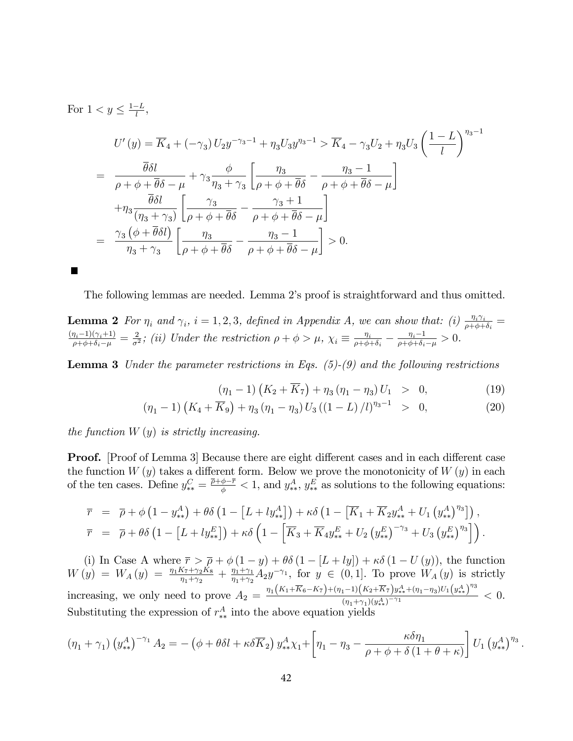For $1 < y \leq \frac{1-L}{l}$,

$$
\begin{aligned}
& U'(y) = \overline{K}_4 + (-\gamma_3) U_2 y^{-\gamma_3 - 1} + \eta_3 U_3 y^{\eta_3 - 1} > \overline{K}_4 - \gamma_3 U_2 + \eta_3 U_3 \left( \frac{1-L}{l} \right)^{\eta_3 - 1} \\
= \; & \frac{\overline{\theta}\delta l}{\rho + \phi + \overline{\theta}\delta - \mu} + \gamma_3 \frac{\phi}{\eta_3 + \gamma_3} \left[ \frac{\eta_3}{\rho + \phi + \overline{\theta}\delta} - \frac{\eta_3 - 1}{\rho + \phi + \overline{\theta}\delta - \mu} \right] \\
& + \eta_3 \frac{\overline{\theta}\delta l}{(\eta_3 + \gamma_3)} \left[ \frac{\gamma_3}{\rho + \phi + \overline{\theta}\delta} - \frac{\gamma_3 + 1}{\rho + \phi + \overline{\theta}\delta - \mu} \right] \\
= \; & \frac{\gamma_3 \left( \phi + \overline{\theta}\delta l \right)}{\eta_3 + \gamma_3} \left[ \frac{\eta_3}{\rho + \phi + \overline{\theta}\delta} - \frac{\eta_3 - 1}{\rho + \phi + \overline{\theta}\delta - \mu} \right] > 0.
\end{aligned}
$$

■

The following lemmas are needed. Lemma 2's proof is straightforward and thus omitted.

**Lemma 2** *For $\eta_i$ and $\gamma_i$, $i = 1, 2, 3$, defined in Appendix A, we can show that: (i) $\frac{\eta_i \gamma_i}{\rho + \phi + \delta_i} = \frac{(\eta_i - 1)(\gamma_i + 1)}{\rho + \phi + \delta_i - \mu} = \frac{2}{\sigma^2}$; (ii) Under the restriction $\rho + \phi > \mu$, $\chi_i \equiv \frac{\eta_i}{\rho + \phi + \delta_i} - \frac{\eta_i - 1}{\rho + \phi + \delta_i - \mu} > 0$.*

**Lemma 3** *Under the parameter restrictions in Eqs. (5)-(9) and the following restrictions*

$$
\begin{aligned}
(\eta_1 - 1)\left( K_2 + \overline{K}_7 \right) + \eta_3 (\eta_1 - \eta_3) U_1 &> 0, & (19) \\
(\eta_1 - 1)\left( K_4 + \overline{K}_9 \right) + \eta_3 (\eta_1 - \eta_3) U_3 \left( (1-L)/l \right)^{\eta_3 - 1} &> 0, & (20)
\end{aligned}
$$

*the function $W(y)$ is strictly increasing.*

**Proof.** [Proof of Lemma 3] Because there are eight different cases and in each different case the function $W(y)$ takes a different form. Below we prove the monotonicity of $W(y)$ in each of the ten cases. Define $y_{**}^C = \frac{\overline{\rho} + \phi - \overline{r}}{\phi} < 1$, and $y_{**}^A$, $y_{**}^E$ as solutions to the following equations:

$$
\begin{aligned}
\overline{r} &= \overline{\rho} + \phi \left( 1 - y_{**}^A \right) + \theta\delta \left( 1 - \left[ L + l y_{**}^A \right] \right) + \kappa\delta \left( 1 - \left[ \overline{K}_1 + \overline{K}_2 y_{**}^A + U_1 \left( y_{**}^A \right)^{\eta_3} \right] \right), \\
\overline{r} &= \overline{\rho} + \theta\delta \left( 1 - \left[ L + l y_{**}^E \right] \right) + \kappa\delta \left( 1 - \left[ \overline{K}_3 + \overline{K}_4 y_{**}^E + U_2 \left( y_{**}^E \right)^{-\gamma_3} + U_3 \left( y_{**}^E \right)^{\eta_3} \right] \right).
\end{aligned}
$$

(i) In Case A where $\overline{r} > \overline{\rho} + \phi (1 - y) + \theta\delta (1 - [L + ly]) + \kappa\delta (1 - U(y))$, the function $W(y) = W_A(y) = \frac{\eta_1 K_7 + \gamma_2 K_8}{\eta_1 + \gamma_2} + \frac{\eta_1 + \gamma_1}{\eta_1 + \gamma_2} A_2 y^{-\gamma_1}$, for $y \in (0, 1]$. To prove $W_A(y)$ is strictly increasing, we only need to prove $A_2 = \frac{\eta_1 \left( K_1 + \overline{K}_6 - K_7 \right) + (\eta_1 - 1)\left( K_2 + \overline{K}_7 \right) y_{**}^A + (\eta_1 - \eta_3) U_1 \left( y_{**}^A \right)^{\eta_3}}{(\eta_1 + \gamma_1)\left( y_{**}^A \right)^{-\gamma_1}} < 0$. Substituting the expression of $r_{**}^A$ into the above equation yields

$$
(\eta_1 + \gamma_1)\left( y_{**}^A \right)^{-\gamma_1} A_2 = -\left( \phi + \theta\delta l + \kappa\delta \overline{K}_2 \right) y_{**}^A \chi_1 + \left[ \eta_1 - \eta_3 - \frac{\kappa\delta\eta_1}{\rho + \phi + \delta (1 + \theta + \kappa)} \right] U_1 \left( y_{**}^A \right)^{\eta_3}.
$$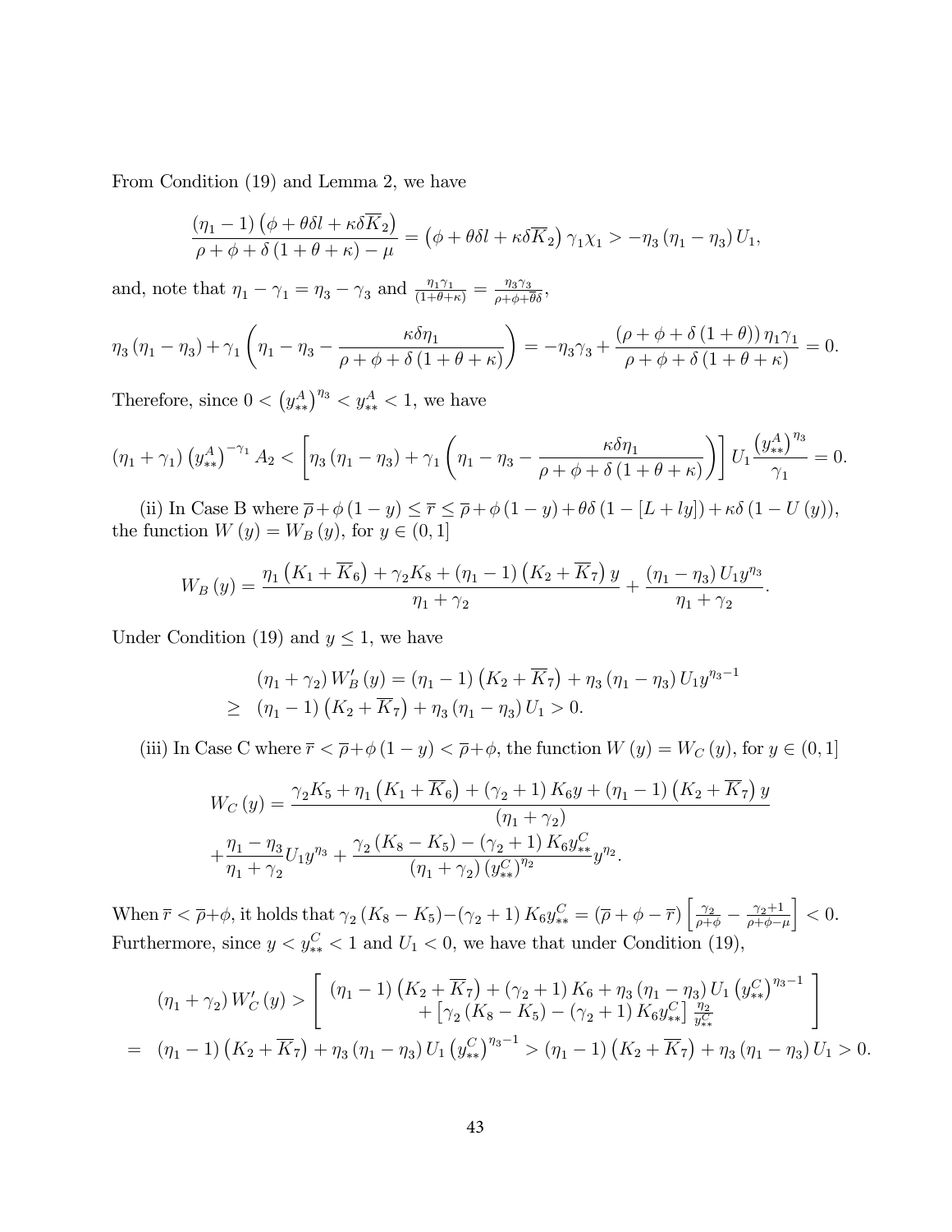From Condition (19) and Lemma 2, we have

$$\frac{(\eta_1 - 1)\left(\phi + \theta\delta l + \kappa\delta\overline{K}_2\right)}{\rho + \phi + \delta(1 + \theta + \kappa) - \mu} = \left(\phi + \theta\delta l + \kappa\delta\overline{K}_2\right)\gamma_1\chi_1 > -\eta_3(\eta_1 - \eta_3)U_1,$$

and, note that $\eta_1 - \gamma_1 = \eta_3 - \gamma_3$ and $\frac{\eta_1\gamma_1}{(1+\theta+\kappa)} = \frac{\eta_3\gamma_3}{\rho+\phi+\overline{\theta}\delta}$,

$$\eta_3(\eta_1 - \eta_3) + \gamma_1\left(\eta_1 - \eta_3 - \frac{\kappa\delta\eta_1}{\rho + \phi + \delta(1 + \theta + \kappa)}\right) = -\eta_3\gamma_3 + \frac{(\rho + \phi + \delta(1 + \theta))\eta_1\gamma_1}{\rho + \phi + \delta(1 + \theta + \kappa)} = 0.$$

Therefore, since $0 < \left(y_{**}^A\right)^{\eta_3} < y_{**}^A < 1$, we have

$$(\eta_1 + \gamma_1)\left(y_{**}^A\right)^{-\gamma_1} A_2 < \left[\eta_3(\eta_1 - \eta_3) + \gamma_1\left(\eta_1 - \eta_3 - \frac{\kappa\delta\eta_1}{\rho + \phi + \delta(1 + \theta + \kappa)}\right)\right] U_1 \frac{\left(y_{**}^A\right)^{\eta_3}}{\gamma_1} = 0.$$

(ii) In Case B where $\overline{\rho} + \phi(1 - y) \leq \overline{r} \leq \overline{\rho} + \phi(1 - y) + \theta\delta(1 - [L + ly]) + \kappa\delta(1 - U(y))$, the function $W(y) = W_B(y)$, for $y \in (0, 1]$

$$W_B(y) = \frac{\eta_1\left(K_1 + \overline{K}_6\right) + \gamma_2 K_8 + (\eta_1 - 1)\left(K_2 + \overline{K}_7\right)y}{\eta_1 + \gamma_2} + \frac{(\eta_1 - \eta_3)U_1 y^{\eta_3}}{\eta_1 + \gamma_2}.$$

Under Condition (19) and $y \leq 1$, we have

$$\begin{aligned}
&(\eta_1 + \gamma_2)W_B'(y) = (\eta_1 - 1)\left(K_2 + \overline{K}_7\right) + \eta_3(\eta_1 - \eta_3)U_1 y^{\eta_3 - 1} \\
\geq\ &(\eta_1 - 1)\left(K_2 + \overline{K}_7\right) + \eta_3(\eta_1 - \eta_3)U_1 > 0.
\end{aligned}$$

(iii) In Case C where $\overline{r} < \overline{\rho} + \phi(1 - y) < \overline{\rho} + \phi$, the function $W(y) = W_C(y)$, for $y \in (0, 1]$

$$\begin{aligned}
W_C(y) &= \frac{\gamma_2 K_5 + \eta_1\left(K_1 + \overline{K}_6\right) + (\gamma_2 + 1)K_6 y + (\eta_1 - 1)\left(K_2 + \overline{K}_7\right)y}{(\eta_1 + \gamma_2)} \\
&+ \frac{\eta_1 - \eta_3}{\eta_1 + \gamma_2}U_1 y^{\eta_3} + \frac{\gamma_2(K_8 - K_5) - (\gamma_2 + 1)K_6 y_{**}^C}{(\eta_1 + \gamma_2)\left(y_{**}^C\right)^{\eta_2}} y^{\eta_2}.
\end{aligned}$$

When $\overline{r} < \overline{\rho} + \phi$, it holds that $\gamma_2(K_8 - K_5) - (\gamma_2 + 1)K_6 y_{**}^C = (\overline{\rho} + \phi - \overline{r})\left[\frac{\gamma_2}{\rho+\phi} - \frac{\gamma_2+1}{\rho+\phi-\mu}\right] < 0$. Furthermore, since $y < y_{**}^C < 1$ and $U_1 < 0$, we have that under Condition (19),

$$\begin{aligned}
&(\eta_1 + \gamma_2)W_C'(y) > \left[\begin{array}{c} (\eta_1 - 1)\left(K_2 + \overline{K}_7\right) + (\gamma_2 + 1)K_6 + \eta_3(\eta_1 - \eta_3)U_1\left(y_{**}^C\right)^{\eta_3 - 1} \\ + \left[\gamma_2(K_8 - K_5) - (\gamma_2 + 1)K_6 y_{**}^C\right]\frac{\eta_2}{y_{**}^C} \end{array}\right] \\
= \ &(\eta_1 - 1)\left(K_2 + \overline{K}_7\right) + \eta_3(\eta_1 - \eta_3)U_1\left(y_{**}^C\right)^{\eta_3 - 1} > (\eta_1 - 1)\left(K_2 + \overline{K}_7\right) + \eta_3(\eta_1 - \eta_3)U_1 > 0.
\end{aligned}$$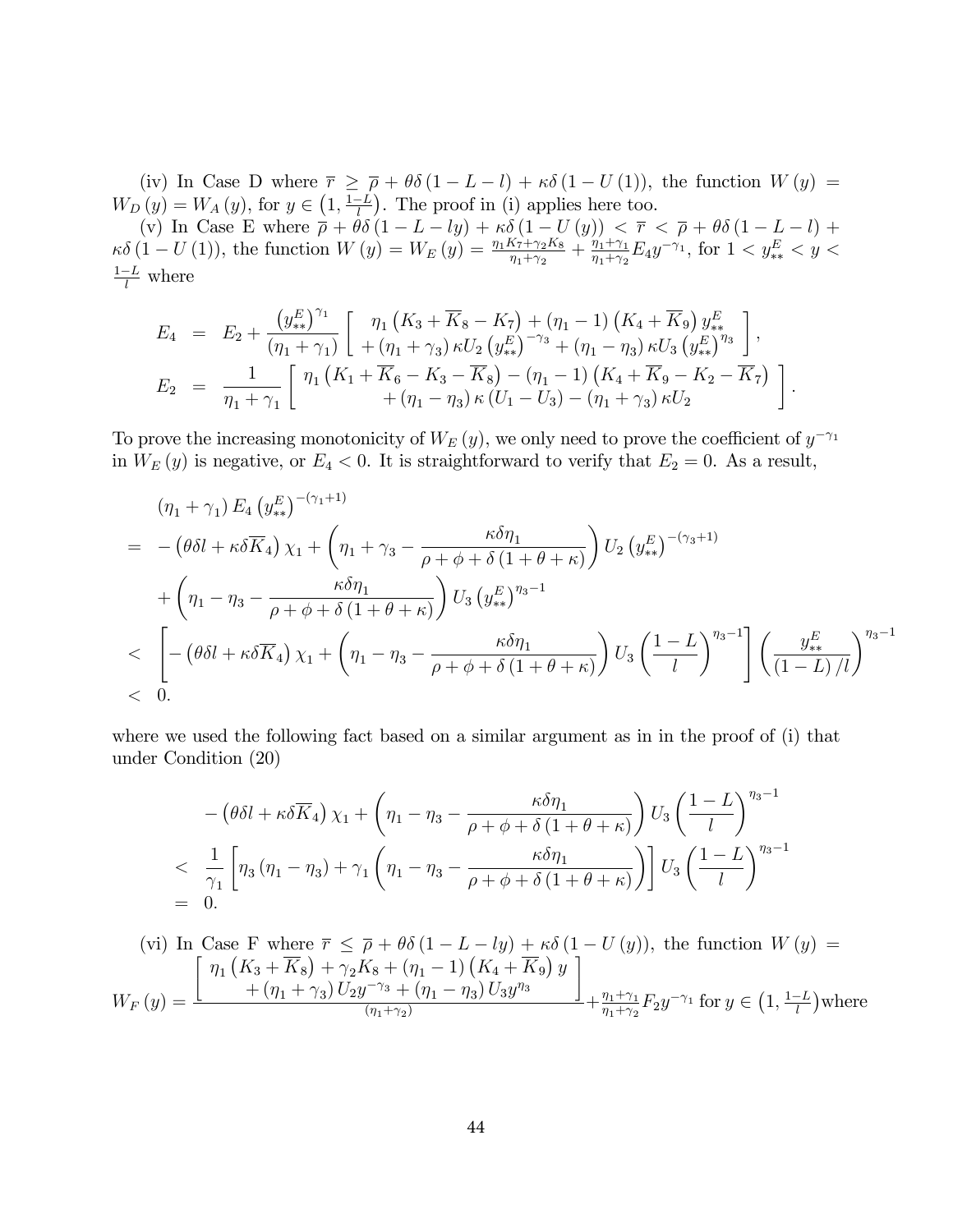(iv) In Case D where $\overline{r} \geq \overline{\rho} + \theta\delta(1 - L - l) + \kappa\delta(1 - U(1))$, the function $W(y) = W_D(y) = W_A(y)$, for $y \in \left(1, \frac{1-L}{l}\right)$. The proof in (i) applies here too.

(v) In Case E where $\overline{\rho} + \theta\delta(1 - L - ly) + \kappa\delta(1 - U(y)) < \overline{r} < \overline{\rho} + \theta\delta(1 - L - l) + \kappa\delta(1 - U(1))$, the function $W(y) = W_E(y) = \frac{\eta_1 K_7 + \gamma_2 K_8}{\eta_1 + \gamma_2} + \frac{\eta_1 + \gamma_1}{\eta_1 + \gamma_2} E_4 y^{-\gamma_1}$, for $1 < y_{**}^E < y < \frac{1-L}{l}$ where

$$
\begin{aligned}
E_4 &= E_2 + \frac{\left(y_{**}^E\right)^{\gamma_1}}{(\eta_1 + \gamma_1)} \left[ \begin{array}{c} \eta_1 \left(K_3 + \overline{K}_8 - K_7\right) + (\eta_1 - 1)\left(K_4 + \overline{K}_9\right) y_{**}^E \\ + (\eta_1 + \gamma_3)\kappa U_2 \left(y_{**}^E\right)^{-\gamma_3} + (\eta_1 - \eta_3)\kappa U_3 \left(y_{**}^E\right)^{\eta_3} \end{array} \right], \\
E_2 &= \frac{1}{\eta_1 + \gamma_1} \left[ \begin{array}{c} \eta_1 \left(K_1 + \overline{K}_6 - K_3 - \overline{K}_8\right) - (\eta_1 - 1)\left(K_4 + \overline{K}_9 - K_2 - \overline{K}_7\right) \\ + (\eta_1 - \eta_3)\kappa(U_1 - U_3) - (\eta_1 + \gamma_3)\kappa U_2 \end{array} \right].
\end{aligned}
$$

To prove the increasing monotonicity of $W_E(y)$, we only need to prove the coefficient of $y^{-\gamma_1}$ in $W_E(y)$ is negative, or $E_4 < 0$. It is straightforward to verify that $E_2 = 0$. As a result,

$$
\begin{aligned}
& (\eta_1 + \gamma_1) E_4 \left(y_{**}^E\right)^{-(\gamma_1+1)} \\
=\; & -\left(\theta\delta l + \kappa\delta\overline{K}_4\right)\chi_1 + \left(\eta_1 + \gamma_3 - \frac{\kappa\delta\eta_1}{\rho + \phi + \delta(1 + \theta + \kappa)}\right) U_2 \left(y_{**}^E\right)^{-(\gamma_3+1)} \\
& + \left(\eta_1 - \eta_3 - \frac{\kappa\delta\eta_1}{\rho + \phi + \delta(1 + \theta + \kappa)}\right) U_3 \left(y_{**}^E\right)^{\eta_3 - 1} \\
<\; & \left[ -\left(\theta\delta l + \kappa\delta\overline{K}_4\right)\chi_1 + \left(\eta_1 - \eta_3 - \frac{\kappa\delta\eta_1}{\rho + \phi + \delta(1 + \theta + \kappa)}\right) U_3 \left(\frac{1-L}{l}\right)^{\eta_3 - 1} \right] \left(\frac{y_{**}^E}{(1-L)/l}\right)^{\eta_3 - 1} \\
<\; & 0.
\end{aligned}
$$

where we used the following fact based on a similar argument as in in the proof of (i) that under Condition (20)

$$
\begin{aligned}
& -\left(\theta\delta l + \kappa\delta\overline{K}_4\right)\chi_1 + \left(\eta_1 - \eta_3 - \frac{\kappa\delta\eta_1}{\rho + \phi + \delta(1 + \theta + \kappa)}\right) U_3 \left(\frac{1-L}{l}\right)^{\eta_3 - 1} \\
<\; & \frac{1}{\gamma_1} \left[ \eta_3(\eta_1 - \eta_3) + \gamma_1 \left(\eta_1 - \eta_3 - \frac{\kappa\delta\eta_1}{\rho + \phi + \delta(1 + \theta + \kappa)}\right) \right] U_3 \left(\frac{1-L}{l}\right)^{\eta_3 - 1} \\
=\; & 0.
\end{aligned}
$$

(vi) In Case F where $\overline{r} \leq \overline{\rho} + \theta\delta(1 - L - ly) + \kappa\delta(1 - U(y))$, the function $W(y) = W_F(y) = \frac{\left[ \begin{array}{c} \eta_1 \left(K_3 + \overline{K}_8\right) + \gamma_2 K_8 + (\eta_1 - 1)\left(K_4 + \overline{K}_9\right) y \\ + (\eta_1 + \gamma_3) U_2 y^{-\gamma_3} + (\eta_1 - \eta_3) U_3 y^{\eta_3} \end{array} \right]}{(\eta_1 + \gamma_2)} + \frac{\eta_1 + \gamma_1}{\eta_1 + \gamma_2} F_2 y^{-\gamma_1}$ for $y \in \left(1, \frac{1-L}{l}\right)$ where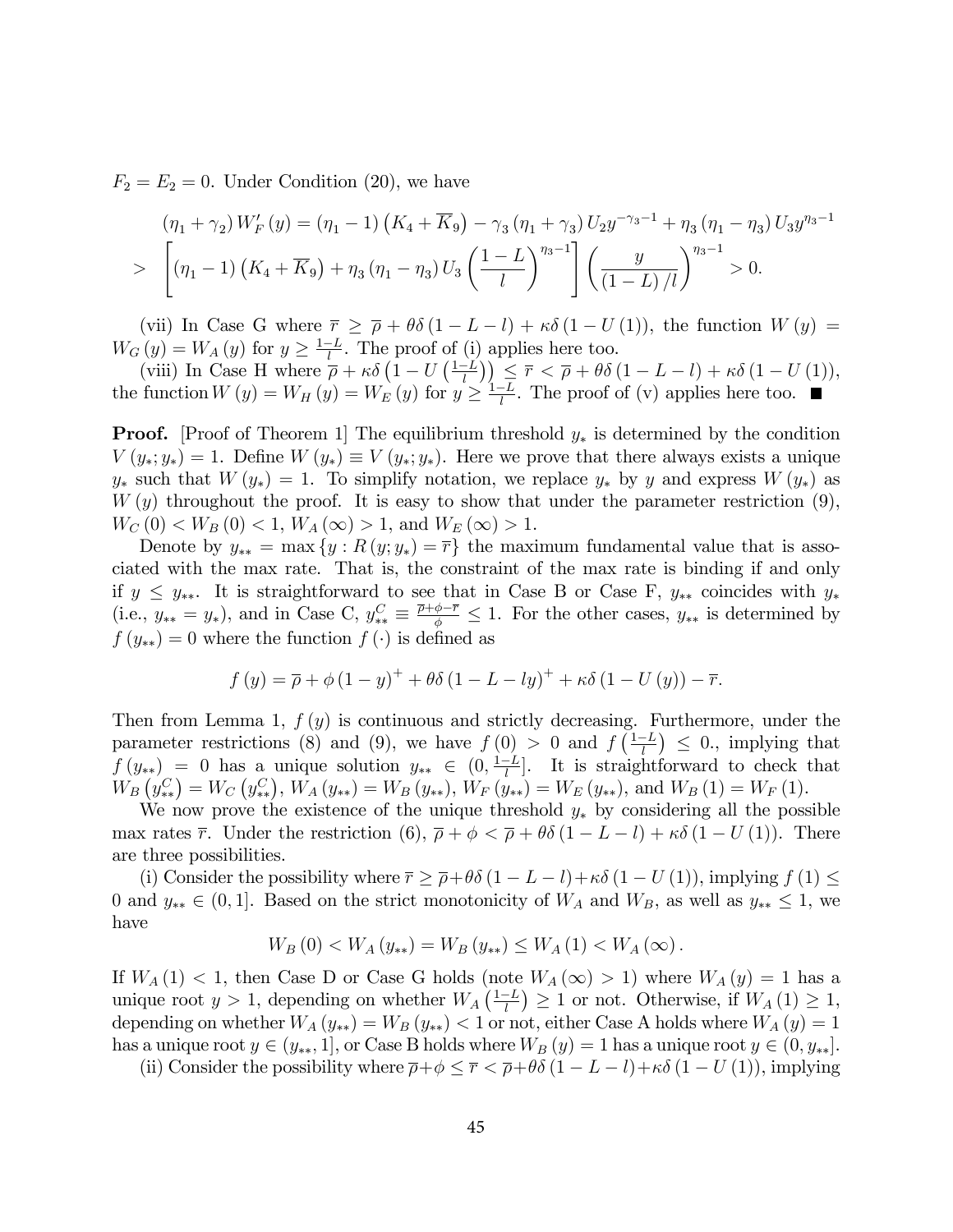$F_2 = E_2 = 0$. Under Condition (20), we have

$$
\begin{aligned}
&(\eta_1+\gamma_2) W_F'(y) = (\eta_1 - 1)\left(K_4 + \overline{K}_9\right) - \gamma_3 (\eta_1+\gamma_3) U_2 y^{-\gamma_3 - 1} + \eta_3 (\eta_1 - \eta_3) U_3 y^{\eta_3 - 1} \\
&> \left[(\eta_1 - 1)\left(K_4 + \overline{K}_9\right) + \eta_3 (\eta_1 - \eta_3) U_3 \left(\frac{1-L}{l}\right)^{\eta_3 - 1}\right]\left(\frac{y}{(1-L)/l}\right)^{\eta_3 - 1} > 0.
\end{aligned}
$$

(vii) In Case G where $\overline{r} \geq \overline{\rho} + \theta\delta(1-L-l) + \kappa\delta(1-U(1))$, the function $W(y) = W_G(y) = W_A(y)$ for $y \geq \frac{1-L}{l}$. The proof of (i) applies here too.

(viii) In Case H where $\overline{\rho} + \kappa\delta\left(1 - U\left(\frac{1-L}{l}\right)\right) \leq \overline{r} < \overline{\rho} + \theta\delta(1-L-l) + \kappa\delta(1-U(1))$, the function $W(y) = W_H(y) = W_E(y)$ for $y \geq \frac{1-L}{l}$. The proof of (v) applies here too. ■

**Proof.** [Proof of Theorem 1] The equilibrium threshold $y_*$ is determined by the condition $V(y_*; y_*) = 1$. Define $W(y_*) \equiv V(y_*; y_*)$. Here we prove that there always exists a unique $y_*$ such that $W(y_*) = 1$. To simplify notation, we replace $y_*$ by $y$ and express $W(y_*)$ as $W(y)$ throughout the proof. It is easy to show that under the parameter restriction (9), $W_C(0) < W_B(0) < 1$, $W_A(\infty) > 1$, and $W_E(\infty) > 1$.

Denote by $y_{**} = \max\{y : R(y; y_*) = \overline{r}\}$ the maximum fundamental value that is associated with the max rate. That is, the constraint of the max rate is binding if and only if $y \leq y_{**}$. It is straightforward to see that in Case B or Case F, $y_{**}$ coincides with $y_*$ (i.e., $y_{**} = y_*$), and in Case C, $y_{**}^C \equiv \frac{\overline{\rho}+\phi-\overline{r}}{\phi} \leq 1$. For the other cases, $y_{**}$ is determined by $f(y_{**}) = 0$ where the function $f(\cdot)$ is defined as

$$
f(y) = \overline{\rho} + \phi(1-y)^+ + \theta\delta(1-L-ly)^+ + \kappa\delta(1-U(y)) - \overline{r}.
$$

Then from Lemma 1, $f(y)$ is continuous and strictly decreasing. Furthermore, under the parameter restrictions (8) and (9), we have $f(0) > 0$ and $f\left(\frac{1-L}{l}\right) \leq 0.$, implying that $f(y_{**}) = 0$ has a unique solution $y_{**} \in (0, \frac{1-L}{l}]$. It is straightforward to check that $W_B\left(y_{**}^C\right) = W_C\left(y_{**}^C\right)$, $W_A(y_{**}) = W_B(y_{**})$, $W_F(y_{**}) = W_E(y_{**})$, and $W_B(1) = W_F(1)$.

We now prove the existence of the unique threshold $y_*$ by considering all the possible max rates $\overline{r}$. Under the restriction (6), $\overline{\rho} + \phi < \overline{\rho} + \theta\delta(1-L-l) + \kappa\delta(1-U(1))$. There are three possibilities.

(i) Consider the possibility where $\overline{r} \geq \overline{\rho} + \theta\delta(1-L-l) + \kappa\delta(1-U(1))$, implying $f(1) \leq 0$ and $y_{**} \in (0, 1]$. Based on the strict monotonicity of $W_A$ and $W_B$, as well as $y_{**} \leq 1$, we have

$$
W_B(0) < W_A(y_{**}) = W_B(y_{**}) \leq W_A(1) < W_A(\infty).
$$

If $W_A(1) < 1$, then Case D or Case G holds (note $W_A(\infty) > 1$) where $W_A(y) = 1$ has a unique root $y > 1$, depending on whether $W_A\left(\frac{1-L}{l}\right) \geq 1$ or not. Otherwise, if $W_A(1) \geq 1$, depending on whether $W_A(y_{**}) = W_B(y_{**}) < 1$ or not, either Case A holds where $W_A(y) = 1$ has a unique root $y \in (y_{**}, 1]$, or Case B holds where $W_B(y) = 1$ has a unique root $y \in (0, y_{**}]$.

(ii) Consider the possibility where $\overline{\rho} + \phi \leq \overline{r} < \overline{\rho} + \theta\delta(1-L-l) + \kappa\delta(1-U(1))$, implying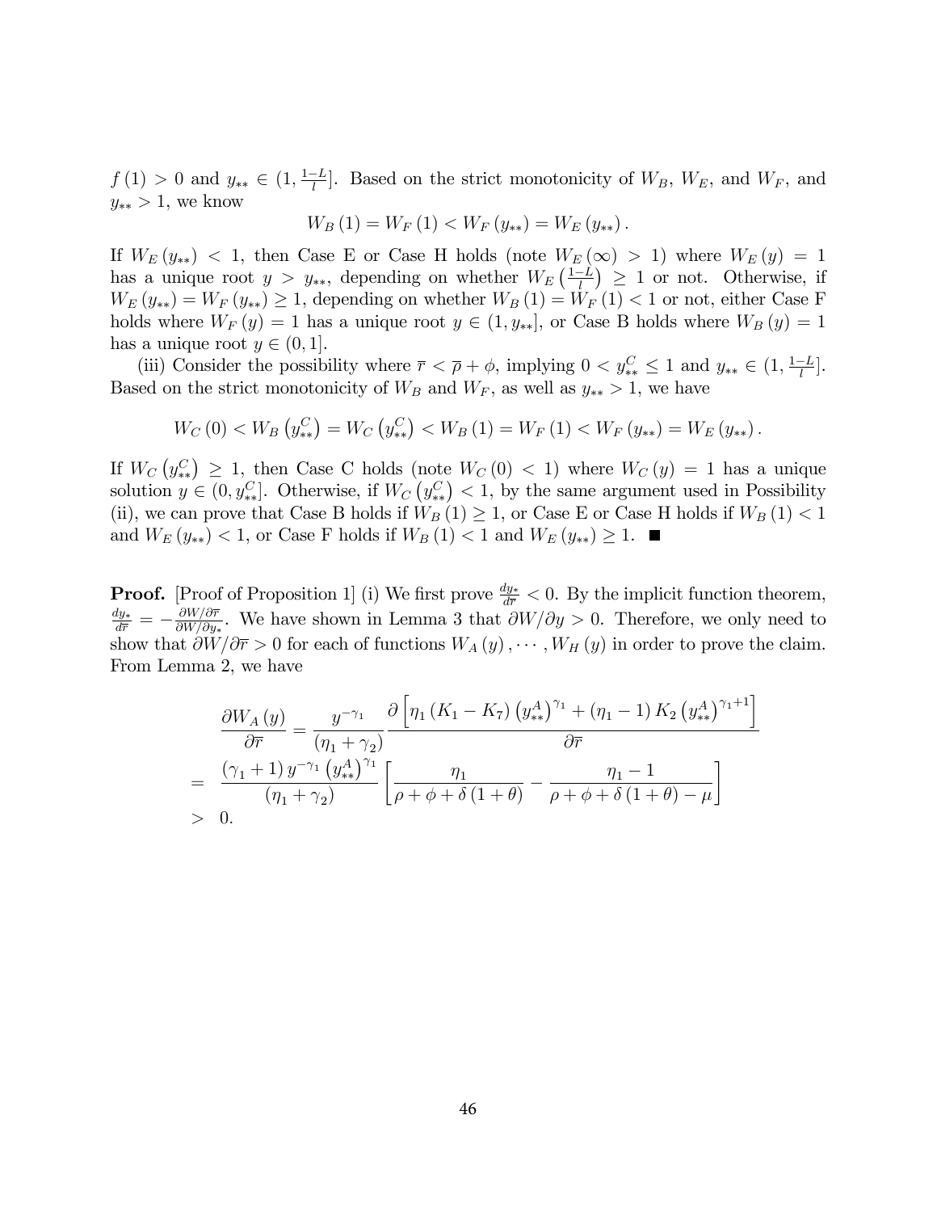$f(1) > 0$ and $y_{**} \in (1, \frac{1-L}{l}]$. Based on the strict monotonicity of $W_B$, $W_E$, and $W_F$, and $y_{**} > 1$, we know

$$W_B(1) = W_F(1) < W_F(y_{**}) = W_E(y_{**}).$$

If $W_E(y_{**}) < 1$, then Case E or Case H holds (note $W_E(\infty) > 1$) where $W_E(y) = 1$ has a unique root $y > y_{**}$, depending on whether $W_E\left(\frac{1-L}{l}\right) \geq 1$ or not. Otherwise, if $W_E(y_{**}) = W_F(y_{**}) \geq 1$, depending on whether $W_B(1) = W_F(1) < 1$ or not, either Case F holds where $W_F(y) = 1$ has a unique root $y \in (1, y_{**}]$, or Case B holds where $W_B(y) = 1$ has a unique root $y \in (0, 1]$.

(iii) Consider the possibility where $\overline{r} < \overline{\rho} + \phi$, implying $0 < y_{**}^C \leq 1$ and $y_{**} \in (1, \frac{1-L}{l}]$. Based on the strict monotonicity of $W_B$ and $W_F$, as well as $y_{**} > 1$, we have

$$W_C(0) < W_B\left(y_{**}^C\right) = W_C\left(y_{**}^C\right) < W_B(1) = W_F(1) < W_F(y_{**}) = W_E(y_{**}).$$

If $W_C\left(y_{**}^C\right) \geq 1$, then Case C holds (note $W_C(0) < 1$) where $W_C(y) = 1$ has a unique solution $y \in (0, y_{**}^C]$. Otherwise, if $W_C\left(y_{**}^C\right) < 1$, by the same argument used in Possibility (ii), we can prove that Case B holds if $W_B(1) \geq 1$, or Case E or Case H holds if $W_B(1) < 1$ and $W_E(y_{**}) < 1$, or Case F holds if $W_B(1) < 1$ and $W_E(y_{**}) \geq 1$. ■

**Proof.** [Proof of Proposition 1] (i) We first prove $\frac{dy_*}{d\overline{r}} < 0$. By the implicit function theorem, $\frac{dy_*}{d\overline{r}} = -\frac{\partial W/\partial \overline{r}}{\partial W/\partial y_*}$. We have shown in Lemma 3 that $\partial W/\partial y > 0$. Therefore, we only need to show that $\partial W/\partial \overline{r} > 0$ for each of functions $W_A(y), \cdots, W_H(y)$ in order to prove the claim. From Lemma 2, we have

$$\begin{aligned}
\frac{\partial W_A(y)}{\partial \overline{r}} &= \frac{y^{-\gamma_1}}{(\eta_1 + \gamma_2)} \frac{\partial \left[\eta_1 (K_1 - K_7)\left(y_{**}^A\right)^{\gamma_1} + (\eta_1 - 1) K_2 \left(y_{**}^A\right)^{\gamma_1 + 1}\right]}{\partial \overline{r}} \\
&= \frac{(\gamma_1 + 1)\, y^{-\gamma_1}\left(y_{**}^A\right)^{\gamma_1}}{(\eta_1 + \gamma_2)} \left[\frac{\eta_1}{\rho + \phi + \delta(1+\theta)} - \frac{\eta_1 - 1}{\rho + \phi + \delta(1+\theta) - \mu}\right] \\
&> 0.
\end{aligned}$$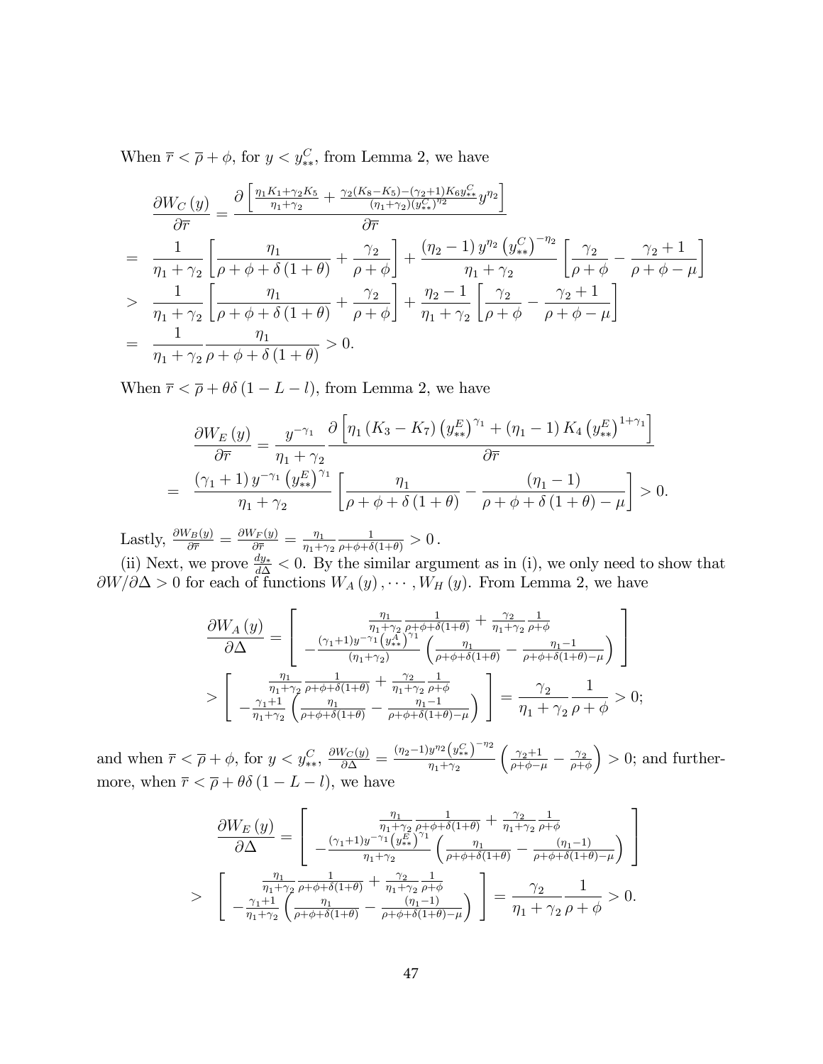When $\overline{r} < \overline{\rho} + \phi$, for $y < y_{**}^C$, from Lemma 2, we have

$$
\begin{aligned}
& \frac{\partial W_C(y)}{\partial \overline{r}} = \frac{\partial \left[ \frac{\eta_1 K_1 + \gamma_2 K_5}{\eta_1 + \gamma_2} + \frac{\gamma_2 (K_8 - K_5) - (\gamma_2 + 1) K_6 y_{**}^C}{(\eta_1 + \gamma_2)(y_{**}^C)^{\eta_2}} y^{\eta_2} \right]}{\partial \overline{r}} \\
= \ & \frac{1}{\eta_1 + \gamma_2} \left[ \frac{\eta_1}{\rho + \phi + \delta(1+\theta)} + \frac{\gamma_2}{\rho + \phi} \right] + \frac{(\eta_2 - 1) y^{\eta_2} \left(y_{**}^C\right)^{-\eta_2}}{\eta_1 + \gamma_2} \left[ \frac{\gamma_2}{\rho + \phi} - \frac{\gamma_2 + 1}{\rho + \phi - \mu} \right] \\
> \ & \frac{1}{\eta_1 + \gamma_2} \left[ \frac{\eta_1}{\rho + \phi + \delta(1+\theta)} + \frac{\gamma_2}{\rho + \phi} \right] + \frac{\eta_2 - 1}{\eta_1 + \gamma_2} \left[ \frac{\gamma_2}{\rho + \phi} - \frac{\gamma_2 + 1}{\rho + \phi - \mu} \right] \\
= \ & \frac{1}{\eta_1 + \gamma_2} \frac{\eta_1}{\rho + \phi + \delta(1+\theta)} > 0.
\end{aligned}
$$

When $\overline{r} < \overline{\rho} + \theta\delta(1 - L - l)$, from Lemma 2, we have

$$
\begin{aligned}
& \frac{\partial W_E(y)}{\partial \overline{r}} = \frac{y^{-\gamma_1}}{\eta_1 + \gamma_2} \frac{\partial \left[ \eta_1 (K_3 - K_7) \left(y_{**}^E\right)^{\gamma_1} + (\eta_1 - 1) K_4 \left(y_{**}^E\right)^{1+\gamma_1} \right]}{\partial \overline{r}} \\
= \ & \frac{(\gamma_1 + 1) y^{-\gamma_1} \left(y_{**}^E\right)^{\gamma_1}}{\eta_1 + \gamma_2} \left[ \frac{\eta_1}{\rho + \phi + \delta(1+\theta)} - \frac{(\eta_1 - 1)}{\rho + \phi + \delta(1+\theta) - \mu} \right] > 0.
\end{aligned}
$$

Lastly, $\frac{\partial W_B(y)}{\partial \overline{r}} = \frac{\partial W_F(y)}{\partial \overline{r}} = \frac{\eta_1}{\eta_1 + \gamma_2} \frac{1}{\rho + \phi + \delta(1+\theta)} > 0$.

(ii) Next, we prove $\frac{dy_*}{d\Delta} < 0$. By the similar argument as in (i), we only need to show that $\partial W / \partial \Delta > 0$ for each of functions $W_A(y), \cdots, W_H(y)$. From Lemma 2, we have

$$
\begin{aligned}
\frac{\partial W_A(y)}{\partial \Delta} &= \left[ \begin{array}{c} \frac{\eta_1}{\eta_1 + \gamma_2} \frac{1}{\rho + \phi + \delta(1+\theta)} + \frac{\gamma_2}{\eta_1 + \gamma_2} \frac{1}{\rho + \phi} \\ -\frac{(\gamma_1 + 1) y^{-\gamma_1} \left(y_{**}^A\right)^{\gamma_1}}{(\eta_1 + \gamma_2)} \left( \frac{\eta_1}{\rho + \phi + \delta(1+\theta)} - \frac{\eta_1 - 1}{\rho + \phi + \delta(1+\theta) - \mu} \right) \end{array} \right] \\
&> \left[ \begin{array}{c} \frac{\eta_1}{\eta_1 + \gamma_2} \frac{1}{\rho + \phi + \delta(1+\theta)} + \frac{\gamma_2}{\eta_1 + \gamma_2} \frac{1}{\rho + \phi} \\ -\frac{\gamma_1 + 1}{\eta_1 + \gamma_2} \left( \frac{\eta_1}{\rho + \phi + \delta(1+\theta)} - \frac{\eta_1 - 1}{\rho + \phi + \delta(1+\theta) - \mu} \right) \end{array} \right] = \frac{\gamma_2}{\eta_1 + \gamma_2} \frac{1}{\rho + \phi} > 0;
\end{aligned}
$$

and when $\overline{r} < \overline{\rho} + \phi$, for $y < y_{**}^C$, $\frac{\partial W_C(y)}{\partial \Delta} = \frac{(\eta_2 - 1) y^{\eta_2} \left(y_{**}^C\right)^{-\eta_2}}{\eta_1 + \gamma_2} \left( \frac{\gamma_2 + 1}{\rho + \phi - \mu} - \frac{\gamma_2}{\rho + \phi} \right) > 0$; and furthermore, when $\overline{r} < \overline{\rho} + \theta\delta(1 - L - l)$, we have

$$
\begin{aligned}
\frac{\partial W_E(y)}{\partial \Delta} &= \left[ \begin{array}{c} \frac{\eta_1}{\eta_1 + \gamma_2} \frac{1}{\rho + \phi + \delta(1+\theta)} + \frac{\gamma_2}{\eta_1 + \gamma_2} \frac{1}{\rho + \phi} \\ -\frac{(\gamma_1 + 1) y^{-\gamma_1} \left(y_{**}^E\right)^{\gamma_1}}{\eta_1 + \gamma_2} \left( \frac{\eta_1}{\rho + \phi + \delta(1+\theta)} - \frac{(\eta_1 - 1)}{\rho + \phi + \delta(1+\theta) - \mu} \right) \end{array} \right] \\
&> \left[ \begin{array}{c} \frac{\eta_1}{\eta_1 + \gamma_2} \frac{1}{\rho + \phi + \delta(1+\theta)} + \frac{\gamma_2}{\eta_1 + \gamma_2} \frac{1}{\rho + \phi} \\ -\frac{\gamma_1 + 1}{\eta_1 + \gamma_2} \left( \frac{\eta_1}{\rho + \phi + \delta(1+\theta)} - \frac{(\eta_1 - 1)}{\rho + \phi + \delta(1+\theta) - \mu} \right) \end{array} \right] = \frac{\gamma_2}{\eta_1 + \gamma_2} \frac{1}{\rho + \phi} > 0.
\end{aligned}
$$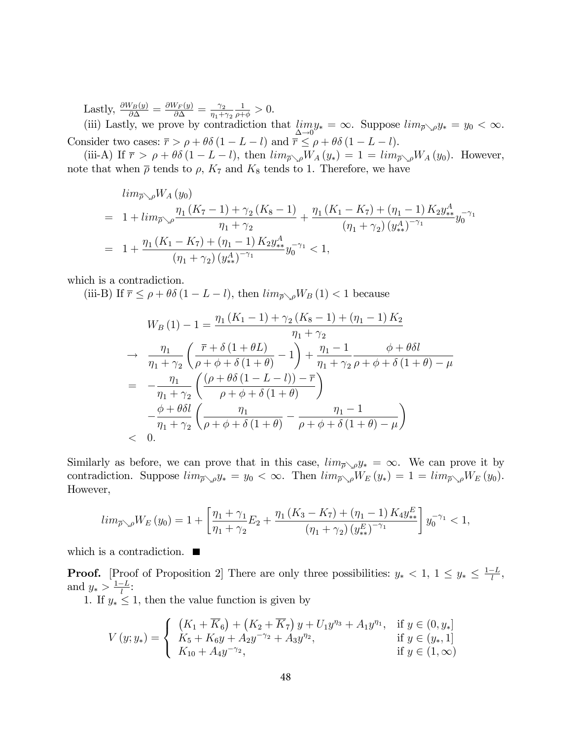Lastly, $\frac{\partial W_B(y)}{\partial \Delta} = \frac{\partial W_F(y)}{\partial \Delta} = \frac{\gamma_2}{\eta_1+\gamma_2}\frac{1}{\rho+\phi} > 0$.

(iii) Lastly, we prove by contradiction that $\lim_{\Delta \to 0} y_* = \infty$. Suppose $lim_{\overline{\rho}\searrow\rho} y_* = y_0 < \infty$. Consider two cases: $\overline{r} > \rho + \theta\delta(1 - L - l)$ and $\overline{r} \leq \rho + \theta\delta(1 - L - l)$.

(iii-A) If $\overline{r} > \rho + \theta\delta(1 - L - l)$, then $lim_{\overline{\rho}\searrow\rho} W_A(y_*) = 1 = lim_{\overline{\rho}\searrow\rho} W_A(y_0)$. However, note that when $\overline{\rho}$ tends to $\rho$, $K_7$ and $K_8$ tends to 1. Therefore, we have

$$
\begin{aligned}
& lim_{\overline{\rho}\searrow\rho} W_A(y_0) \\
= \;& 1 + lim_{\overline{\rho}\searrow\rho} \frac{\eta_1(K_7 - 1) + \gamma_2(K_8 - 1)}{\eta_1 + \gamma_2} + \frac{\eta_1(K_1 - K_7) + (\eta_1 - 1)K_2 y_{**}^A}{(\eta_1 + \gamma_2)(y_{**}^A)^{-\gamma_1}} y_0^{-\gamma_1} \\
= \;& 1 + \frac{\eta_1(K_1 - K_7) + (\eta_1 - 1)K_2 y_{**}^A}{(\eta_1 + \gamma_2)(y_{**}^A)^{-\gamma_1}} y_0^{-\gamma_1} < 1,
\end{aligned}
$$

which is a contradiction.

(iii-B) If $\overline{r} \leq \rho + \theta\delta(1 - L - l)$, then $lim_{\overline{\rho}\searrow\rho} W_B(1) < 1$ because

$$
\begin{aligned}
& W_B(1) - 1 = \frac{\eta_1(K_1 - 1) + \gamma_2(K_8 - 1) + (\eta_1 - 1)K_2}{\eta_1 + \gamma_2} \\
\to \;& \frac{\eta_1}{\eta_1 + \gamma_2}\left(\frac{\overline{r} + \delta(1 + \theta L)}{\rho + \phi + \delta(1 + \theta)} - 1\right) + \frac{\eta_1 - 1}{\eta_1 + \gamma_2}\frac{\phi + \theta\delta l}{\rho + \phi + \delta(1 + \theta) - \mu} \\
= \;& -\frac{\eta_1}{\eta_1 + \gamma_2}\left(\frac{(\rho + \theta\delta(1 - L - l)) - \overline{r}}{\rho + \phi + \delta(1 + \theta)}\right) \\
& -\frac{\phi + \theta\delta l}{\eta_1 + \gamma_2}\left(\frac{\eta_1}{\rho + \phi + \delta(1 + \theta)} - \frac{\eta_1 - 1}{\rho + \phi + \delta(1 + \theta) - \mu}\right) \\
< \;& 0.
\end{aligned}
$$

Similarly as before, we can prove that in this case, $lim_{\overline{\rho}\searrow\rho} y_* = \infty$. We can prove it by contradiction. Suppose $lim_{\overline{\rho}\searrow\rho} y_* = y_0 < \infty$. Then $lim_{\overline{\rho}\searrow\rho} W_E(y_*) = 1 = lim_{\overline{\rho}\searrow\rho} W_E(y_0)$. However,

$$
lim_{\overline{\rho}\searrow\rho} W_E(y_0) = 1 + \left[\frac{\eta_1 + \gamma_1}{\eta_1 + \gamma_2} E_2 + \frac{\eta_1(K_3 - K_7) + (\eta_1 - 1)K_4 y_{**}^E}{(\eta_1 + \gamma_2)(y_{**}^E)^{-\gamma_1}}\right] y_0^{-\gamma_1} < 1,
$$

which is a contradiction. ■

**Proof.** [Proof of Proposition 2] There are only three possibilities: $y_* < 1$, $1 \leq y_* \leq \frac{1-L}{l}$, and $y_* > \frac{1-L}{l}$:

1. If $y_* \leq 1$, then the value function is given by

$$
V(y; y_*) = \begin{cases} \left(K_1 + \overline{K}_6\right) + \left(K_2 + \overline{K}_7\right) y + U_1 y^{\eta_3} + A_1 y^{\eta_1}, & \text{if } y \in (0, y_*] \\ K_5 + K_6 y + A_2 y^{-\gamma_2} + A_3 y^{\eta_2}, & \text{if } y \in (y_*, 1] \\ K_{10} + A_4 y^{-\gamma_2}, & \text{if } y \in (1, \infty) \end{cases}
$$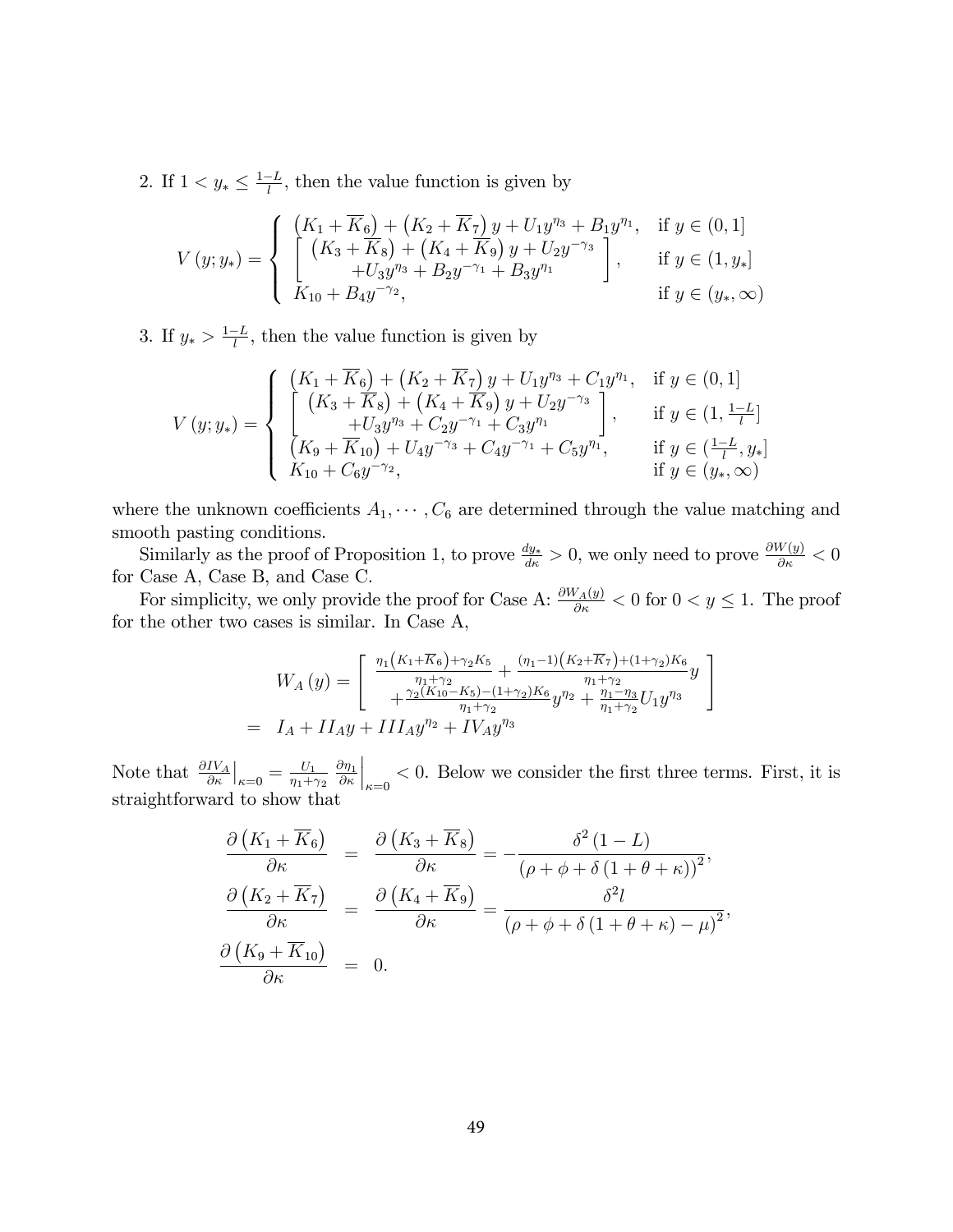2. If $1 < y_* \leq \frac{1-L}{l}$, then the value function is given by

$$V(y; y_*) = \begin{cases} \left(K_1 + \overline{K}_6\right) + \left(K_2 + \overline{K}_7\right) y + U_1 y^{\eta_3} + B_1 y^{\eta_1}, & \text{if } y \in (0, 1] \\ \begin{bmatrix} \left(K_3 + \overline{K}_8\right) + \left(K_4 + \overline{K}_9\right) y + U_2 y^{-\gamma_3} \\ +U_3 y^{\eta_3} + B_2 y^{-\gamma_1} + B_3 y^{\eta_1} \end{bmatrix}, & \text{if } y \in (1, y_*] \\ K_{10} + B_4 y^{-\gamma_2}, & \text{if } y \in (y_*, \infty) \end{cases}$$

3. If $y_* > \frac{1-L}{l}$, then the value function is given by

$$V(y; y_*) = \begin{cases} \left(K_1 + \overline{K}_6\right) + \left(K_2 + \overline{K}_7\right) y + U_1 y^{\eta_3} + C_1 y^{\eta_1}, & \text{if } y \in (0, 1] \\ \begin{bmatrix} \left(K_3 + \overline{K}_8\right) + \left(K_4 + \overline{K}_9\right) y + U_2 y^{-\gamma_3} \\ +U_3 y^{\eta_3} + C_2 y^{-\gamma_1} + C_3 y^{\eta_1} \end{bmatrix}, & \text{if } y \in (1, \frac{1-L}{l}] \\ \left(K_9 + \overline{K}_{10}\right) + U_4 y^{-\gamma_3} + C_4 y^{-\gamma_1} + C_5 y^{\eta_1}, & \text{if } y \in (\frac{1-L}{l}, y_*] \\ K_{10} + C_6 y^{-\gamma_2}, & \text{if } y \in (y_*, \infty) \end{cases}$$

where the unknown coefficients $A_1, \cdots, C_6$ are determined through the value matching and smooth pasting conditions.

Similarly as the proof of Proposition 1, to prove $\frac{dy_*}{d\kappa} > 0$, we only need to prove $\frac{\partial W(y)}{\partial \kappa} < 0$ for Case A, Case B, and Case C.

For simplicity, we only provide the proof for Case A: $\frac{\partial W_A(y)}{\partial \kappa} < 0$ for $0 < y \leq 1$. The proof for the other two cases is similar. In Case A,

$$\begin{aligned} W_A(y) &= \begin{bmatrix} \frac{\eta_1\left(K_1+\overline{K}_6\right)+\gamma_2 K_5}{\eta_1+\gamma_2} + \frac{(\eta_1-1)\left(K_2+\overline{K}_7\right)+(1+\gamma_2)K_6}{\eta_1+\gamma_2} y \\ +\frac{\gamma_2(K_{10}-K_5)-(1+\gamma_2)K_6}{\eta_1+\gamma_2} y^{\eta_2} + \frac{\eta_1-\eta_3}{\eta_1+\gamma_2} U_1 y^{\eta_3} \end{bmatrix} \\ &= I_A + II_A y + III_A y^{\eta_2} + IV_A y^{\eta_3} \end{aligned}$$

Note that $\left.\frac{\partial IV_A}{\partial \kappa}\right|_{\kappa=0} = \frac{U_1}{\eta_1+\gamma_2} \left.\frac{\partial \eta_1}{\partial \kappa}\right|_{\kappa=0} < 0$. Below we consider the first three terms. First, it is straightforward to show that

$$\begin{aligned} \frac{\partial\left(K_1 + \overline{K}_6\right)}{\partial \kappa} &= \frac{\partial\left(K_3 + \overline{K}_8\right)}{\partial \kappa} = -\frac{\delta^2(1-L)}{\left(\rho + \phi + \delta(1 + \theta + \kappa)\right)^2}, \\ \frac{\partial\left(K_2 + \overline{K}_7\right)}{\partial \kappa} &= \frac{\partial\left(K_4 + \overline{K}_9\right)}{\partial \kappa} = \frac{\delta^2 l}{\left(\rho + \phi + \delta(1 + \theta + \kappa) - \mu\right)^2}, \\ \frac{\partial\left(K_9 + \overline{K}_{10}\right)}{\partial \kappa} &= 0. \end{aligned}$$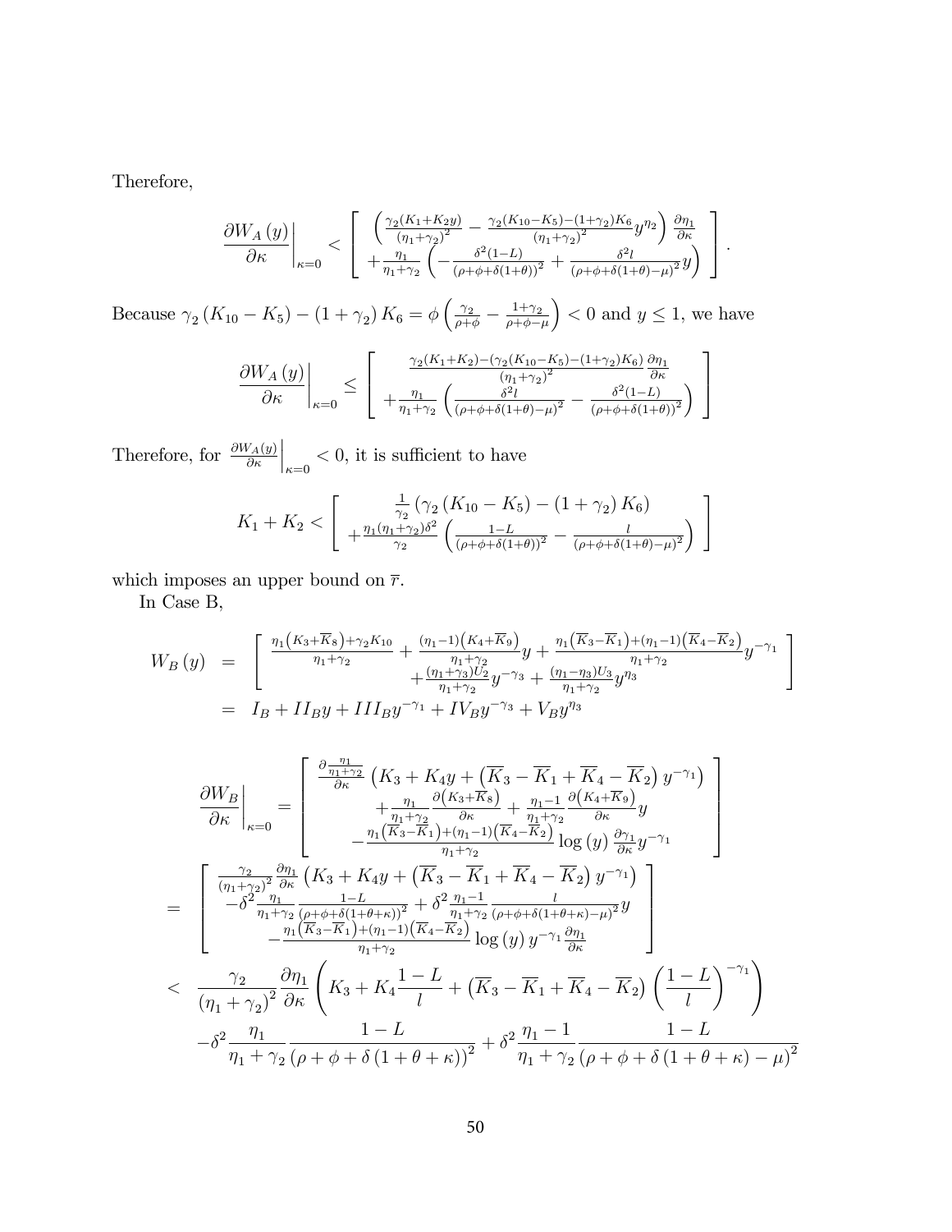Therefore,

$$\left.\frac{\partial W_A(y)}{\partial \kappa}\right|_{\kappa=0} < \left[ \begin{array}{c} \left( \frac{\gamma_2(K_1+K_2 y)}{(\eta_1+\gamma_2)^2} - \frac{\gamma_2(K_{10}-K_5)-(1+\gamma_2)K_6}{(\eta_1+\gamma_2)^2} y^{\eta_2} \right) \frac{\partial \eta_1}{\partial \kappa} \\ + \frac{\eta_1}{\eta_1+\gamma_2} \left( -\frac{\delta^2(1-L)}{(\rho+\phi+\delta(1+\theta))^2} + \frac{\delta^2 l}{(\rho+\phi+\delta(1+\theta)-\mu)^2} y \right) \end{array} \right].$$

Because $\gamma_2 (K_{10} - K_5) - (1 + \gamma_2) K_6 = \phi \left( \frac{\gamma_2}{\rho+\phi} - \frac{1+\gamma_2}{\rho+\phi-\mu} \right) < 0$ and $y \leq 1$, we have

$$\left.\frac{\partial W_A(y)}{\partial \kappa}\right|_{\kappa=0} \leq \left[ \begin{array}{c} \frac{\gamma_2(K_1+K_2)-(\gamma_2(K_{10}-K_5)-(1+\gamma_2)K_6)}{(\eta_1+\gamma_2)^2} \frac{\partial \eta_1}{\partial \kappa} \\ + \frac{\eta_1}{\eta_1+\gamma_2} \left( \frac{\delta^2 l}{(\rho+\phi+\delta(1+\theta)-\mu)^2} - \frac{\delta^2(1-L)}{(\rho+\phi+\delta(1+\theta))^2} \right) \end{array} \right]$$

Therefore, for $\left.\frac{\partial W_A(y)}{\partial \kappa}\right|_{\kappa=0} < 0$, it is sufficient to have

$$K_1 + K_2 < \left[ \begin{array}{c} \frac{1}{\gamma_2} \left( \gamma_2 (K_{10} - K_5) - (1 + \gamma_2) K_6 \right) \\ + \frac{\eta_1(\eta_1+\gamma_2)\delta^2}{\gamma_2} \left( \frac{1-L}{(\rho+\phi+\delta(1+\theta))^2} - \frac{l}{(\rho+\phi+\delta(1+\theta)-\mu)^2} \right) \end{array} \right]$$

which imposes an upper bound on $\overline{r}$.

In Case B,

$$\begin{aligned} W_B(y) &= \left[ \begin{array}{c} \frac{\eta_1(K_3+\overline{K}_8)+\gamma_2 K_{10}}{\eta_1+\gamma_2} + \frac{(\eta_1-1)(K_4+\overline{K}_9)}{\eta_1+\gamma_2} y + \frac{\eta_1(\overline{K}_3-\overline{K}_1)+(\eta_1-1)(\overline{K}_4-\overline{K}_2)}{\eta_1+\gamma_2} y^{-\gamma_1} \\ + \frac{(\eta_1+\gamma_3)U_2}{\eta_1+\gamma_2} y^{-\gamma_3} + \frac{(\eta_1-\eta_3)U_3}{\eta_1+\gamma_2} y^{\eta_3} \end{array} \right] \\ &= I_B + II_B y + III_B y^{-\gamma_1} + IV_B y^{-\gamma_3} + V_B y^{\eta_3} \end{aligned}$$

$$\begin{aligned} \left.\frac{\partial W_B}{\partial \kappa}\right|_{\kappa=0} &= \left[ \begin{array}{c} \frac{\partial \frac{\eta_1}{\eta_1+\gamma_2}}{\partial \kappa} \left( K_3 + K_4 y + \left( \overline{K}_3 - \overline{K}_1 + \overline{K}_4 - \overline{K}_2 \right) y^{-\gamma_1} \right) \\ + \frac{\eta_1}{\eta_1+\gamma_2} \frac{\partial(K_3+\overline{K}_8)}{\partial \kappa} + \frac{\eta_1-1}{\eta_1+\gamma_2} \frac{\partial(K_4+\overline{K}_9)}{\partial \kappa} y \\ - \frac{\eta_1(\overline{K}_3-\overline{K}_1)+(\eta_1-1)(\overline{K}_4-\overline{K}_2)}{\eta_1+\gamma_2} \log(y) \frac{\partial \gamma_1}{\partial \kappa} y^{-\gamma_1} \end{array} \right] \\ &= \left[ \begin{array}{c} \frac{\gamma_2}{(\eta_1+\gamma_2)^2} \frac{\partial \eta_1}{\partial \kappa} \left( K_3 + K_4 y + \left( \overline{K}_3 - \overline{K}_1 + \overline{K}_4 - \overline{K}_2 \right) y^{-\gamma_1} \right) \\ -\delta^2 \frac{\eta_1}{\eta_1+\gamma_2} \frac{1-L}{(\rho+\phi+\delta(1+\theta+\kappa))^2} + \delta^2 \frac{\eta_1-1}{\eta_1+\gamma_2} \frac{l}{(\rho+\phi+\delta(1+\theta+\kappa)-\mu)^2} y \\ - \frac{\eta_1(\overline{K}_3-\overline{K}_1)+(\eta_1-1)(\overline{K}_4-\overline{K}_2)}{\eta_1+\gamma_2} \log(y) y^{-\gamma_1} \frac{\partial \eta_1}{\partial \kappa} \end{array} \right] \\ &< \frac{\gamma_2}{(\eta_1+\gamma_2)^2} \frac{\partial \eta_1}{\partial \kappa} \left( K_3 + K_4 \frac{1-L}{l} + \left( \overline{K}_3 - \overline{K}_1 + \overline{K}_4 - \overline{K}_2 \right) \left( \frac{1-L}{l} \right)^{-\gamma_1} \right) \\ &\quad - \delta^2 \frac{\eta_1}{\eta_1+\gamma_2} \frac{1-L}{(\rho+\phi+\delta(1+\theta+\kappa))^2} + \delta^2 \frac{\eta_1-1}{\eta_1+\gamma_2} \frac{1-L}{(\rho+\phi+\delta(1+\theta+\kappa)-\mu)^2} \end{aligned}$$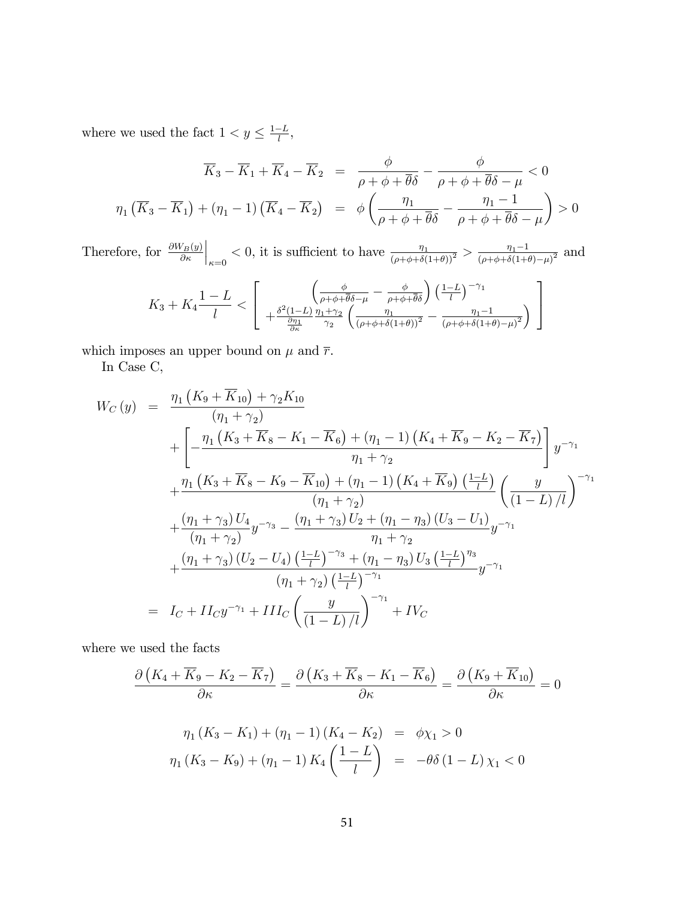where we used the fact $1 < y \leq \frac{1-L}{l}$,

$$
\begin{aligned}
\overline{K}_3 - \overline{K}_1 + \overline{K}_4 - \overline{K}_2 &= \frac{\phi}{\rho + \phi + \overline{\theta}\delta} - \frac{\phi}{\rho + \phi + \overline{\theta}\delta - \mu} < 0 \\
\eta_1 \left(\overline{K}_3 - \overline{K}_1\right) + \left(\eta_1 - 1\right)\left(\overline{K}_4 - \overline{K}_2\right) &= \phi \left( \frac{\eta_1}{\rho + \phi + \overline{\theta}\delta} - \frac{\eta_1 - 1}{\rho + \phi + \overline{\theta}\delta - \mu} \right) > 0
\end{aligned}
$$

Therefore, for $\left.\frac{\partial W_B(y)}{\partial \kappa}\right|_{\kappa=0} < 0$, it is sufficient to have $\frac{\eta_1}{(\rho+\phi+\delta(1+\theta))^2} > \frac{\eta_1 - 1}{(\rho+\phi+\delta(1+\theta)-\mu)^2}$ and

$$
K_3 + K_4 \frac{1-L}{l} < \left[ \begin{array}{c} \left( \frac{\phi}{\rho+\phi+\overline{\theta}\delta-\mu} - \frac{\phi}{\rho+\phi+\overline{\theta}\delta} \right) \left(\frac{1-L}{l}\right)^{-\gamma_1} \\ + \frac{\delta^2(1-L)}{\frac{\partial \eta_1}{\partial \kappa}} \frac{\eta_1+\gamma_2}{\gamma_2} \left( \frac{\eta_1}{(\rho+\phi+\delta(1+\theta))^2} - \frac{\eta_1 - 1}{(\rho+\phi+\delta(1+\theta)-\mu)^2} \right) \end{array} \right]
$$

which imposes an upper bound on $\mu$ and $\overline{r}$.

In Case C,

$$
\begin{aligned}
W_C(y) &= \frac{\eta_1 \left(K_9 + \overline{K}_{10}\right) + \gamma_2 K_{10}}{(\eta_1 + \gamma_2)} \\
&\quad + \left[ - \frac{\eta_1 \left(K_3 + \overline{K}_8 - K_1 - \overline{K}_6\right) + (\eta_1 - 1)\left(K_4 + \overline{K}_9 - K_2 - \overline{K}_7\right)}{\eta_1 + \gamma_2} \right] y^{-\gamma_1} \\
&\quad + \frac{\eta_1 \left(K_3 + \overline{K}_8 - K_9 - \overline{K}_{10}\right) + (\eta_1 - 1)\left(K_4 + \overline{K}_9\right)\left(\frac{1-L}{l}\right)}{(\eta_1 + \gamma_2)} \left( \frac{y}{(1-L)/l} \right)^{-\gamma_1} \\
&\quad + \frac{(\eta_1 + \gamma_3) U_4}{(\eta_1 + \gamma_2)} y^{-\gamma_3} - \frac{(\eta_1 + \gamma_3) U_2 + (\eta_1 - \eta_3)(U_3 - U_1)}{\eta_1 + \gamma_2} y^{-\gamma_1} \\
&\quad + \frac{(\eta_1 + \gamma_3)(U_2 - U_4)\left(\frac{1-L}{l}\right)^{-\gamma_3} + (\eta_1 - \eta_3) U_3 \left(\frac{1-L}{l}\right)^{\eta_3}}{(\eta_1 + \gamma_2)\left(\frac{1-L}{l}\right)^{-\gamma_1}} y^{-\gamma_1} \\
&= I_C + II_C y^{-\gamma_1} + III_C \left( \frac{y}{(1-L)/l} \right)^{-\gamma_1} + IV_C
\end{aligned}
$$

where we used the facts

$$
\frac{\partial \left(K_4 + \overline{K}_9 - K_2 - \overline{K}_7\right)}{\partial \kappa} = \frac{\partial \left(K_3 + \overline{K}_8 - K_1 - \overline{K}_6\right)}{\partial \kappa} = \frac{\partial \left(K_9 + \overline{K}_{10}\right)}{\partial \kappa} = 0
$$

$$
\begin{aligned}
\eta_1 (K_3 - K_1) + (\eta_1 - 1)(K_4 - K_2) &= \phi \chi_1 > 0 \\
\eta_1 (K_3 - K_9) + (\eta_1 - 1) K_4 \left( \frac{1-L}{l} \right) &= -\theta \delta (1-L) \chi_1 < 0
\end{aligned}
$$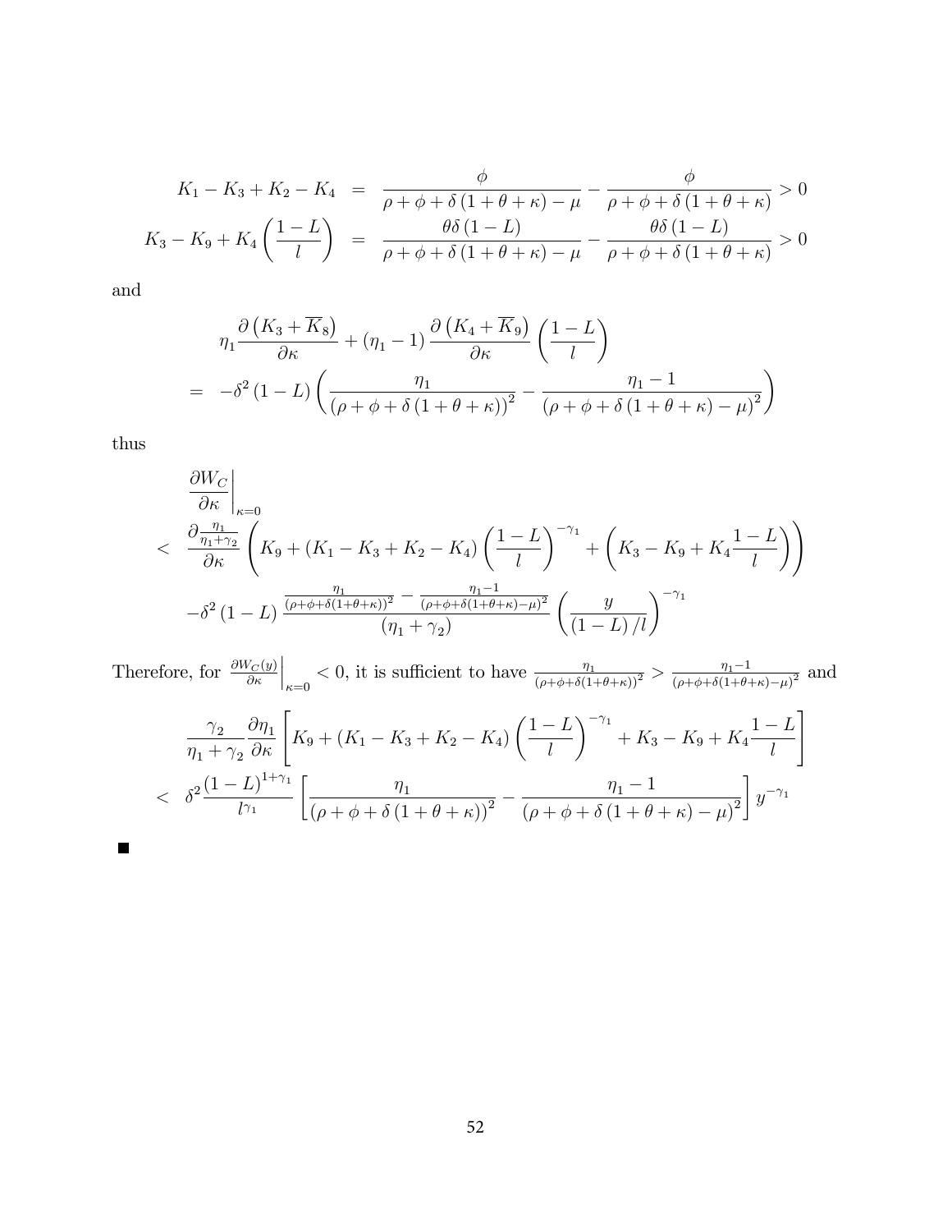$$
\begin{aligned}
K_1 - K_3 + K_2 - K_4 &= \frac{\phi}{\rho + \phi + \delta\left(1 + \theta + \kappa\right) - \mu} - \frac{\phi}{\rho + \phi + \delta\left(1 + \theta + \kappa\right)} > 0 \\
K_3 - K_9 + K_4\left(\frac{1-L}{l}\right) &= \frac{\theta\delta\left(1-L\right)}{\rho + \phi + \delta\left(1 + \theta + \kappa\right) - \mu} - \frac{\theta\delta\left(1-L\right)}{\rho + \phi + \delta\left(1 + \theta + \kappa\right)} > 0
\end{aligned}
$$

and

$$
\begin{aligned}
&\eta_1 \frac{\partial\left(K_3 + \overline{K}_8\right)}{\partial\kappa} + \left(\eta_1 - 1\right)\frac{\partial\left(K_4 + \overline{K}_9\right)}{\partial\kappa}\left(\frac{1-L}{l}\right) \\
&= -\delta^2\left(1-L\right)\left(\frac{\eta_1}{\left(\rho + \phi + \delta\left(1 + \theta + \kappa\right)\right)^2} - \frac{\eta_1 - 1}{\left(\rho + \phi + \delta\left(1 + \theta + \kappa\right) - \mu\right)^2}\right)
\end{aligned}
$$

thus

$$
\begin{aligned}
&\left.\frac{\partial W_C}{\partial\kappa}\right|_{\kappa=0} \\
&< \frac{\partial\frac{\eta_1}{\eta_1+\gamma_2}}{\partial\kappa}\left(K_9 + \left(K_1 - K_3 + K_2 - K_4\right)\left(\frac{1-L}{l}\right)^{-\gamma_1} + \left(K_3 - K_9 + K_4\frac{1-L}{l}\right)\right) \\
&\quad -\delta^2\left(1-L\right)\frac{\frac{\eta_1}{\left(\rho+\phi+\delta(1+\theta+\kappa)\right)^2} - \frac{\eta_1-1}{\left(\rho+\phi+\delta(1+\theta+\kappa)-\mu\right)^2}}{\left(\eta_1+\gamma_2\right)}\left(\frac{y}{\left(1-L\right)/l}\right)^{-\gamma_1}
\end{aligned}
$$

Therefore, for $\left.\frac{\partial W_C(y)}{\partial\kappa}\right|_{\kappa=0} < 0$, it is sufficient to have $\frac{\eta_1}{\left(\rho+\phi+\delta(1+\theta+\kappa)\right)^2} > \frac{\eta_1-1}{\left(\rho+\phi+\delta(1+\theta+\kappa)-\mu\right)^2}$ and

$$
\begin{aligned}
&\frac{\gamma_2}{\eta_1+\gamma_2}\frac{\partial\eta_1}{\partial\kappa}\left[K_9 + \left(K_1 - K_3 + K_2 - K_4\right)\left(\frac{1-L}{l}\right)^{-\gamma_1} + K_3 - K_9 + K_4\frac{1-L}{l}\right] \\
&< \delta^2\frac{\left(1-L\right)^{1+\gamma_1}}{l^{\gamma_1}}\left[\frac{\eta_1}{\left(\rho+\phi+\delta\left(1+\theta+\kappa\right)\right)^2} - \frac{\eta_1-1}{\left(\rho+\phi+\delta\left(1+\theta+\kappa\right)-\mu\right)^2}\right]y^{-\gamma_1}
\end{aligned}
$$

■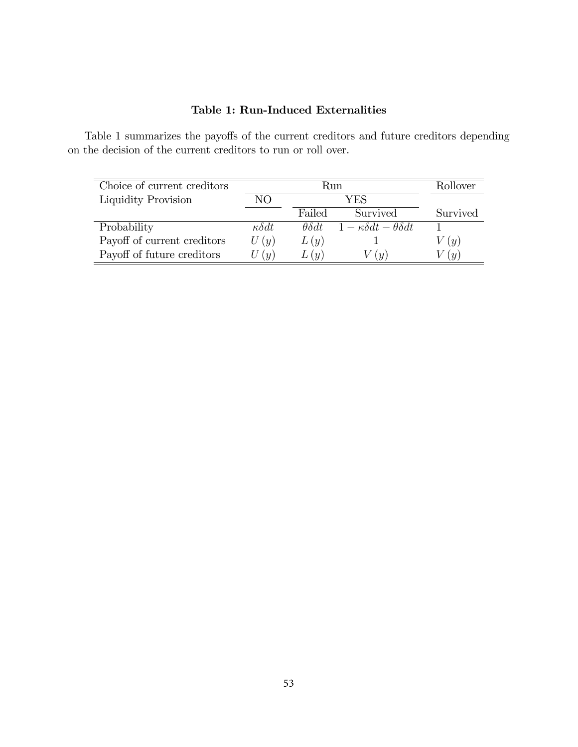**Table 1: Run-Induced Externalities**

Table 1 summarizes the payoffs of the current creditors and future creditors depending on the decision of the current creditors to run or roll over.

| Choice of current creditors | Run | | | Rollover |
|---|---|---|---|---|
| Liquidity Provision | NO | YES | | |
| | | Failed | Survived | Survived |
| Probability | $\kappa\delta dt$ | $\theta\delta dt$ | $1-\kappa\delta dt-\theta\delta dt$ | $1$ |
| Payoff of current creditors | $U(y)$ | $L(y)$ | $1$ | $V(y)$ |
| Payoff of future creditors | $U(y)$ | $L(y)$ | $V(y)$ | $V(y)$ |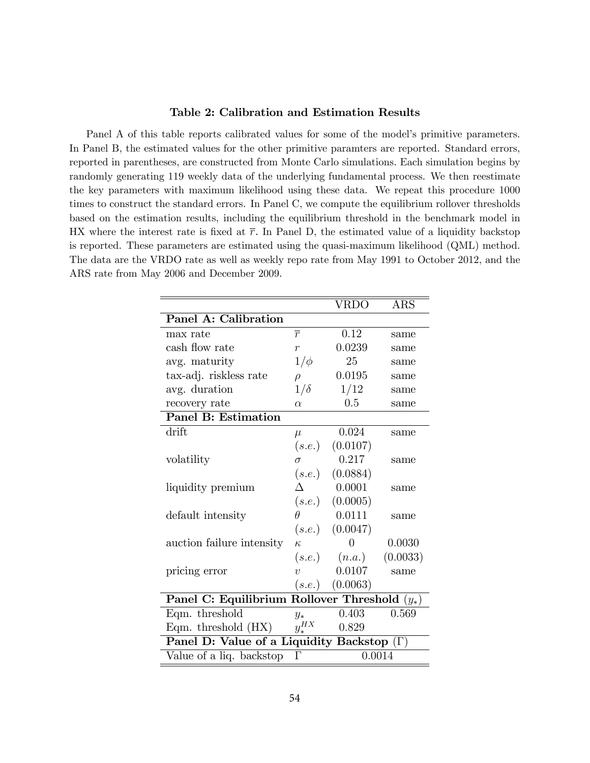### Table 2: Calibration and Estimation Results

Panel A of this table reports calibrated values for some of the model's primitive parameters. In Panel B, the estimated values for the other primitive paramters are reported. Standard errors, reported in parentheses, are constructed from Monte Carlo simulations. Each simulation begins by randomly generating 119 weekly data of the underlying fundamental process. We then reestimate the key parameters with maximum likelihood using these data. We repeat this procedure 1000 times to construct the standard errors. In Panel C, we compute the equilibrium rollover thresholds based on the estimation results, including the equilibrium threshold in the benchmark model in HX where the interest rate is fixed at $\overline{r}$. In Panel D, the estimated value of a liquidity backstop is reported. These parameters are estimated using the quasi-maximum likelihood (QML) method. The data are the VRDO rate as well as weekly repo rate from May 1991 to October 2012, and the ARS rate from May 2006 and December 2009.

| | | VRDO | ARS |
|---|---|---|---|
| **Panel A: Calibration** | | | |
| max rate | $\overline{r}$ | 0.12 | same |
| cash flow rate | $r$ | 0.0239 | same |
| avg. maturity | $1/\phi$ | 25 | same |
| tax-adj. riskless rate | $\rho$ | 0.0195 | same |
| avg. duration | $1/\delta$ | 1/12 | same |
| recovery rate | $\alpha$ | 0.5 | same |
| **Panel B: Estimation** | | | |
| drift | $\mu$ | 0.024 | same |
| | $(s.e.)$ | (0.0107) | |
| volatility | $\sigma$ | 0.217 | same |
| | $(s.e.)$ | (0.0884) | |
| liquidity premium | $\Delta$ | 0.0001 | same |
| | $(s.e.)$ | (0.0005) | |
| default intensity | $\theta$ | 0.0111 | same |
| | $(s.e.)$ | (0.0047) | |
| auction failure intensity | $\kappa$ | 0 | 0.0030 |
| | $(s.e.)$ | $(n.a.)$ | (0.0033) |
| pricing error | $v$ | 0.0107 | same |
| | $(s.e.)$ | (0.0063) | |
| **Panel C: Equilibrium Rollover Threshold ($y_*$)** | | | |
| Eqm. threshold | $y_*$ | 0.403 | 0.569 |
| Eqm. threshold (HX) | $y_*^{HX}$ | 0.829 | |
| **Panel D: Value of a Liquidity Backstop ($\Gamma$)** | | | |
| Value of a liq. backstop | $\Gamma$ | 0.0014 | |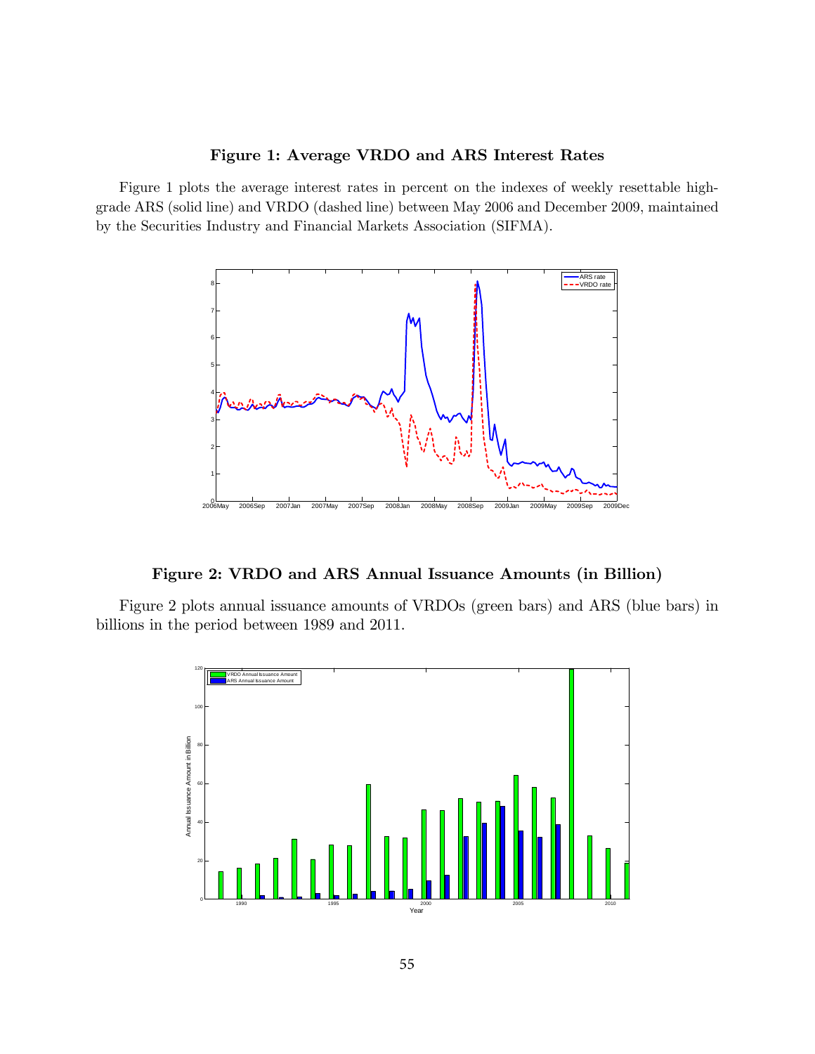**Figure 1: Average VRDO and ARS Interest Rates**

Figure 1 plots the average interest rates in percent on the indexes of weekly resettable high-grade ARS (solid line) and VRDO (dashed line) between May 2006 and December 2009, maintained by the Securities Industry and Financial Markets Association (SIFMA).

**Figure 2: VRDO and ARS Annual Issuance Amounts (in Billion)**

Figure 2 plots annual issuance amounts of VRDOs (green bars) and ARS (blue bars) in billions in the period between 1989 and 2011.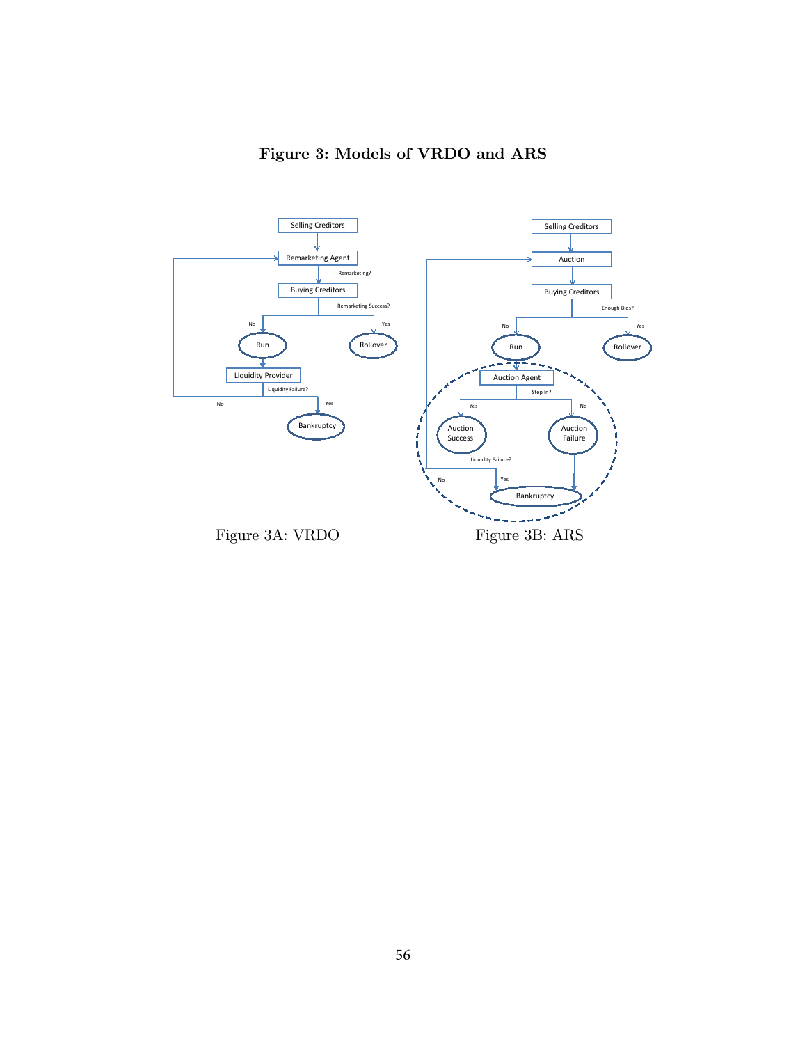**Figure 3: Models of VRDO and ARS**

Figure 3A: VRDO

Figure 3B: ARS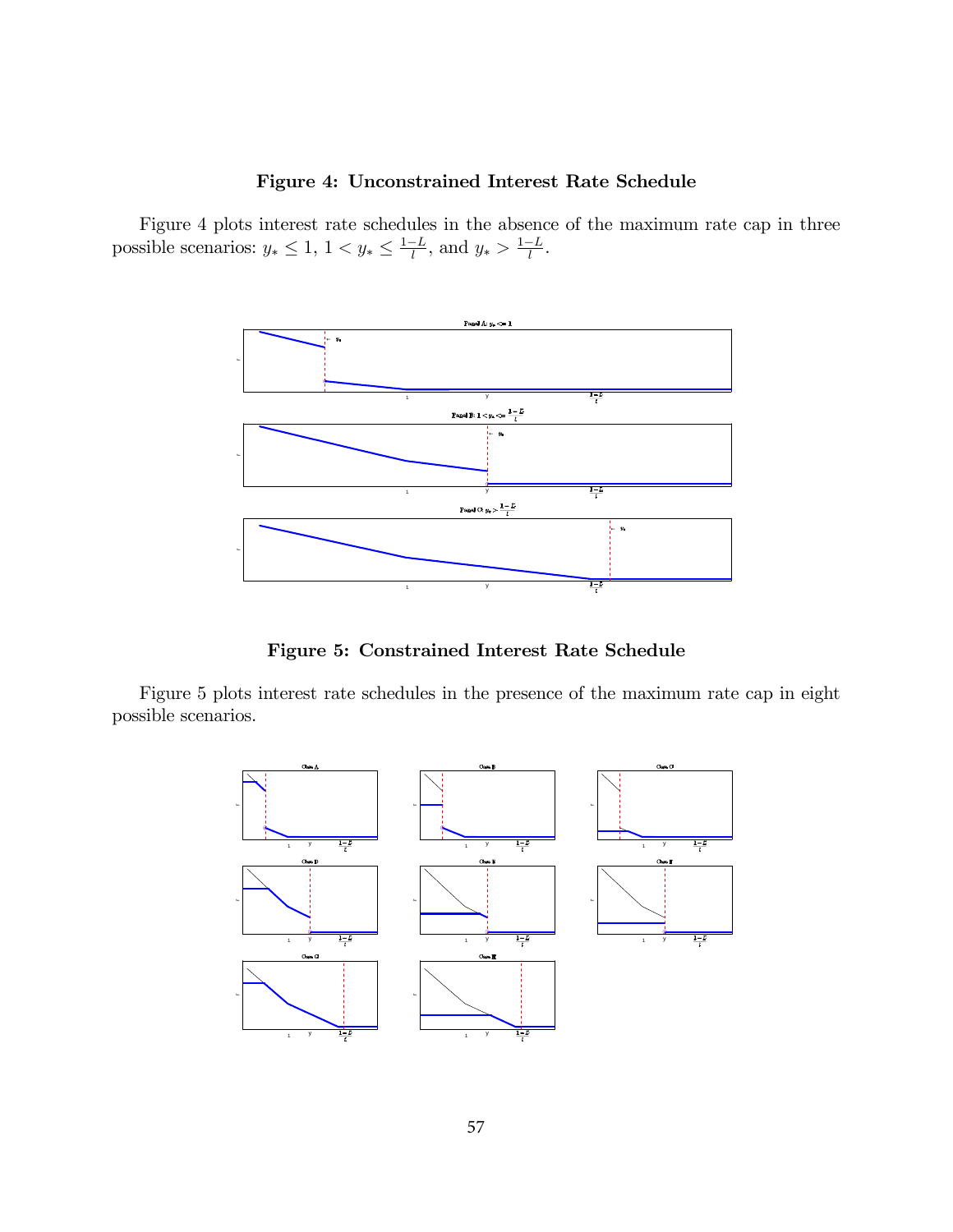**Figure 4: Unconstrained Interest Rate Schedule**

Figure 4 plots interest rate schedules in the absence of the maximum rate cap in three possible scenarios: $y_* \leq 1$, $1 < y_* \leq \frac{1-L}{l}$, and $y_* > \frac{1-L}{l}$.

**Figure 5: Constrained Interest Rate Schedule**

Figure 5 plots interest rate schedules in the presence of the maximum rate cap in eight possible scenarios.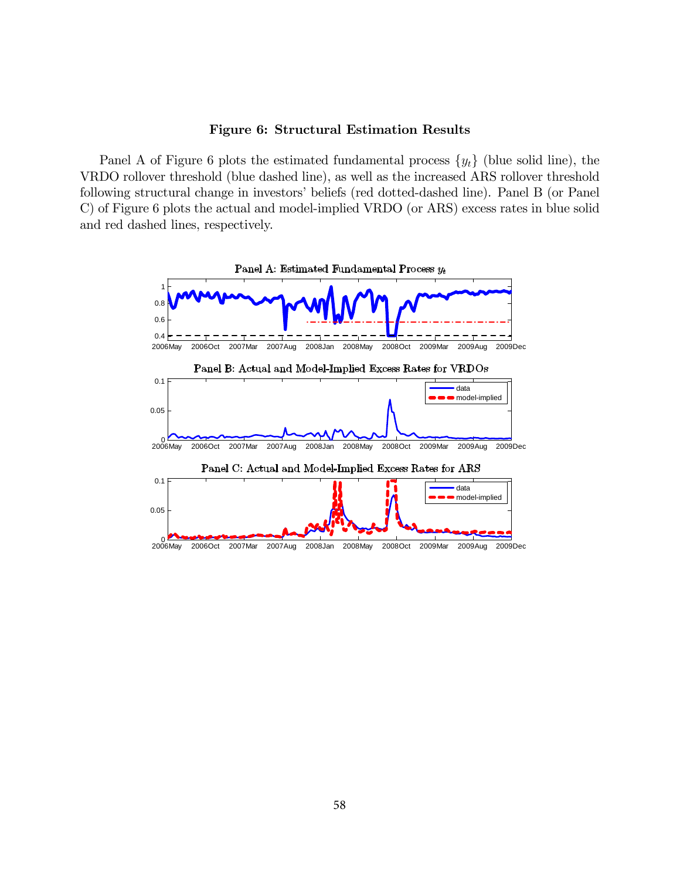**Figure 6: Structural Estimation Results**

Panel A of Figure 6 plots the estimated fundamental process $\{y_t\}$ (blue solid line), the VRDO rollover threshold (blue dashed line), as well as the increased ARS rollover threshold following structural change in investors' beliefs (red dotted-dashed line). Panel B (or Panel C) of Figure 6 plots the actual and model-implied VRDO (or ARS) excess rates in blue solid and red dashed lines, respectively.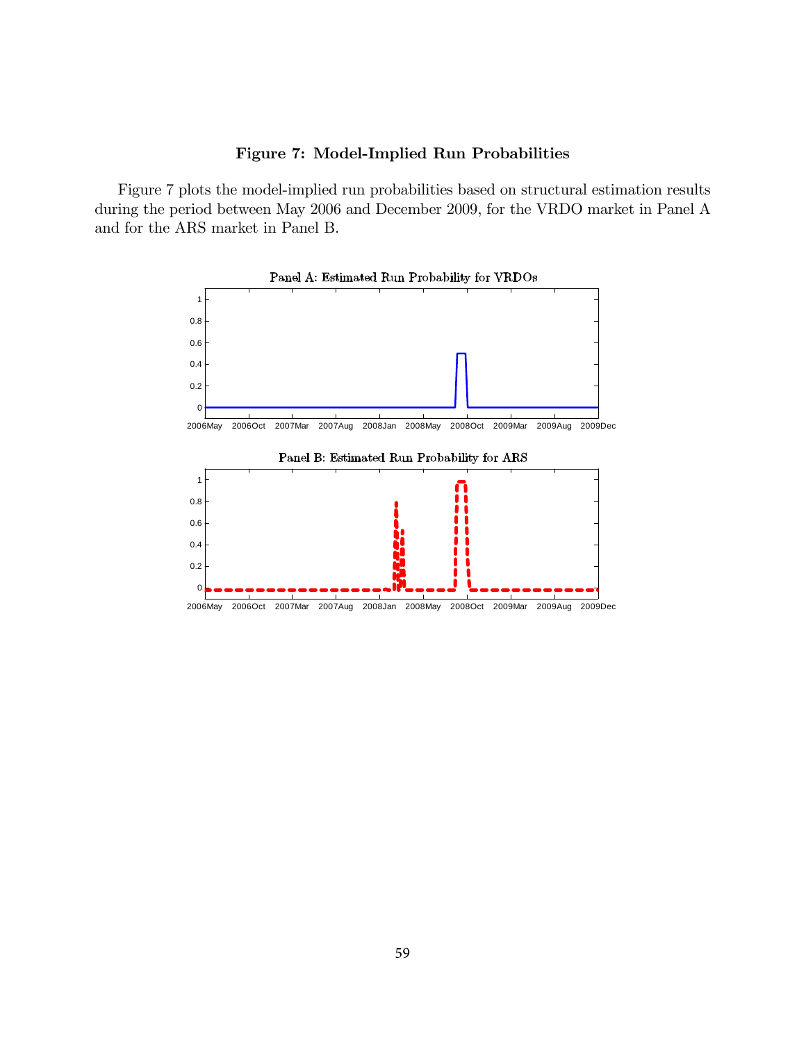**Figure 7: Model-Implied Run Probabilities**

Figure 7 plots the model-implied run probabilities based on structural estimation results during the period between May 2006 and December 2009, for the VRDO market in Panel A and for the ARS market in Panel B.

Panel A: Estimated Run Probability for VRDOs

1
0.8
0.6
0.4
0.2
0

2006May 2006Oct 2007Mar 2007Aug 2008Jan 2008May 2008Oct 2009Mar 2009Aug 2009Dec

Panel B: Estimated Run Probability for ARS

1
0.8
0.6
0.4
0.2
0

2006May 2006Oct 2007Mar 2007Aug 2008Jan 2008May 2008Oct 2009Mar 2009Aug 2009Dec